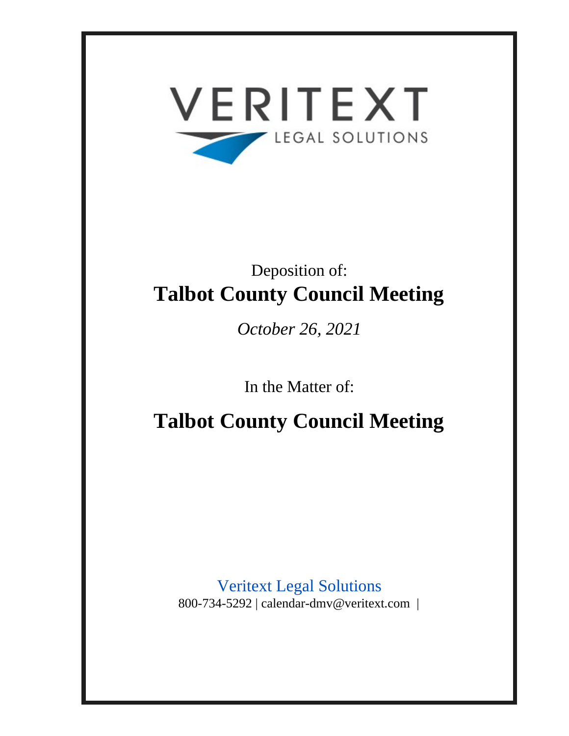VERITEXT

LEGAL SOLUTIONS

Deposition of:

# Talbot County Council Meeting

*October 26, 2021*

In the Matter of:

# Talbot County Council Meeting

Veritext Legal Solutions

800-734-5292 | calendar-dmv@veritext.com |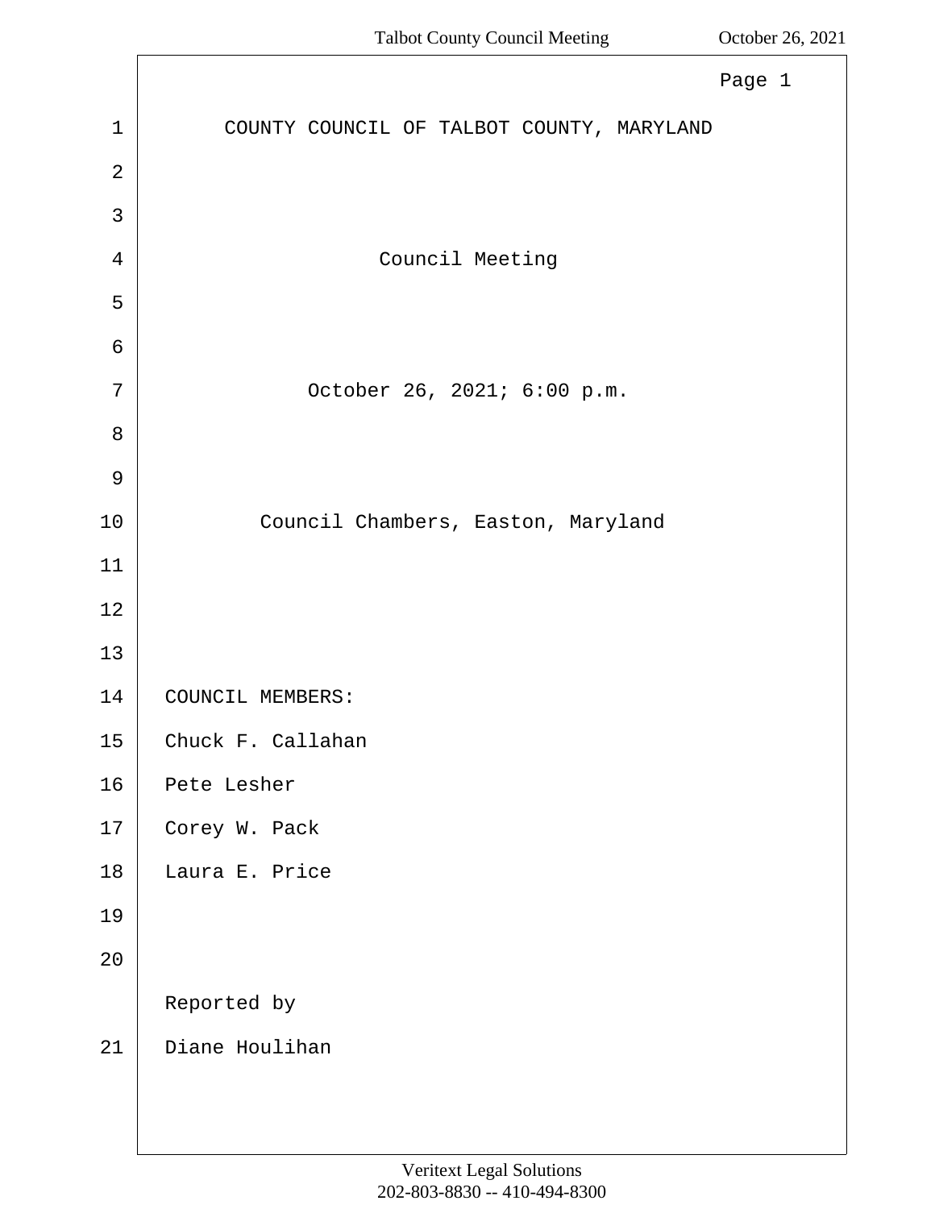COUNTY COUNCIL OF TALBOT COUNTY, MARYLAND

Council Meeting

October 26, 2021; 6:00 p.m.

Council Chambers, Easton, Maryland

COUNCIL MEMBERS:

Chuck F. Callahan

Pete Lesher

Corey W. Pack

Laura E. Price

Reported by

Diane Houlihan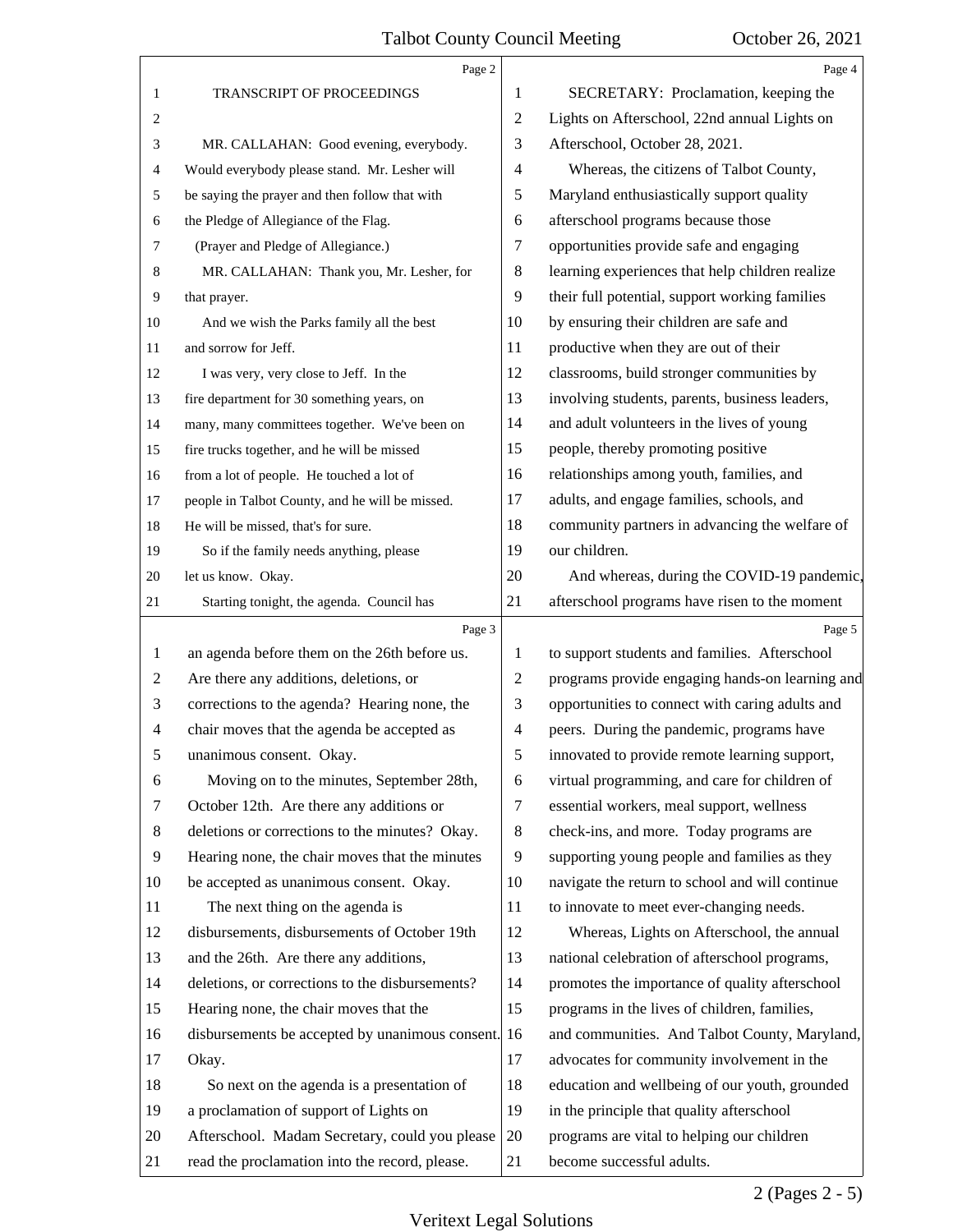TRANSCRIPT OF PROCEEDINGS

MR. CALLAHAN: Good evening, everybody. Would everybody please stand. Mr. Lesher will be saying the prayer and then follow that with the Pledge of Allegiance of the Flag.

(Prayer and Pledge of Allegiance.)

MR. CALLAHAN: Thank you, Mr. Lesher, for that prayer.

And we wish the Parks family all the best and sorrow for Jeff.

I was very, very close to Jeff. In the fire department for 30 something years, on many, many committees together. We've been on fire trucks together, and he will be missed from a lot of people. He touched a lot of people in Talbot County, and he will be missed. He will be missed, that's for sure.

So if the family needs anything, please let us know. Okay.

Starting tonight, the agenda. Council has an agenda before them on the 26th before us. Are there any additions, deletions, or corrections to the agenda? Hearing none, the chair moves that the agenda be accepted as unanimous consent. Okay.

Moving on to the minutes, September 28th, October 12th. Are there any additions or deletions or corrections to the minutes? Okay. Hearing none, the chair moves that the minutes be accepted as unanimous consent. Okay.

The next thing on the agenda is disbursements, disbursements of October 19th and the 26th. Are there any additions, deletions, or corrections to the disbursements? Hearing none, the chair moves that the disbursements be accepted by unanimous consent. Okay.

So next on the agenda is a presentation of a proclamation of support of Lights on Afterschool. Madam Secretary, could you please read the proclamation into the record, please.

SECRETARY: Proclamation, keeping the Lights on Afterschool, 22nd annual Lights on Afterschool, October 28, 2021.

Whereas, the citizens of Talbot County, Maryland enthusiastically support quality afterschool programs because those opportunities provide safe and engaging learning experiences that help children realize their full potential, support working families by ensuring their children are safe and productive when they are out of their classrooms, build stronger communities by involving students, parents, business leaders, and adult volunteers in the lives of young people, thereby promoting positive relationships among youth, families, and adults, and engage families, schools, and community partners in advancing the welfare of our children.

And whereas, during the COVID-19 pandemic, afterschool programs have risen to the moment to support students and families. Afterschool programs provide engaging hands-on learning and opportunities to connect with caring adults and peers. During the pandemic, programs have innovated to provide remote learning support, virtual programming, and care for children of essential workers, meal support, wellness check-ins, and more. Today programs are supporting young people and families as they navigate the return to school and will continue to innovate to meet ever-changing needs.

Whereas, Lights on Afterschool, the annual national celebration of afterschool programs, promotes the importance of quality afterschool programs in the lives of children, families, and communities. And Talbot County, Maryland, advocates for community involvement in the education and wellbeing of our youth, grounded in the principle that quality afterschool programs are vital to helping our children become successful adults.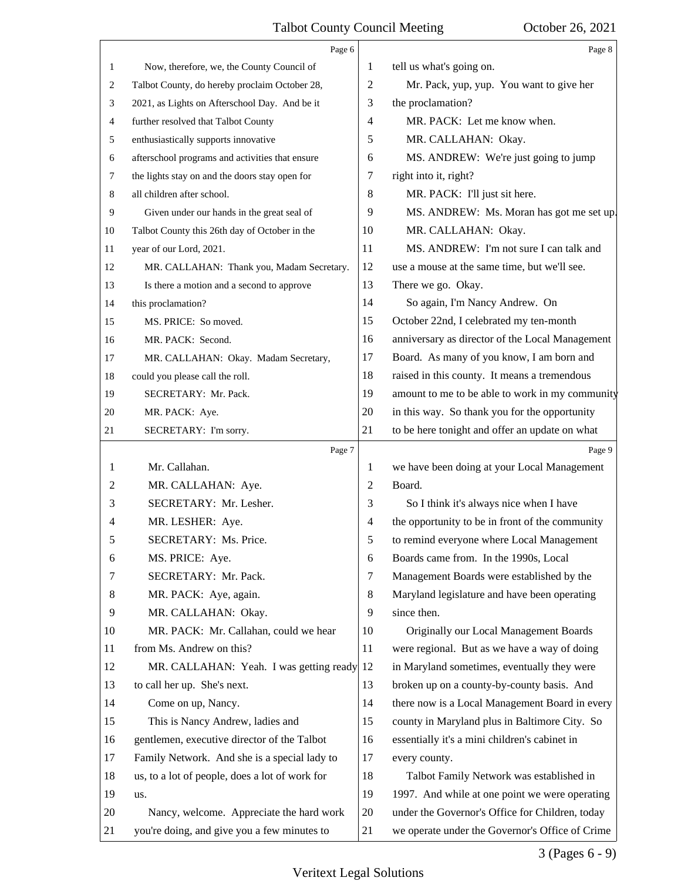Now, therefore, we, the County Council of Talbot County, do hereby proclaim October 28, 2021, as Lights on Afterschool Day. And be it further resolved that Talbot County enthusiastically supports innovative afterschool programs and activities that ensure the lights stay on and the doors stay open for all children after school.

Given under our hands in the great seal of Talbot County this 26th day of October in the year of our Lord, 2021.

MR. CALLAHAN: Thank you, Madam Secretary. Is there a motion and a second to approve this proclamation?

MS. PRICE: So moved.

MR. PACK: Second.

MR. CALLAHAN: Okay. Madam Secretary, could you please call the roll.

SECRETARY: Mr. Pack.

MR. PACK: Aye.

SECRETARY: I'm sorry. Mr. Callahan.

MR. CALLAHAN: Aye.

SECRETARY: Mr. Lesher.

MR. LESHER: Aye.

SECRETARY: Ms. Price.

MS. PRICE: Aye.

SECRETARY: Mr. Pack.

MR. PACK: Aye, again.

MR. CALLAHAN: Okay.

MR. PACK: Mr. Callahan, could we hear from Ms. Andrew on this?

MR. CALLAHAN: Yeah. I was getting ready to call her up. She's next.

Come on up, Nancy.

This is Nancy Andrew, ladies and gentlemen, executive director of the Talbot Family Network. And she is a special lady to us, to a lot of people, does a lot of work for us.

Nancy, welcome. Appreciate the hard work you're doing, and give you a few minutes to tell us what's going on.

Mr. Pack, yup, yup. You want to give her the proclamation?

MR. PACK: Let me know when.

MR. CALLAHAN: Okay.

MS. ANDREW: We're just going to jump right into it, right?

MR. PACK: I'll just sit here.

MS. ANDREW: Ms. Moran has got me set up.

MR. CALLAHAN: Okay.

MS. ANDREW: I'm not sure I can talk and use a mouse at the same time, but we'll see. There we go. Okay.

So again, I'm Nancy Andrew. On October 22nd, I celebrated my ten-month anniversary as director of the Local Management Board. As many of you know, I am born and raised in this county. It means a tremendous amount to me to be able to work in my community in this way. So thank you for the opportunity to be here tonight and offer an update on what we have been doing at your Local Management Board.

So I think it's always nice when I have the opportunity to be in front of the community to remind everyone where Local Management Boards came from. In the 1990s, Local Management Boards were established by the Maryland legislature and have been operating since then.

Originally our Local Management Boards were regional. But as we have a way of doing in Maryland sometimes, eventually they were broken up on a county-by-county basis. And there now is a Local Management Board in every county in Maryland plus in Baltimore City. So essentially it's a mini children's cabinet in every county.

Talbot Family Network was established in 1997. And while at one point we were operating under the Governor's Office for Children, today we operate under the Governor's Office of Crime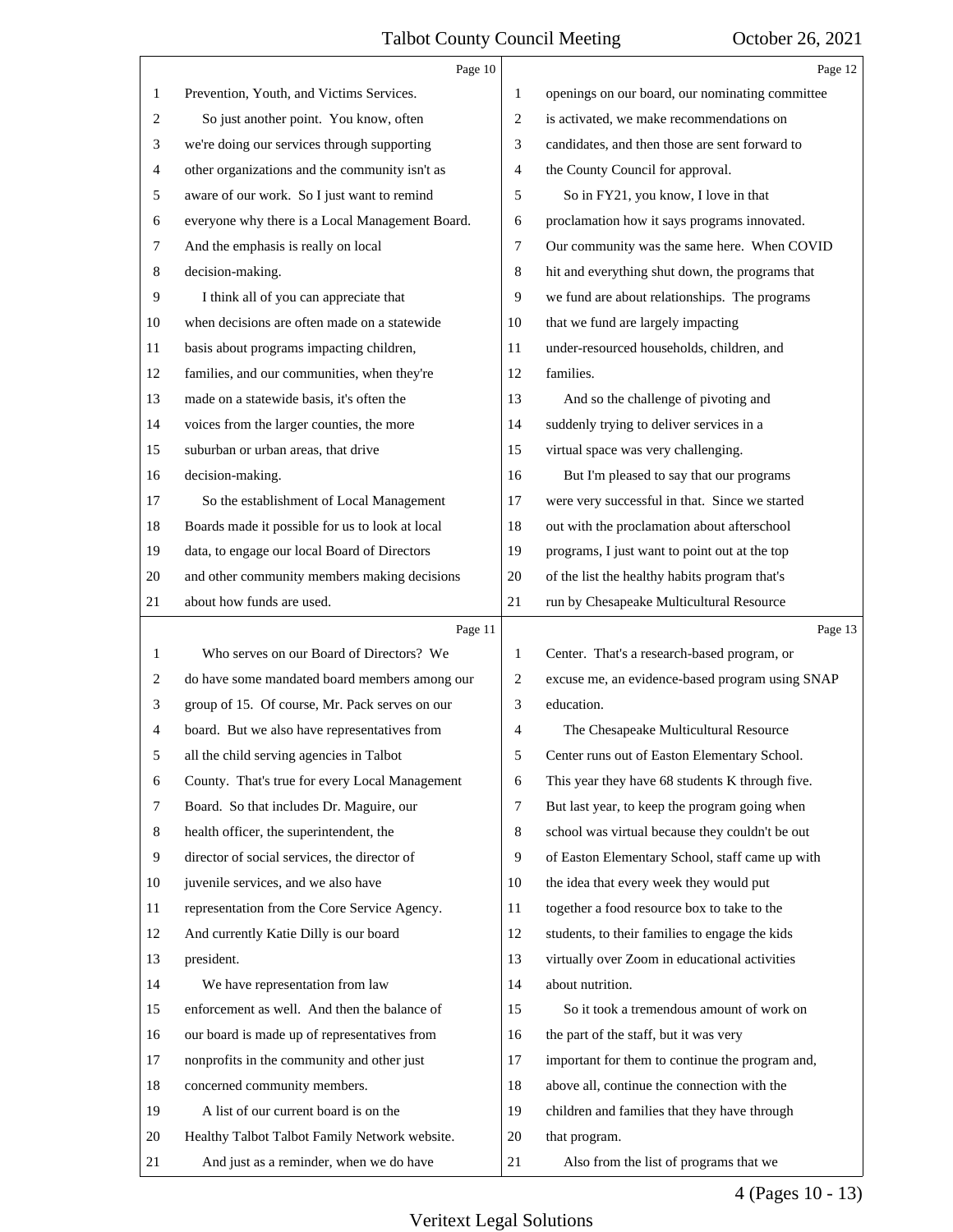Prevention, Youth, and Victims Services.

So just another point. You know, often we're doing our services through supporting other organizations and the community isn't as aware of our work. So I just want to remind everyone why there is a Local Management Board. And the emphasis is really on local decision-making.

I think all of you can appreciate that when decisions are often made on a statewide basis about programs impacting children, families, and our communities, when they're made on a statewide basis, it's often the voices from the larger counties, the more suburban or urban areas, that drive decision-making.

So the establishment of Local Management Boards made it possible for us to look at local data, to engage our local Board of Directors and other community members making decisions about how funds are used.

Who serves on our Board of Directors? We do have some mandated board members among our group of 15. Of course, Mr. Pack serves on our board. But we also have representatives from all the child serving agencies in Talbot County. That's true for every Local Management Board. So that includes Dr. Maguire, our health officer, the superintendent, the director of social services, the director of juvenile services, and we also have representation from the Core Service Agency. And currently Katie Dilly is our board president.

We have representation from law enforcement as well. And then the balance of our board is made up of representatives from nonprofits in the community and other just concerned community members.

A list of our current board is on the Healthy Talbot Talbot Family Network website.

And just as a reminder, when we do have openings on our board, our nominating committee is activated, we make recommendations on candidates, and then those are sent forward to the County Council for approval.

So in FY21, you know, I love in that proclamation how it says programs innovated. Our community was the same here. When COVID hit and everything shut down, the programs that we fund are about relationships. The programs that we fund are largely impacting under-resourced households, children, and families.

And so the challenge of pivoting and suddenly trying to deliver services in a virtual space was very challenging.

But I'm pleased to say that our programs were very successful in that. Since we started out with the proclamation about afterschool programs, I just want to point out at the top of the list the healthy habits program that's run by Chesapeake Multicultural Resource Center. That's a research-based program, or excuse me, an evidence-based program using SNAP education.

The Chesapeake Multicultural Resource Center runs out of Easton Elementary School. This year they have 68 students K through five. But last year, to keep the program going when school was virtual because they couldn't be out of Easton Elementary School, staff came up with the idea that every week they would put together a food resource box to take to the students, to their families to engage the kids virtually over Zoom in educational activities about nutrition.

So it took a tremendous amount of work on the part of the staff, but it was very important for them to continue the program and, above all, continue the connection with the children and families that they have through that program.

Also from the list of programs that we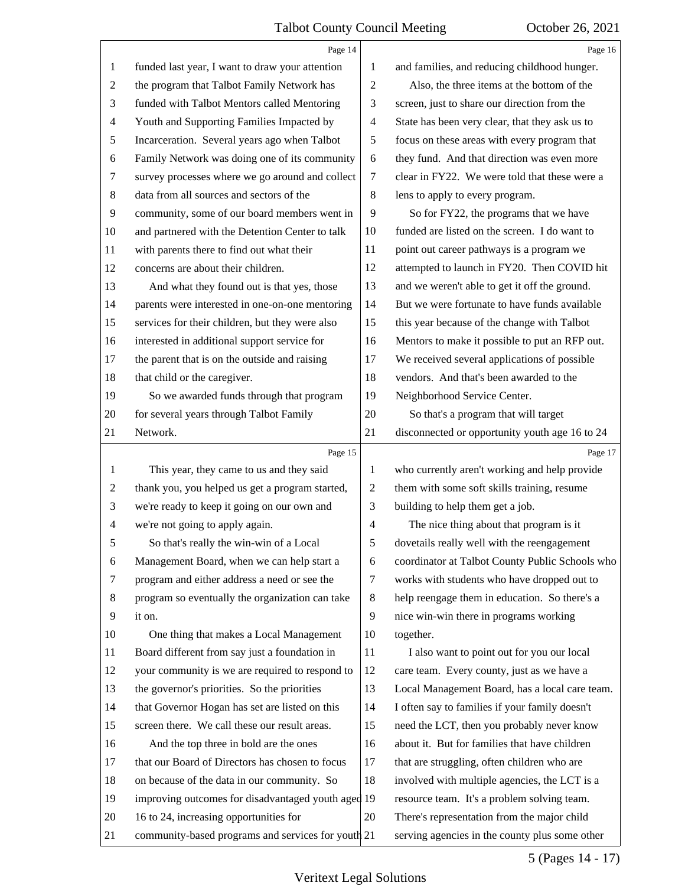Page 14

1 funded last year, I want to draw your attention
2 the program that Talbot Family Network has
3 funded with Talbot Mentors called Mentoring
4 Youth and Supporting Families Impacted by
5 Incarceration. Several years ago when Talbot
6 Family Network was doing one of its community
7 survey processes where we go around and collect
8 data from all sources and sectors of the
9 community, some of our board members went in
10 and partnered with the Detention Center to talk
11 with parents there to find out what their
12 concerns are about their children.
13 And what they found out is that yes, those
14 parents were interested in one-on-one mentoring
15 services for their children, but they were also
16 interested in additional support service for
17 the parent that is on the outside and raising
18 that child or the caregiver.
19 So we awarded funds through that program
20 for several years through Talbot Family
21 Network.

Page 15

1 This year, they came to us and they said
2 thank you, you helped us get a program started,
3 we're ready to keep it going on our own and
4 we're not going to apply again.
5 So that's really the win-win of a Local
6 Management Board, when we can help start a
7 program and either address a need or see the
8 program so eventually the organization can take
9 it on.
10 One thing that makes a Local Management
11 Board different from say just a foundation in
12 your community is we are required to respond to
13 the governor's priorities. So the priorities
14 that Governor Hogan has set are listed on this
15 screen there. We call these our result areas.
16 And the top three in bold are the ones
17 that our Board of Directors has chosen to focus
18 on because of the data in our community. So
19 improving outcomes for disadvantaged youth aged
20 16 to 24, increasing opportunities for
21 community-based programs and services for youth

Page 16

1 and families, and reducing childhood hunger.
2 Also, the three items at the bottom of the
3 screen, just to share our direction from the
4 State has been very clear, that they ask us to
5 focus on these areas with every program that
6 they fund. And that direction was even more
7 clear in FY22. We were told that these were a
8 lens to apply to every program.
9 So for FY22, the programs that we have
10 funded are listed on the screen. I do want to
11 point out career pathways is a program we
12 attempted to launch in FY20. Then COVID hit
13 and we weren't able to get it off the ground.
14 But we were fortunate to have funds available
15 this year because of the change with Talbot
16 Mentors to make it possible to put an RFP out.
17 We received several applications of possible
18 vendors. And that's been awarded to the
19 Neighborhood Service Center.
20 So that's a program that will target
21 disconnected or opportunity youth age 16 to 24

Page 17

1 who currently aren't working and help provide
2 them with some soft skills training, resume
3 building to help them get a job.
4 The nice thing about that program is it
5 dovetails really well with the reengagement
6 coordinator at Talbot County Public Schools who
7 works with students who have dropped out to
8 help reengage them in education. So there's a
9 nice win-win there in programs working
10 together.
11 I also want to point out for you our local
12 care team. Every county, just as we have a
13 Local Management Board, has a local care team.
14 I often say to families if your family doesn't
15 need the LCT, then you probably never know
16 about it. But for families that have children
17 that are struggling, often children who are
18 involved with multiple agencies, the LCT is a
19 resource team. It's a problem solving team.
20 There's representation from the major child
21 serving agencies in the county plus some other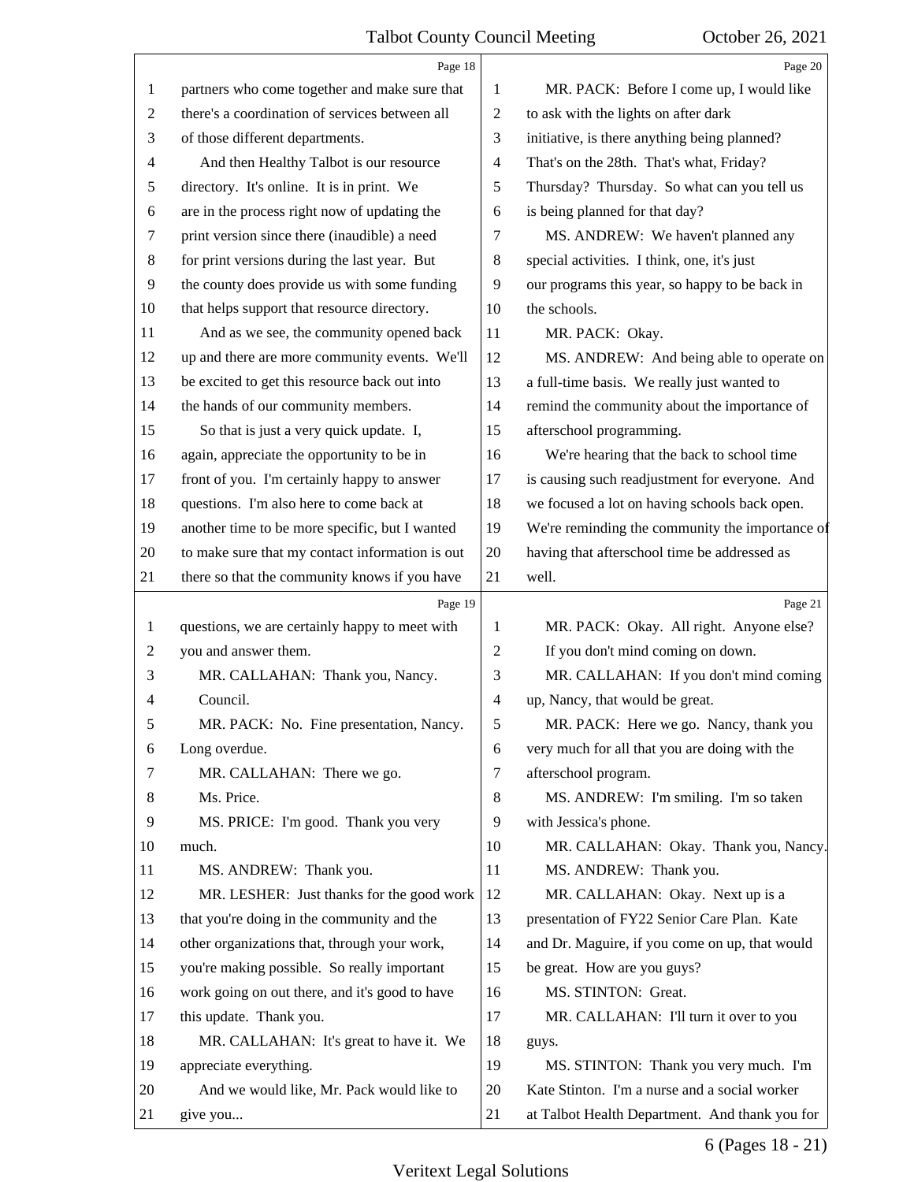partners who come together and make sure that there's a coordination of services between all of those different departments.

And then Healthy Talbot is our resource directory. It's online. It is in print. We are in the process right now of updating the print version since there (inaudible) a need for print versions during the last year. But the county does provide us with some funding that helps support that resource directory.

And as we see, the community opened back up and there are more community events. We'll be excited to get this resource back out into the hands of our community members.

So that is just a very quick update. I, again, appreciate the opportunity to be in front of you. I'm certainly happy to answer questions. I'm also here to come back at another time to be more specific, but I wanted to make sure that my contact information is out there so that the community knows if you have questions, we are certainly happy to meet with you and answer them.

MR. CALLAHAN: Thank you, Nancy.

Council.

MR. PACK: No. Fine presentation, Nancy. Long overdue.

MR. CALLAHAN: There we go.

Ms. Price.

MS. PRICE: I'm good. Thank you very much.

MS. ANDREW: Thank you.

MR. LESHER: Just thanks for the good work that you're doing in the community and the other organizations that, through your work, you're making possible. So really important work going on out there, and it's good to have this update. Thank you.

MR. CALLAHAN: It's great to have it. We appreciate everything.

And we would like, Mr. Pack would like to give you...

MR. PACK: Before I come up, I would like to ask with the lights on after dark initiative, is there anything being planned? That's on the 28th. That's what, Friday? Thursday? Thursday. So what can you tell us is being planned for that day?

MS. ANDREW: We haven't planned any special activities. I think, one, it's just our programs this year, so happy to be back in the schools.

MR. PACK: Okay.

MS. ANDREW: And being able to operate on a full-time basis. We really just wanted to remind the community about the importance of afterschool programming.

We're hearing that the back to school time is causing such readjustment for everyone. And we focused a lot on having schools back open. We're reminding the community the importance of having that afterschool time be addressed as well.

MR. PACK: Okay. All right. Anyone else?

If you don't mind coming on down.

MR. CALLAHAN: If you don't mind coming up, Nancy, that would be great.

MR. PACK: Here we go. Nancy, thank you very much for all that you are doing with the afterschool program.

MS. ANDREW: I'm smiling. I'm so taken with Jessica's phone.

MR. CALLAHAN: Okay. Thank you, Nancy.

MS. ANDREW: Thank you.

MR. CALLAHAN: Okay. Next up is a presentation of FY22 Senior Care Plan. Kate and Dr. Maguire, if you come on up, that would be great. How are you guys?

MS. STINTON: Great.

MR. CALLAHAN: I'll turn it over to you guys.

MS. STINTON: Thank you very much. I'm Kate Stinton. I'm a nurse and a social worker at Talbot Health Department. And thank you for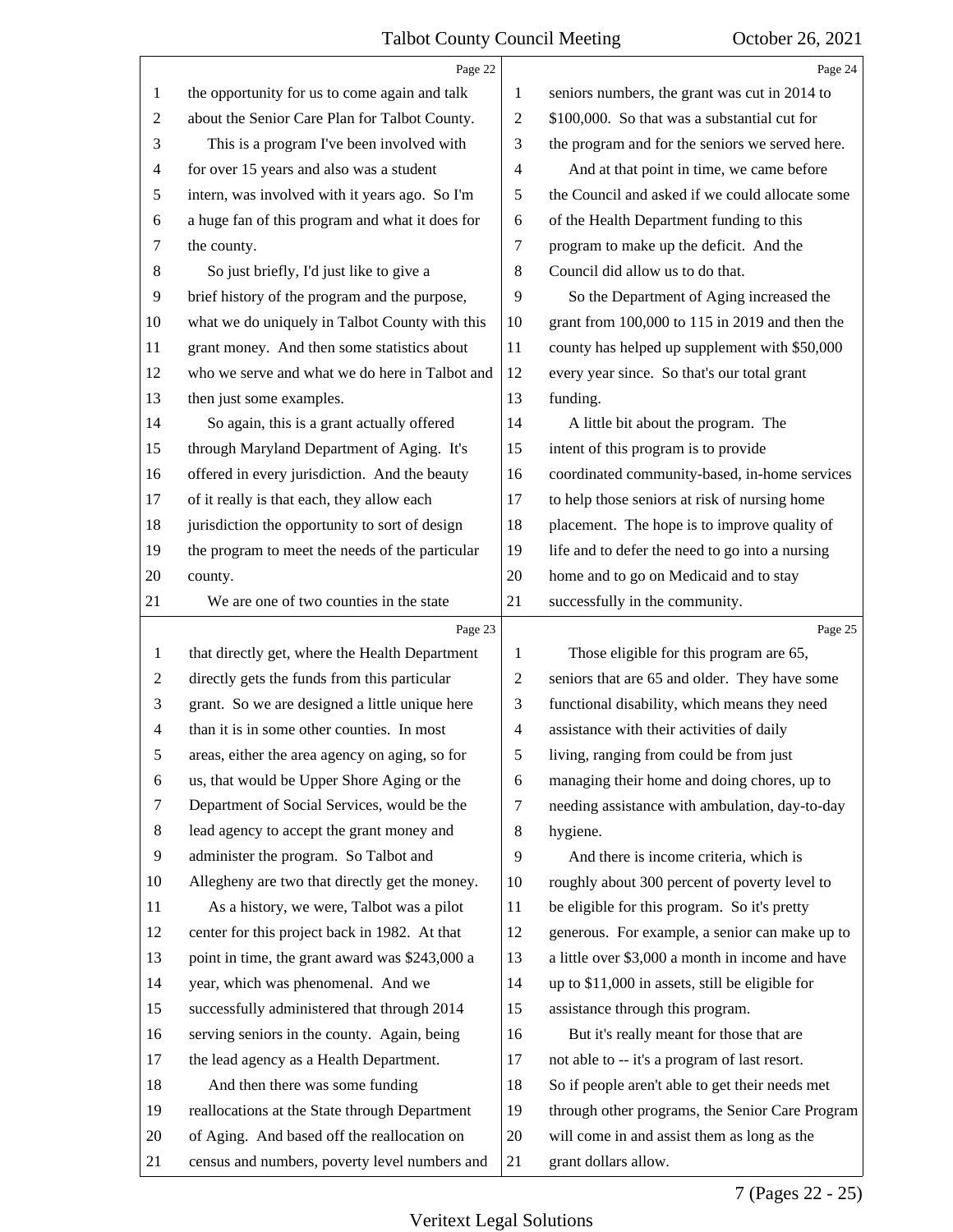the opportunity for us to come again and talk about the Senior Care Plan for Talbot County.

This is a program I've been involved with for over 15 years and also was a student intern, was involved with it years ago. So I'm a huge fan of this program and what it does for the county.

So just briefly, I'd just like to give a brief history of the program and the purpose, what we do uniquely in Talbot County with this grant money. And then some statistics about who we serve and what we do here in Talbot and then just some examples.

So again, this is a grant actually offered through Maryland Department of Aging. It's offered in every jurisdiction. And the beauty of it really is that each, they allow each jurisdiction the opportunity to sort of design the program to meet the needs of the particular county.

We are one of two counties in the state that directly get, where the Health Department directly gets the funds from this particular grant. So we are designed a little unique here than it is in some other counties. In most areas, either the area agency on aging, so for us, that would be Upper Shore Aging or the Department of Social Services, would be the lead agency to accept the grant money and administer the program. So Talbot and Allegheny are two that directly get the money.

As a history, we were, Talbot was a pilot center for this project back in 1982. At that point in time, the grant award was $243,000 a year, which was phenomenal. And we successfully administered that through 2014 serving seniors in the county. Again, being the lead agency as a Health Department.

And then there was some funding reallocations at the State through Department of Aging. And based off the reallocation on census and numbers, poverty level numbers and seniors numbers, the grant was cut in 2014 to $100,000. So that was a substantial cut for the program and for the seniors we served here.

And at that point in time, we came before the Council and asked if we could allocate some of the Health Department funding to this program to make up the deficit. And the Council did allow us to do that.

So the Department of Aging increased the grant from 100,000 to 115 in 2019 and then the county has helped up supplement with $50,000 every year since. So that's our total grant funding.

A little bit about the program. The intent of this program is to provide coordinated community-based, in-home services to help those seniors at risk of nursing home placement. The hope is to improve quality of life and to defer the need to go into a nursing home and to go on Medicaid and to stay successfully in the community.

Those eligible for this program are 65, seniors that are 65 and older. They have some functional disability, which means they need assistance with their activities of daily living, ranging from could be from just managing their home and doing chores, up to needing assistance with ambulation, day-to-day hygiene.

And there is income criteria, which is roughly about 300 percent of poverty level to be eligible for this program. So it's pretty generous. For example, a senior can make up to a little over $3,000 a month in income and have up to $11,000 in assets, still be eligible for assistance through this program.

But it's really meant for those that are not able to -- it's a program of last resort. So if people aren't able to get their needs met through other programs, the Senior Care Program will come in and assist them as long as the grant dollars allow.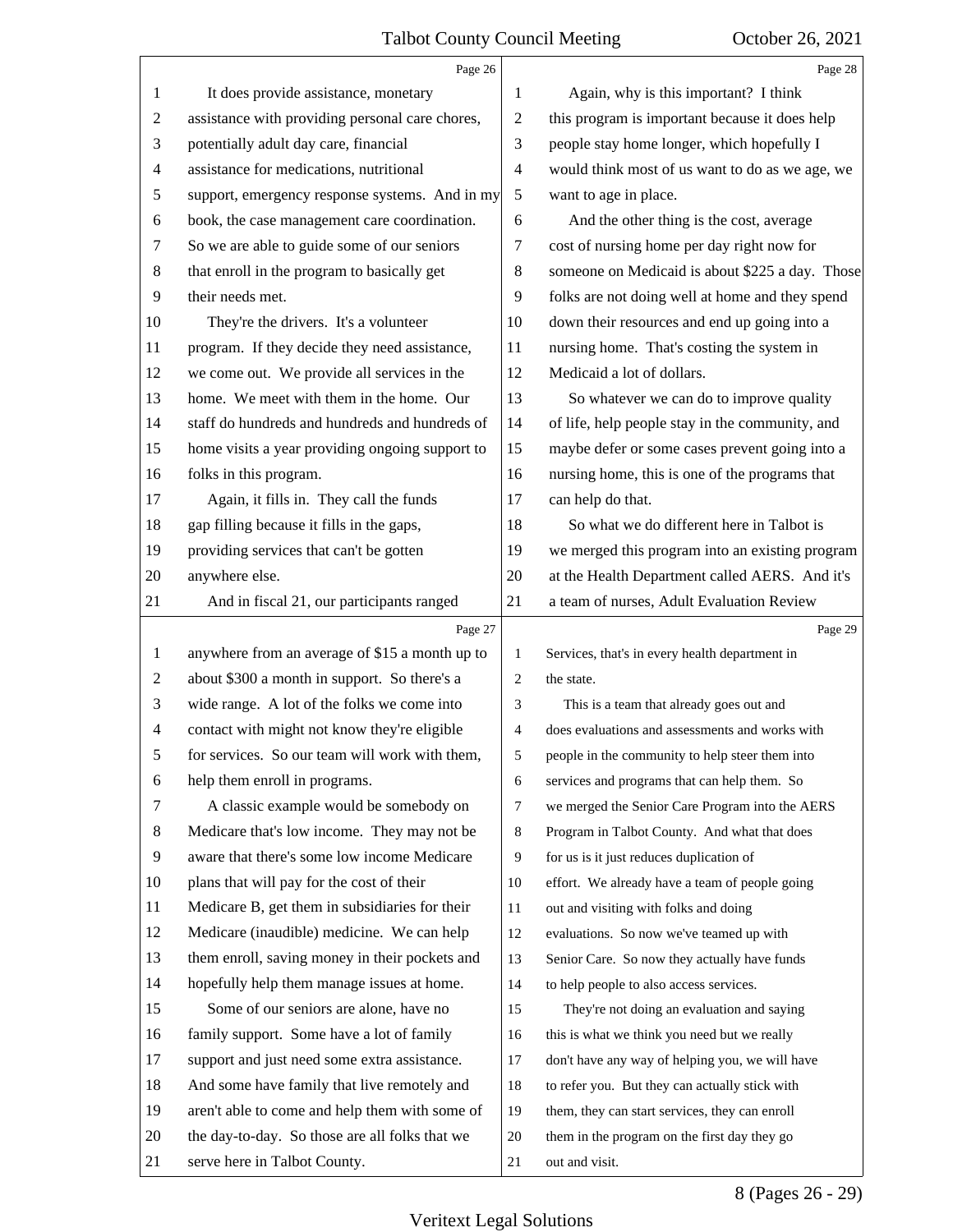It does provide assistance, monetary assistance with providing personal care chores, potentially adult day care, financial assistance for medications, nutritional support, emergency response systems. And in my book, the case management care coordination. So we are able to guide some of our seniors that enroll in the program to basically get their needs met.

They're the drivers. It's a volunteer program. If they decide they need assistance, we come out. We provide all services in the home. We meet with them in the home. Our staff do hundreds and hundreds and hundreds of home visits a year providing ongoing support to folks in this program.

Again, it fills in. They call the funds gap filling because it fills in the gaps, providing services that can't be gotten anywhere else.

And in fiscal 21, our participants ranged anywhere from an average of $15 a month up to about $300 a month in support. So there's a wide range. A lot of the folks we come into contact with might not know they're eligible for services. So our team will work with them, help them enroll in programs.

A classic example would be somebody on Medicare that's low income. They may not be aware that there's some low income Medicare plans that will pay for the cost of their Medicare B, get them in subsidiaries for their Medicare (inaudible) medicine. We can help them enroll, saving money in their pockets and hopefully help them manage issues at home.

Some of our seniors are alone, have no family support. Some have a lot of family support and just need some extra assistance. And some have family that live remotely and aren't able to come and help them with some of the day-to-day. So those are all folks that we serve here in Talbot County.

Again, why is this important? I think this program is important because it does help people stay home longer, which hopefully I would think most of us want to do as we age, we want to age in place.

And the other thing is the cost, average cost of nursing home per day right now for someone on Medicaid is about $225 a day. Those folks are not doing well at home and they spend down their resources and end up going into a nursing home. That's costing the system in Medicaid a lot of dollars.

So whatever we can do to improve quality of life, help people stay in the community, and maybe defer or some cases prevent going into a nursing home, this is one of the programs that can help do that.

So what we do different here in Talbot is we merged this program into an existing program at the Health Department called AERS. And it's a team of nurses, Adult Evaluation Review Services, that's in every health department in the state.

This is a team that already goes out and does evaluations and assessments and works with people in the community to help steer them into services and programs that can help them. So we merged the Senior Care Program into the AERS Program in Talbot County. And what that does for us is it just reduces duplication of effort. We already have a team of people going out and visiting with folks and doing evaluations. So now we've teamed up with Senior Care. So now they actually have funds to help people to also access services.

They're not doing an evaluation and saying this is what we think you need but we really don't have any way of helping you, we will have to refer you. But they can actually stick with them, they can start services, they can enroll them in the program on the first day they go out and visit.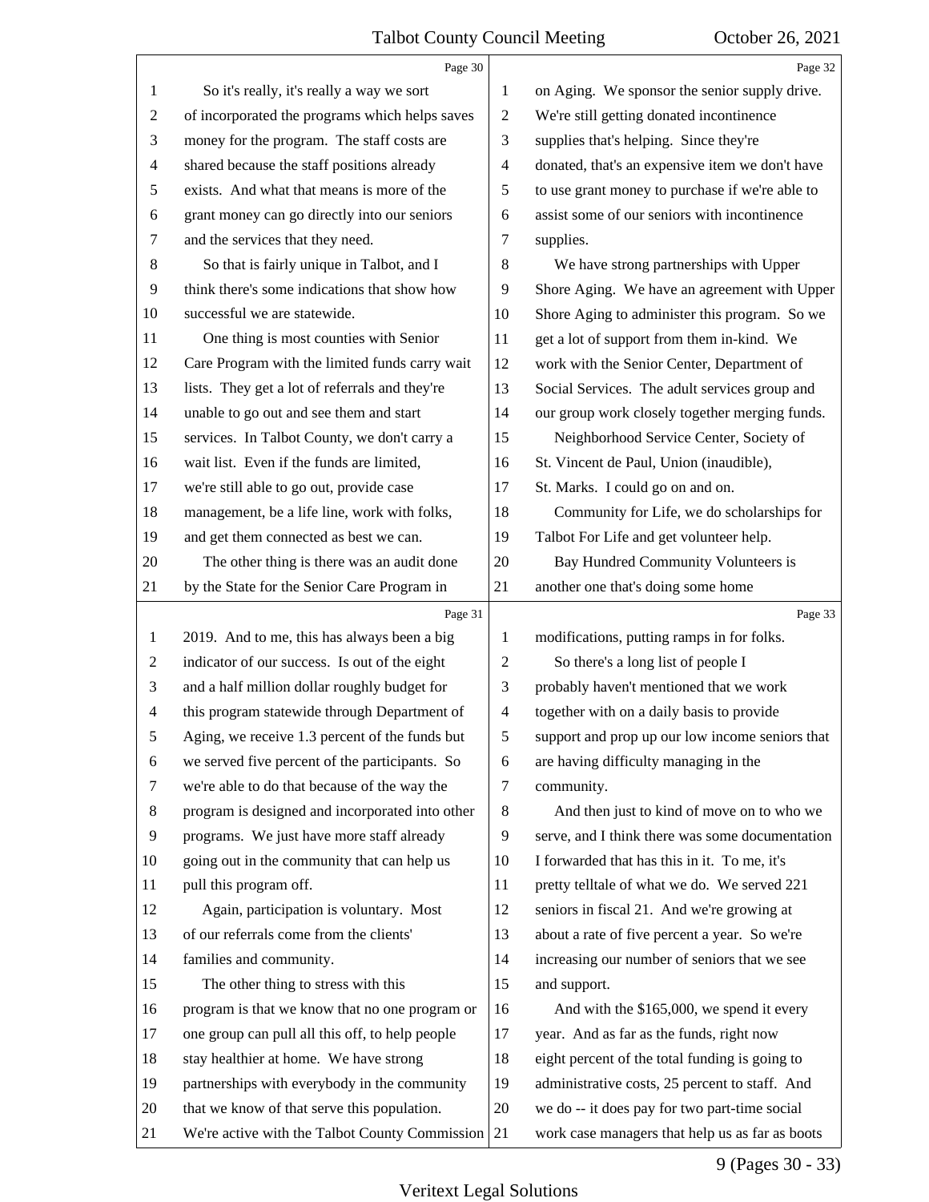So it's really, it's really a way we sort of incorporated the programs which helps saves money for the program. The staff costs are shared because the staff positions already exists. And what that means is more of the grant money can go directly into our seniors and the services that they need.

So that is fairly unique in Talbot, and I think there's some indications that show how successful we are statewide.

One thing is most counties with Senior Care Program with the limited funds carry wait lists. They get a lot of referrals and they're unable to go out and see them and start services. In Talbot County, we don't carry a wait list. Even if the funds are limited, we're still able to go out, provide case management, be a life line, work with folks, and get them connected as best we can.

The other thing is there was an audit done by the State for the Senior Care Program in 2019. And to me, this has always been a big indicator of our success. Is out of the eight and a half million dollar roughly budget for this program statewide through Department of Aging, we receive 1.3 percent of the funds but we served five percent of the participants. So we're able to do that because of the way the program is designed and incorporated into other programs. We just have more staff already going out in the community that can help us pull this program off.

Again, participation is voluntary. Most of our referrals come from the clients' families and community.

The other thing to stress with this program is that we know that no one program or one group can pull all this off, to help people stay healthier at home. We have strong partnerships with everybody in the community that we know of that serve this population. We're active with the Talbot County Commission on Aging. We sponsor the senior supply drive. We're still getting donated incontinence supplies that's helping. Since they're donated, that's an expensive item we don't have to use grant money to purchase if we're able to assist some of our seniors with incontinence supplies.

We have strong partnerships with Upper Shore Aging. We have an agreement with Upper Shore Aging to administer this program. So we get a lot of support from them in-kind. We work with the Senior Center, Department of Social Services. The adult services group and our group work closely together merging funds.

Neighborhood Service Center, Society of St. Vincent de Paul, Union (inaudible), St. Marks. I could go on and on.

Community for Life, we do scholarships for Talbot For Life and get volunteer help.

Bay Hundred Community Volunteers is another one that's doing some home modifications, putting ramps in for folks.

So there's a long list of people I probably haven't mentioned that we work together with on a daily basis to provide support and prop up our low income seniors that are having difficulty managing in the community.

And then just to kind of move on to who we serve, and I think there was some documentation I forwarded that has this in it. To me, it's pretty telltale of what we do. We served 221 seniors in fiscal 21. And we're growing at about a rate of five percent a year. So we're increasing our number of seniors that we see and support.

And with the $165,000, we spend it every year. And as far as the funds, right now eight percent of the total funding is going to administrative costs, 25 percent to staff. And we do -- it does pay for two part-time social work case managers that help us as far as boots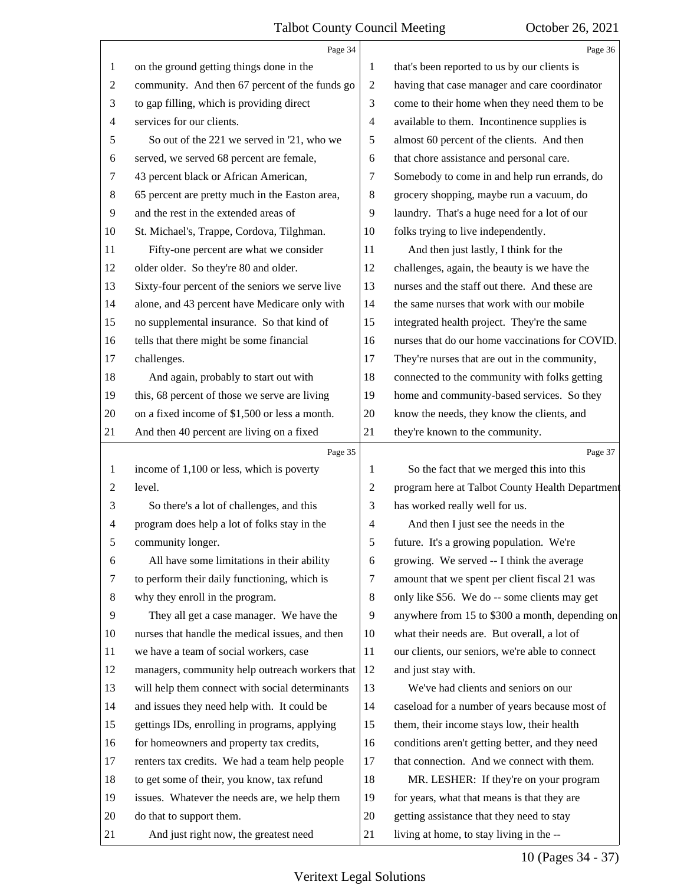on the ground getting things done in the community. And then 67 percent of the funds go to gap filling, which is providing direct services for our clients.

So out of the 221 we served in '21, who we served, we served 68 percent are female, 43 percent black or African American, 65 percent are pretty much in the Easton area, and the rest in the extended areas of St. Michael's, Trappe, Cordova, Tilghman.

Fifty-one percent are what we consider older older. So they're 80 and older. Sixty-four percent of the seniors we serve live alone, and 43 percent have Medicare only with no supplemental insurance. So that kind of tells that there might be some financial challenges.

And again, probably to start out with this, 68 percent of those we serve are living on a fixed income of $1,500 or less a month. And then 40 percent are living on a fixed income of 1,100 or less, which is poverty level.

So there's a lot of challenges, and this program does help a lot of folks stay in the community longer.

All have some limitations in their ability to perform their daily functioning, which is why they enroll in the program.

They all get a case manager. We have the nurses that handle the medical issues, and then we have a team of social workers, case managers, community help outreach workers that will help them connect with social determinants and issues they need help with. It could be gettings IDs, enrolling in programs, applying for homeowners and property tax credits, renters tax credits. We had a team help people to get some of their, you know, tax refund issues. Whatever the needs are, we help them do that to support them.

And just right now, the greatest need that's been reported to us by our clients is having that case manager and care coordinator come to their home when they need them to be available to them. Incontinence supplies is almost 60 percent of the clients. And then that chore assistance and personal care. Somebody to come in and help run errands, do grocery shopping, maybe run a vacuum, do laundry. That's a huge need for a lot of our folks trying to live independently.

And then just lastly, I think for the challenges, again, the beauty is we have the nurses and the staff out there. And these are the same nurses that work with our mobile integrated health project. They're the same nurses that do our home vaccinations for COVID. They're nurses that are out in the community, connected to the community with folks getting home and community-based services. So they know the needs, they know the clients, and they're known to the community.

So the fact that we merged this into this program here at Talbot County Health Department has worked really well for us.

And then I just see the needs in the future. It's a growing population. We're growing. We served -- I think the average amount that we spent per client fiscal 21 was only like $56. We do -- some clients may get anywhere from 15 to $300 a month, depending on what their needs are. But overall, a lot of our clients, our seniors, we're able to connect and just stay with.

We've had clients and seniors on our caseload for a number of years because most of them, their income stays low, their health conditions aren't getting better, and they need that connection. And we connect with them.

MR. LESHER: If they're on your program for years, what that means is that they are getting assistance that they need to stay living at home, to stay living in the --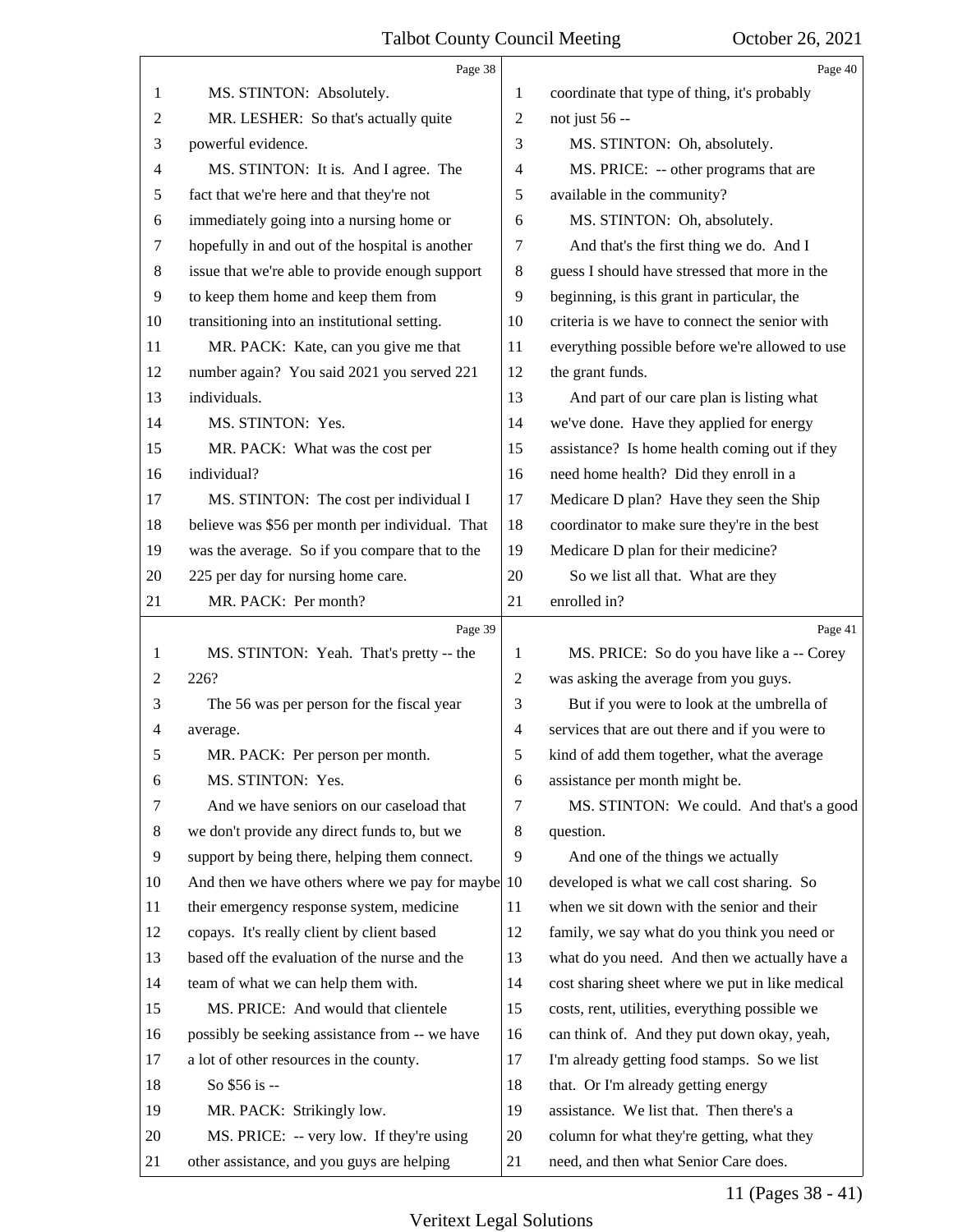Page 38

MS. STINTON: Absolutely.

MR. LESHER: So that's actually quite powerful evidence.

MS. STINTON: It is. And I agree. The fact that we're here and that they're not immediately going into a nursing home or hopefully in and out of the hospital is another issue that we're able to provide enough support to keep them home and keep them from transitioning into an institutional setting.

MR. PACK: Kate, can you give me that number again? You said 2021 you served 221 individuals.

MS. STINTON: Yes.

MR. PACK: What was the cost per individual?

MS. STINTON: The cost per individual I believe was $56 per month per individual. That was the average. So if you compare that to the 225 per day for nursing home care.

MR. PACK: Per month?

Page 39

MS. STINTON: Yeah. That's pretty -- the 226?

The 56 was per person for the fiscal year average.

MR. PACK: Per person per month.

MS. STINTON: Yes.

And we have seniors on our caseload that we don't provide any direct funds to, but we support by being there, helping them connect. And then we have others where we pay for maybe their emergency response system, medicine copays. It's really client by client based based off the evaluation of the nurse and the team of what we can help them with.

MS. PRICE: And would that clientele possibly be seeking assistance from -- we have a lot of other resources in the county.

So $56 is --

MR. PACK: Strikingly low.

MS. PRICE: -- very low. If they're using other assistance, and you guys are helping

Page 40

coordinate that type of thing, it's probably not just 56 --

MS. STINTON: Oh, absolutely.

MS. PRICE: -- other programs that are available in the community?

MS. STINTON: Oh, absolutely.

And that's the first thing we do. And I guess I should have stressed that more in the beginning, is this grant in particular, the criteria is we have to connect the senior with everything possible before we're allowed to use the grant funds.

And part of our care plan is listing what we've done. Have they applied for energy assistance? Is home health coming out if they need home health? Did they enroll in a Medicare D plan? Have they seen the Ship coordinator to make sure they're in the best Medicare D plan for their medicine?

So we list all that. What are they enrolled in?

Page 41

MS. PRICE: So do you have like a -- Corey was asking the average from you guys.

But if you were to look at the umbrella of services that are out there and if you were to kind of add them together, what the average assistance per month might be.

MS. STINTON: We could. And that's a good question.

And one of the things we actually developed is what we call cost sharing. So when we sit down with the senior and their family, we say what do you think you need or what do you need. And then we actually have a cost sharing sheet where we put in like medical costs, rent, utilities, everything possible we can think of. And they put down okay, yeah, I'm already getting food stamps. So we list that. Or I'm already getting energy assistance. We list that. Then there's a column for what they're getting, what they need, and then what Senior Care does.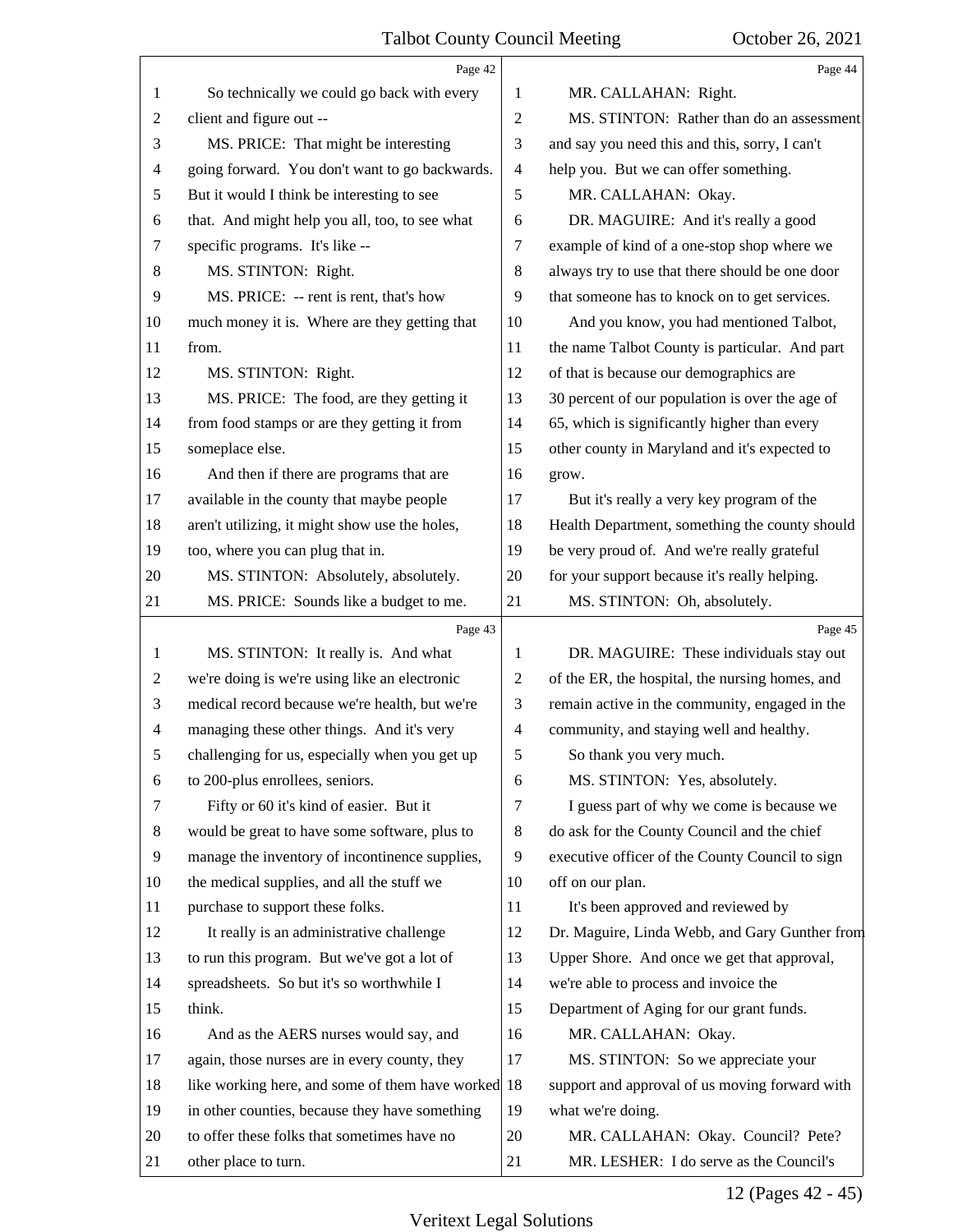Page 42

MS. STINTON: So technically we could go back with every client and figure out --

MS. PRICE: That might be interesting going forward. You don't want to go backwards. But it would I think be interesting to see that. And might help you all, too, to see what specific programs. It's like --

MS. STINTON: Right.

MS. PRICE: -- rent is rent, that's how much money it is. Where are they getting that from.

MS. STINTON: Right.

MS. PRICE: The food, are they getting it from food stamps or are they getting it from someplace else.

And then if there are programs that are available in the county that maybe people aren't utilizing, it might show use the holes, too, where you can plug that in.

MS. STINTON: Absolutely, absolutely.

MS. PRICE: Sounds like a budget to me.

Page 43

MS. STINTON: It really is. And what we're doing is we're using like an electronic medical record because we're health, but we're managing these other things. And it's very challenging for us, especially when you get up to 200-plus enrollees, seniors.

Fifty or 60 it's kind of easier. But it would be great to have some software, plus to manage the inventory of incontinence supplies, the medical supplies, and all the stuff we purchase to support these folks.

It really is an administrative challenge to run this program. But we've got a lot of spreadsheets. So but it's so worthwhile I think.

And as the AERS nurses would say, and again, those nurses are in every county, they like working here, and some of them have worked in other counties, because they have something to offer these folks that sometimes have no other place to turn.

Page 44

MR. CALLAHAN: Right.

MS. STINTON: Rather than do an assessment and say you need this and this, sorry, I can't help you. But we can offer something.

MR. CALLAHAN: Okay.

DR. MAGUIRE: And it's really a good example of kind of a one-stop shop where we always try to use that there should be one door that someone has to knock on to get services.

And you know, you had mentioned Talbot, the name Talbot County is particular. And part of that is because our demographics are 30 percent of our population is over the age of 65, which is significantly higher than every other county in Maryland and it's expected to grow.

But it's really a very key program of the Health Department, something the county should be very proud of. And we're really grateful for your support because it's really helping.

MS. STINTON: Oh, absolutely.

Page 45

DR. MAGUIRE: These individuals stay out of the ER, the hospital, the nursing homes, and remain active in the community, engaged in the community, and staying well and healthy.

So thank you very much.

MS. STINTON: Yes, absolutely.

I guess part of why we come is because we do ask for the County Council and the chief executive officer of the County Council to sign off on our plan.

It's been approved and reviewed by Dr. Maguire, Linda Webb, and Gary Gunther from Upper Shore. And once we get that approval, we're able to process and invoice the Department of Aging for our grant funds.

MR. CALLAHAN: Okay.

MS. STINTON: So we appreciate your support and approval of us moving forward with what we're doing.

MR. CALLAHAN: Okay. Council? Pete?

MR. LESHER: I do serve as the Council's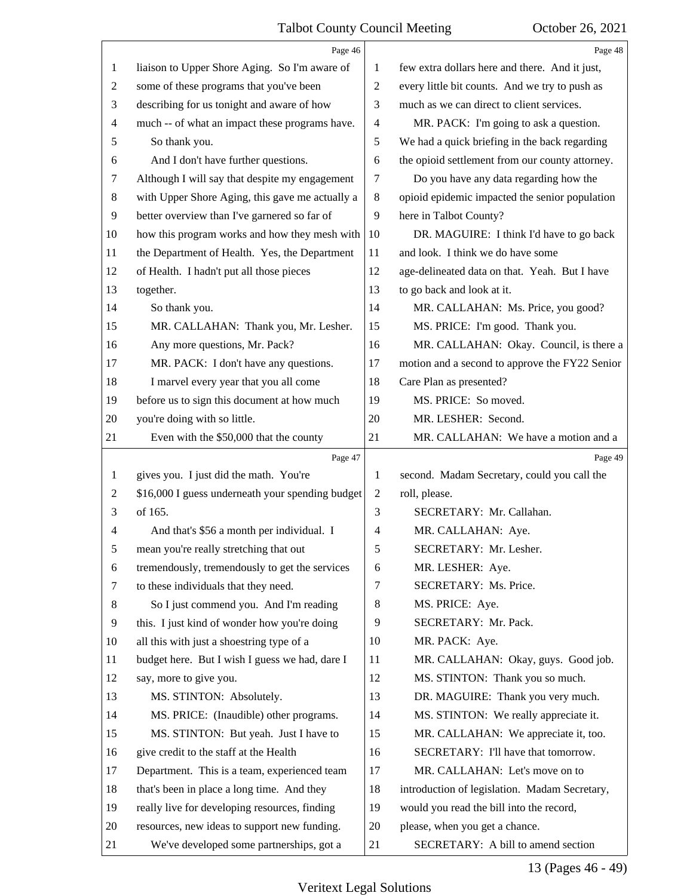Page 46

1 liaison to Upper Shore Aging. So I'm aware of
2 some of these programs that you've been
3 describing for us tonight and aware of how
4 much -- of what an impact these programs have.
5 So thank you.
6 And I don't have further questions.
7 Although I will say that despite my engagement
8 with Upper Shore Aging, this gave me actually a
9 better overview than I've garnered so far of
10 how this program works and how they mesh with
11 the Department of Health. Yes, the Department
12 of Health. I hadn't put all those pieces
13 together.
14 So thank you.
15 MR. CALLAHAN: Thank you, Mr. Lesher.
16 Any more questions, Mr. Pack?
17 MR. PACK: I don't have any questions.
18 I marvel every year that you all come
19 before us to sign this document at how much
20 you're doing with so little.
21 Even with the $50,000 that the county

Page 47

1 gives you. I just did the math. You're
2 $16,000 I guess underneath your spending budget
3 of 165.
4 And that's $56 a month per individual. I
5 mean you're really stretching that out
6 tremendously, tremendously to get the services
7 to these individuals that they need.
8 So I just commend you. And I'm reading
9 this. I just kind of wonder how you're doing
10 all this with just a shoestring type of a
11 budget here. But I wish I guess we had, dare I
12 say, more to give you.
13 MS. STINTON: Absolutely.
14 MS. PRICE: (Inaudible) other programs.
15 MS. STINTON: But yeah. Just I have to
16 give credit to the staff at the Health
17 Department. This is a team, experienced team
18 that's been in place a long time. And they
19 really live for developing resources, finding
20 resources, new ideas to support new funding.
21 We've developed some partnerships, got a

Page 48

1 few extra dollars here and there. And it just,
2 every little bit counts. And we try to push as
3 much as we can direct to client services.
4 MR. PACK: I'm going to ask a question.
5 We had a quick briefing in the back regarding
6 the opioid settlement from our county attorney.
7 Do you have any data regarding how the
8 opioid epidemic impacted the senior population
9 here in Talbot County?
10 DR. MAGUIRE: I think I'd have to go back
11 and look. I think we do have some
12 age-delineated data on that. Yeah. But I have
13 to go back and look at it.
14 MR. CALLAHAN: Ms. Price, you good?
15 MS. PRICE: I'm good. Thank you.
16 MR. CALLAHAN: Okay. Council, is there a
17 motion and a second to approve the FY22 Senior
18 Care Plan as presented?
19 MS. PRICE: So moved.
20 MR. LESHER: Second.
21 MR. CALLAHAN: We have a motion and a

Page 49

1 second. Madam Secretary, could you call the
2 roll, please.
3 SECRETARY: Mr. Callahan.
4 MR. CALLAHAN: Aye.
5 SECRETARY: Mr. Lesher.
6 MR. LESHER: Aye.
7 SECRETARY: Ms. Price.
8 MS. PRICE: Aye.
9 SECRETARY: Mr. Pack.
10 MR. PACK: Aye.
11 MR. CALLAHAN: Okay, guys. Good job.
12 MS. STINTON: Thank you so much.
13 DR. MAGUIRE: Thank you very much.
14 MS. STINTON: We really appreciate it.
15 MR. CALLAHAN: We appreciate it, too.
16 SECRETARY: I'll have that tomorrow.
17 MR. CALLAHAN: Let's move on to
18 introduction of legislation. Madam Secretary,
19 would you read the bill into the record,
20 please, when you get a chance.
21 SECRETARY: A bill to amend section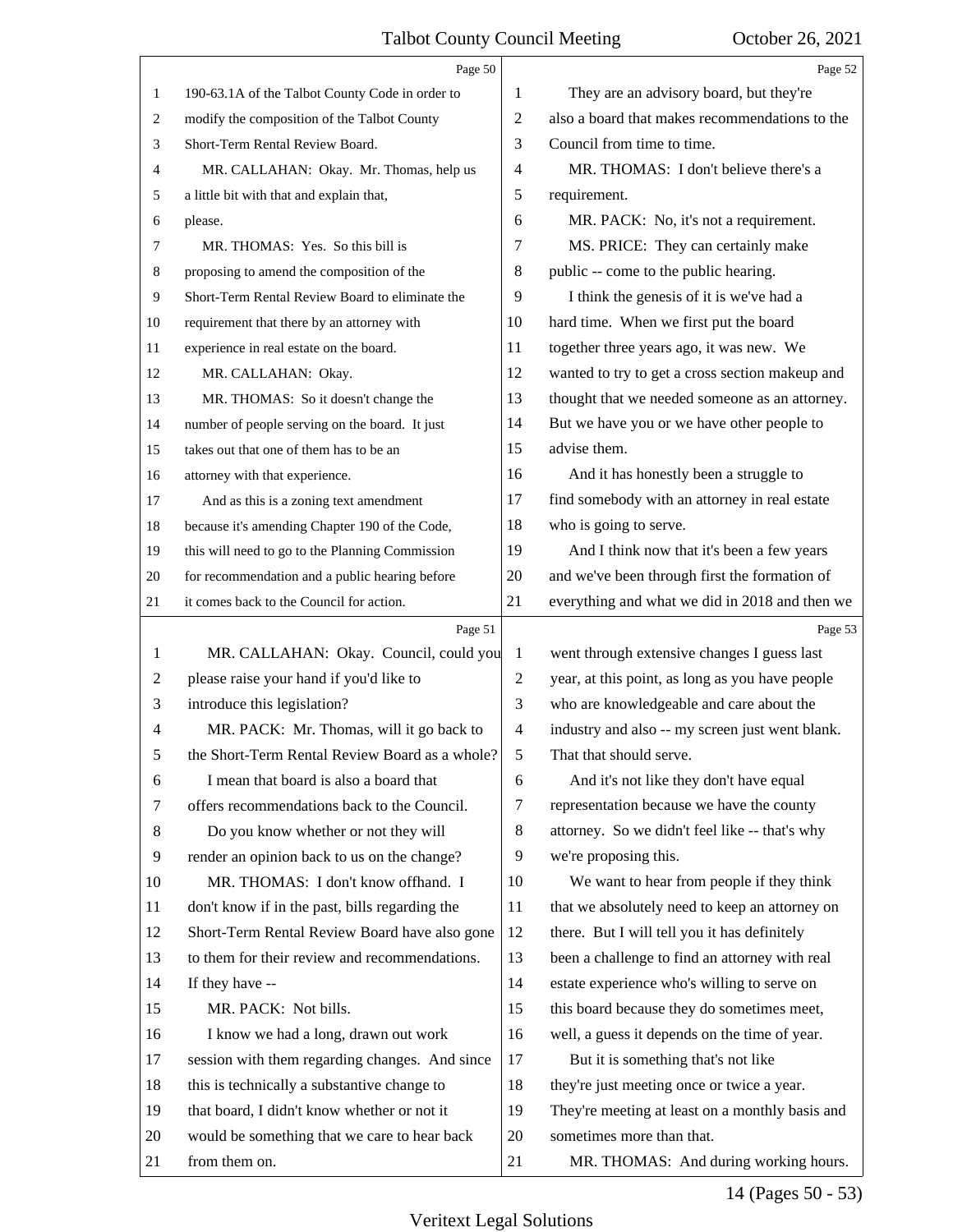Page 50

1 190-63.1A of the Talbot County Code in order to
2 modify the composition of the Talbot County
3 Short-Term Rental Review Board.
4 MR. CALLAHAN: Okay. Mr. Thomas, help us
5 a little bit with that and explain that,
6 please.
7 MR. THOMAS: Yes. So this bill is
8 proposing to amend the composition of the
9 Short-Term Rental Review Board to eliminate the
10 requirement that there by an attorney with
11 experience in real estate on the board.
12 MR. CALLAHAN: Okay.
13 MR. THOMAS: So it doesn't change the
14 number of people serving on the board. It just
15 takes out that one of them has to be an
16 attorney with that experience.
17 And as this is a zoning text amendment
18 because it's amending Chapter 190 of the Code,
19 this will need to go to the Planning Commission
20 for recommendation and a public hearing before
21 it comes back to the Council for action.

Page 51

1 MR. CALLAHAN: Okay. Council, could you
2 please raise your hand if you'd like to
3 introduce this legislation?
4 MR. PACK: Mr. Thomas, will it go back to
5 the Short-Term Rental Review Board as a whole?
6 I mean that board is also a board that
7 offers recommendations back to the Council.
8 Do you know whether or not they will
9 render an opinion back to us on the change?
10 MR. THOMAS: I don't know offhand. I
11 don't know if in the past, bills regarding the
12 Short-Term Rental Review Board have also gone
13 to them for their review and recommendations.
14 If they have --
15 MR. PACK: Not bills.
16 I know we had a long, drawn out work
17 session with them regarding changes. And since
18 this is technically a substantive change to
19 that board, I didn't know whether or not it
20 would be something that we care to hear back
21 from them on.

Page 52

1 They are an advisory board, but they're
2 also a board that makes recommendations to the
3 Council from time to time.
4 MR. THOMAS: I don't believe there's a
5 requirement.
6 MR. PACK: No, it's not a requirement.
7 MS. PRICE: They can certainly make
8 public -- come to the public hearing.
9 I think the genesis of it is we've had a
10 hard time. When we first put the board
11 together three years ago, it was new. We
12 wanted to try to get a cross section makeup and
13 thought that we needed someone as an attorney.
14 But we have you or we have other people to
15 advise them.
16 And it has honestly been a struggle to
17 find somebody with an attorney in real estate
18 who is going to serve.
19 And I think now that it's been a few years
20 and we've been through first the formation of
21 everything and what we did in 2018 and then we

Page 53

1 went through extensive changes I guess last
2 year, at this point, as long as you have people
3 who are knowledgeable and care about the
4 industry and also -- my screen just went blank.
5 That that should serve.
6 And it's not like they don't have equal
7 representation because we have the county
8 attorney. So we didn't feel like -- that's why
9 we're proposing this.
10 We want to hear from people if they think
11 that we absolutely need to keep an attorney on
12 there. But I will tell you it has definitely
13 been a challenge to find an attorney with real
14 estate experience who's willing to serve on
15 this board because they do sometimes meet,
16 well, a guess it depends on the time of year.
17 But it is something that's not like
18 they're just meeting once or twice a year.
19 They're meeting at least on a monthly basis and
20 sometimes more than that.
21 MR. THOMAS: And during working hours.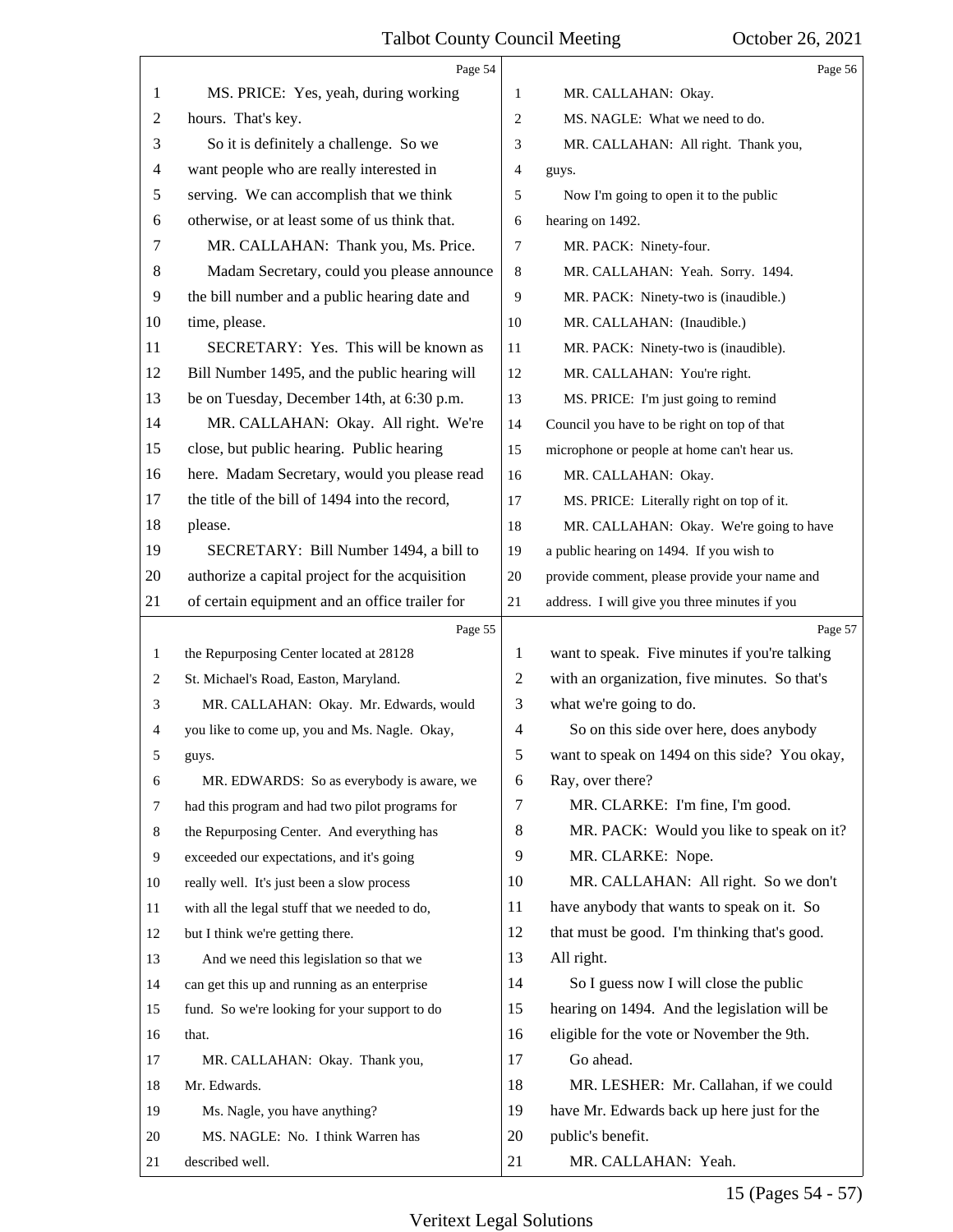Page 54

MS. PRICE: Yes, yeah, during working hours. That's key.

So it is definitely a challenge. So we want people who are really interested in serving. We can accomplish that we think otherwise, or at least some of us think that.

MR. CALLAHAN: Thank you, Ms. Price.

Madam Secretary, could you please announce the bill number and a public hearing date and time, please.

SECRETARY: Yes. This will be known as Bill Number 1495, and the public hearing will be on Tuesday, December 14th, at 6:30 p.m.

MR. CALLAHAN: Okay. All right. We're close, but public hearing. Public hearing here. Madam Secretary, would you please read the title of the bill of 1494 into the record, please.

SECRETARY: Bill Number 1494, a bill to authorize a capital project for the acquisition of certain equipment and an office trailer for

Page 55

the Repurposing Center located at 28128 St. Michael's Road, Easton, Maryland.

MR. CALLAHAN: Okay. Mr. Edwards, would you like to come up, you and Ms. Nagle. Okay, guys.

MR. EDWARDS: So as everybody is aware, we had this program and had two pilot programs for the Repurposing Center. And everything has exceeded our expectations, and it's going really well. It's just been a slow process with all the legal stuff that we needed to do, but I think we're getting there.

And we need this legislation so that we can get this up and running as an enterprise fund. So we're looking for your support to do that.

MR. CALLAHAN: Okay. Thank you, Mr. Edwards.

Ms. Nagle, you have anything?

MS. NAGLE: No. I think Warren has described well.

Page 56

MR. CALLAHAN: Okay.

MS. NAGLE: What we need to do.

MR. CALLAHAN: All right. Thank you, guys.

Now I'm going to open it to the public hearing on 1492.

MR. PACK: Ninety-four.

MR. CALLAHAN: Yeah. Sorry. 1494.

MR. PACK: Ninety-two is (inaudible.)

MR. CALLAHAN: (Inaudible.)

MR. PACK: Ninety-two is (inaudible).

MR. CALLAHAN: You're right.

MS. PRICE: I'm just going to remind Council you have to be right on top of that microphone or people at home can't hear us.

MR. CALLAHAN: Okay.

MS. PRICE: Literally right on top of it.

MR. CALLAHAN: Okay. We're going to have a public hearing on 1494. If you wish to provide comment, please provide your name and address. I will give you three minutes if you

Page 57

want to speak. Five minutes if you're talking with an organization, five minutes. So that's what we're going to do.

So on this side over here, does anybody want to speak on 1494 on this side? You okay, Ray, over there?

MR. CLARKE: I'm fine, I'm good.

MR. PACK: Would you like to speak on it?

MR. CLARKE: Nope.

MR. CALLAHAN: All right. So we don't have anybody that wants to speak on it. So that must be good. I'm thinking that's good. All right.

So I guess now I will close the public hearing on 1494. And the legislation will be eligible for the vote or November the 9th.

Go ahead.

MR. LESHER: Mr. Callahan, if we could have Mr. Edwards back up here just for the public's benefit.

MR. CALLAHAN: Yeah.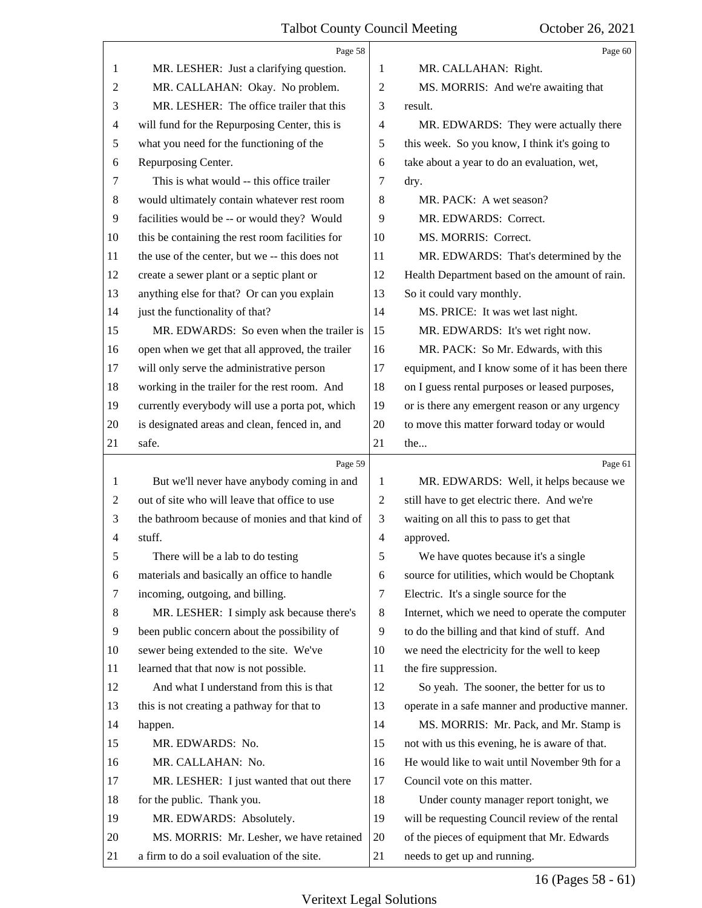Page 58

MR. LESHER: Just a clarifying question.

MR. CALLAHAN: Okay. No problem.

MR. LESHER: The office trailer that this will fund for the Repurposing Center, this is what you need for the functioning of the Repurposing Center.

This is what would -- this office trailer would ultimately contain whatever rest room facilities would be -- or would they? Would this be containing the rest room facilities for the use of the center, but we -- this does not create a sewer plant or a septic plant or anything else for that? Or can you explain just the functionality of that?

MR. EDWARDS: So even when the trailer is open when we get that all approved, the trailer will only serve the administrative person working in the trailer for the rest room. And currently everybody will use a porta pot, which is designated areas and clean, fenced in, and safe.

Page 59

But we'll never have anybody coming in and out of site who will leave that office to use the bathroom because of monies and that kind of stuff.

There will be a lab to do testing materials and basically an office to handle incoming, outgoing, and billing.

MR. LESHER: I simply ask because there's been public concern about the possibility of sewer being extended to the site. We've learned that that now is not possible.

And what I understand from this is that this is not creating a pathway for that to happen.

MR. EDWARDS: No.

MR. CALLAHAN: No.

MR. LESHER: I just wanted that out there for the public. Thank you.

MR. EDWARDS: Absolutely.

MS. MORRIS: Mr. Lesher, we have retained a firm to do a soil evaluation of the site.

Page 60

MR. CALLAHAN: Right.

MS. MORRIS: And we're awaiting that result.

MR. EDWARDS: They were actually there this week. So you know, I think it's going to take about a year to do an evaluation, wet, dry.

MR. PACK: A wet season?

MR. EDWARDS: Correct.

MS. MORRIS: Correct.

MR. EDWARDS: That's determined by the Health Department based on the amount of rain. So it could vary monthly.

MS. PRICE: It was wet last night.

MR. EDWARDS: It's wet right now.

MR. PACK: So Mr. Edwards, with this equipment, and I know some of it has been there on I guess rental purposes or leased purposes, or is there any emergent reason or any urgency to move this matter forward today or would the...

Page 61

MR. EDWARDS: Well, it helps because we still have to get electric there. And we're waiting on all this to pass to get that approved.

We have quotes because it's a single source for utilities, which would be Choptank Electric. It's a single source for the Internet, which we need to operate the computer to do the billing and that kind of stuff. And we need the electricity for the well to keep the fire suppression.

So yeah. The sooner, the better for us to operate in a safe manner and productive manner.

MS. MORRIS: Mr. Pack, and Mr. Stamp is not with us this evening, he is aware of that. He would like to wait until November 9th for a Council vote on this matter.

Under county manager report tonight, we will be requesting Council review of the rental of the pieces of equipment that Mr. Edwards needs to get up and running.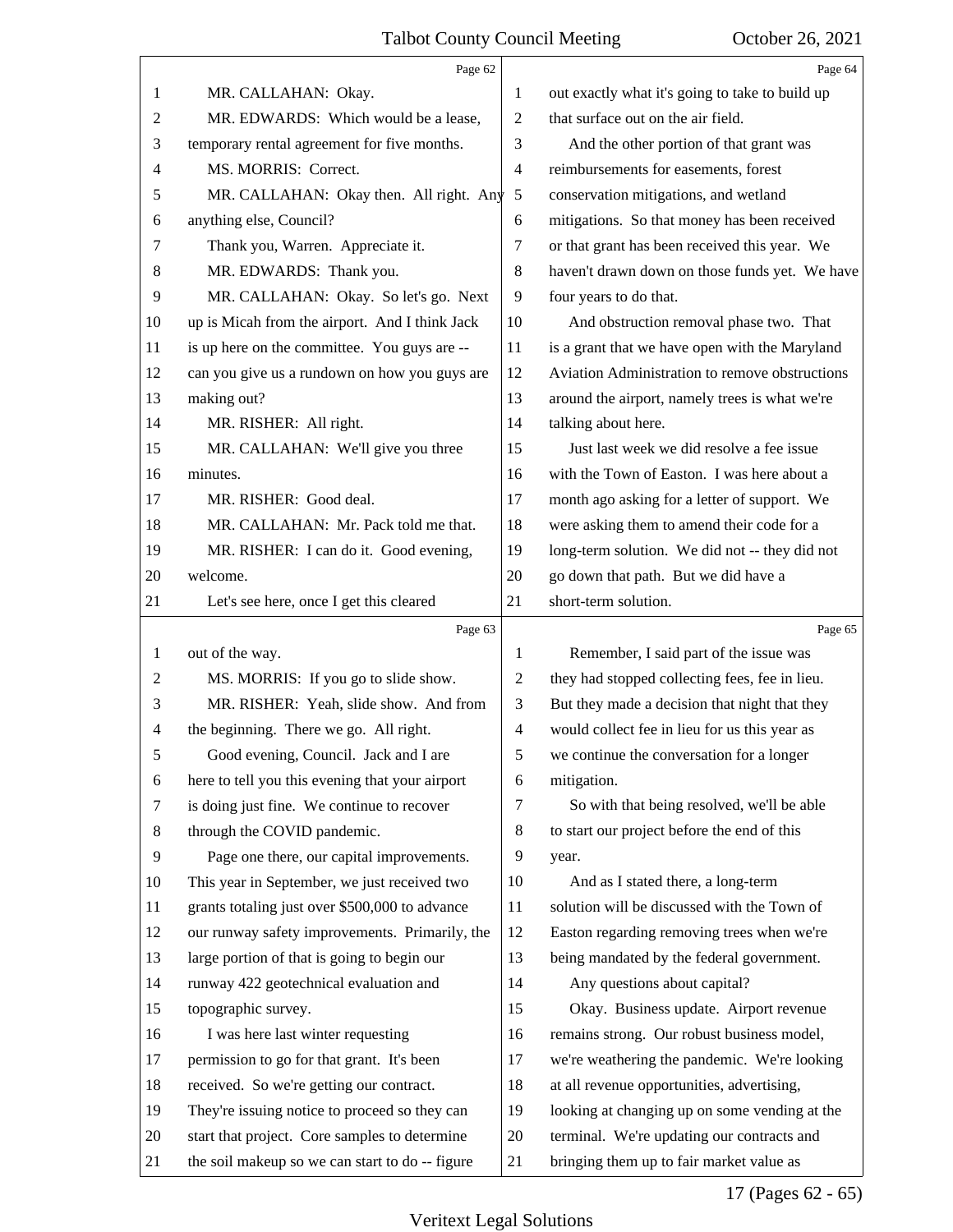Page 62

1 MR. CALLAHAN: Okay.
2 MR. EDWARDS: Which would be a lease,
3 temporary rental agreement for five months.
4 MS. MORRIS: Correct.
5 MR. CALLAHAN: Okay then. All right. Any
6 anything else, Council?
7 Thank you, Warren. Appreciate it.
8 MR. EDWARDS: Thank you.
9 MR. CALLAHAN: Okay. So let's go. Next
10 up is Micah from the airport. And I think Jack
11 is up here on the committee. You guys are --
12 can you give us a rundown on how you guys are
13 making out?
14 MR. RISHER: All right.
15 MR. CALLAHAN: We'll give you three
16 minutes.
17 MR. RISHER: Good deal.
18 MR. CALLAHAN: Mr. Pack told me that.
19 MR. RISHER: I can do it. Good evening,
20 welcome.
21 Let's see here, once I get this cleared

Page 63

1 out of the way.
2 MS. MORRIS: If you go to slide show.
3 MR. RISHER: Yeah, slide show. And from
4 the beginning. There we go. All right.
5 Good evening, Council. Jack and I are
6 here to tell you this evening that your airport
7 is doing just fine. We continue to recover
8 through the COVID pandemic.
9 Page one there, our capital improvements.
10 This year in September, we just received two
11 grants totaling just over $500,000 to advance
12 our runway safety improvements. Primarily, the
13 large portion of that is going to begin our
14 runway 422 geotechnical evaluation and
15 topographic survey.
16 I was here last winter requesting
17 permission to go for that grant. It's been
18 received. So we're getting our contract.
19 They're issuing notice to proceed so they can
20 start that project. Core samples to determine
21 the soil makeup so we can start to do -- figure

Page 64

1 out exactly what it's going to take to build up
2 that surface out on the air field.
3 And the other portion of that grant was
4 reimbursements for easements, forest
5 conservation mitigations, and wetland
6 mitigations. So that money has been received
7 or that grant has been received this year. We
8 haven't drawn down on those funds yet. We have
9 four years to do that.
10 And obstruction removal phase two. That
11 is a grant that we have open with the Maryland
12 Aviation Administration to remove obstructions
13 around the airport, namely trees is what we're
14 talking about here.
15 Just last week we did resolve a fee issue
16 with the Town of Easton. I was here about a
17 month ago asking for a letter of support. We
18 were asking them to amend their code for a
19 long-term solution. We did not -- they did not
20 go down that path. But we did have a
21 short-term solution.

Page 65

1 Remember, I said part of the issue was
2 they had stopped collecting fees, fee in lieu.
3 But they made a decision that night that they
4 would collect fee in lieu for us this year as
5 we continue the conversation for a longer
6 mitigation.
7 So with that being resolved, we'll be able
8 to start our project before the end of this
9 year.
10 And as I stated there, a long-term
11 solution will be discussed with the Town of
12 Easton regarding removing trees when we're
13 being mandated by the federal government.
14 Any questions about capital?
15 Okay. Business update. Airport revenue
16 remains strong. Our robust business model,
17 we're weathering the pandemic. We're looking
18 at all revenue opportunities, advertising,
19 looking at changing up on some vending at the
20 terminal. We're updating our contracts and
21 bringing them up to fair market value as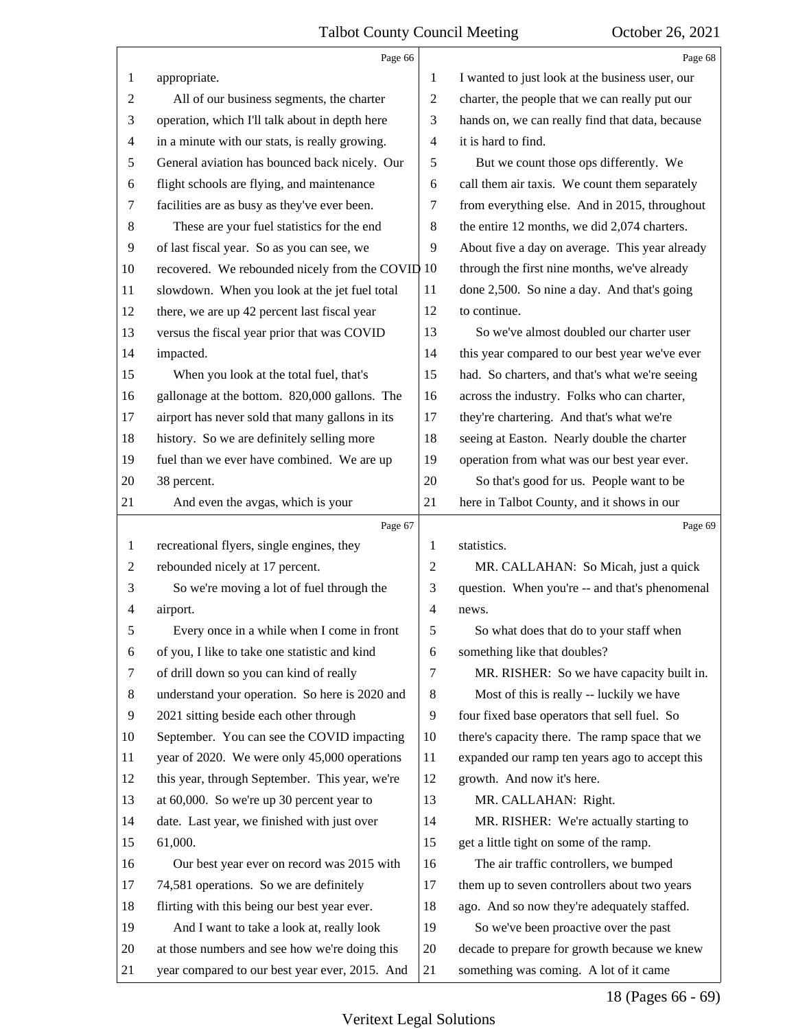Page 66

appropriate.

All of our business segments, the charter operation, which I'll talk about in depth here in a minute with our stats, is really growing. General aviation has bounced back nicely. Our flight schools are flying, and maintenance facilities are as busy as they've ever been.

These are your fuel statistics for the end of last fiscal year. So as you can see, we recovered. We rebounded nicely from the COVID slowdown. When you look at the jet fuel total there, we are up 42 percent last fiscal year versus the fiscal year prior that was COVID impacted.

When you look at the total fuel, that's gallonage at the bottom. 820,000 gallons. The airport has never sold that many gallons in its history. So we are definitely selling more fuel than we ever have combined. We are up 38 percent.

And even the avgas, which is your

Page 67

recreational flyers, single engines, they rebounded nicely at 17 percent.

So we're moving a lot of fuel through the airport.

Every once in a while when I come in front of you, I like to take one statistic and kind of drill down so you can kind of really understand your operation. So here is 2020 and 2021 sitting beside each other through September. You can see the COVID impacting year of 2020. We were only 45,000 operations this year, through September. This year, we're at 60,000. So we're up 30 percent year to date. Last year, we finished with just over 61,000.

Our best year ever on record was 2015 with 74,581 operations. So we are definitely flirting with this being our best year ever.

And I want to take a look at, really look at those numbers and see how we're doing this year compared to our best year ever, 2015. And

Page 68

I wanted to just look at the business user, our charter, the people that we can really put our hands on, we can really find that data, because it is hard to find.

But we count those ops differently. We call them air taxis. We count them separately from everything else. And in 2015, throughout the entire 12 months, we did 2,074 charters. About five a day on average. This year already through the first nine months, we've already done 2,500. So nine a day. And that's going to continue.

So we've almost doubled our charter user this year compared to our best year we've ever had. So charters, and that's what we're seeing across the industry. Folks who can charter, they're chartering. And that's what we're seeing at Easton. Nearly double the charter operation from what was our best year ever.

So that's good for us. People want to be here in Talbot County, and it shows in our

Page 69

statistics.

MR. CALLAHAN: So Micah, just a quick question. When you're -- and that's phenomenal news.

So what does that do to your staff when something like that doubles?

MR. RISHER: So we have capacity built in.

Most of this is really -- luckily we have four fixed base operators that sell fuel. So there's capacity there. The ramp space that we expanded our ramp ten years ago to accept this growth. And now it's here.

MR. CALLAHAN: Right.

MR. RISHER: We're actually starting to get a little tight on some of the ramp.

The air traffic controllers, we bumped them up to seven controllers about two years ago. And so now they're adequately staffed.

So we've been proactive over the past decade to prepare for growth because we knew something was coming. A lot of it came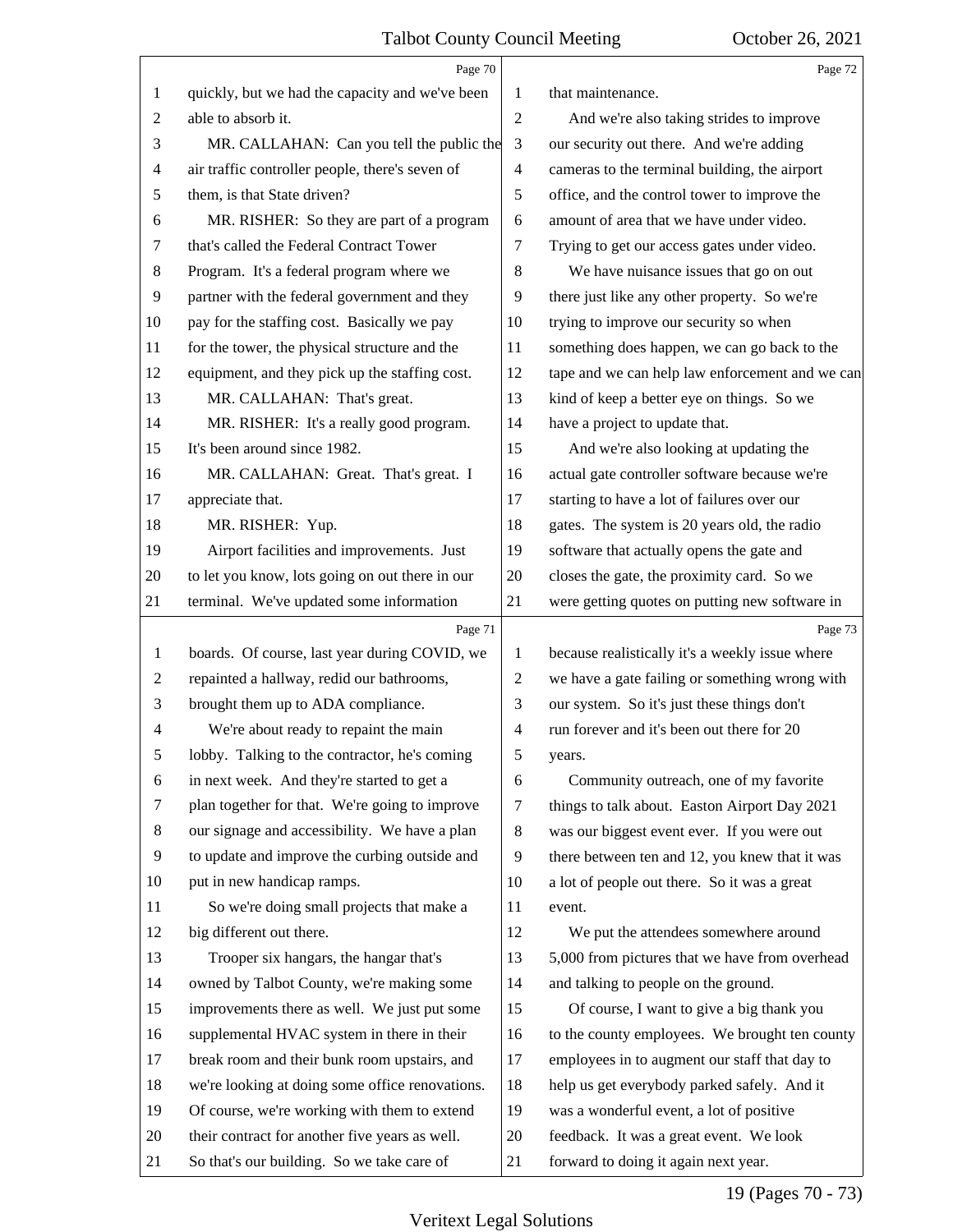Page 70

quickly, but we had the capacity and we've been able to absorb it.

MR. CALLAHAN: Can you tell the public the air traffic controller people, there's seven of them, is that State driven?

MR. RISHER: So they are part of a program that's called the Federal Contract Tower Program. It's a federal program where we partner with the federal government and they pay for the staffing cost. Basically we pay for the tower, the physical structure and the equipment, and they pick up the staffing cost.

MR. CALLAHAN: That's great.

MR. RISHER: It's a really good program. It's been around since 1982.

MR. CALLAHAN: Great. That's great. I appreciate that.

MR. RISHER: Yup.

Airport facilities and improvements. Just to let you know, lots going on out there in our terminal. We've updated some information

Page 71

boards. Of course, last year during COVID, we repainted a hallway, redid our bathrooms, brought them up to ADA compliance.

We're about ready to repaint the main lobby. Talking to the contractor, he's coming in next week. And they're started to get a plan together for that. We're going to improve our signage and accessibility. We have a plan to update and improve the curbing outside and put in new handicap ramps.

So we're doing small projects that make a big different out there.

Trooper six hangars, the hangar that's owned by Talbot County, we're making some improvements there as well. We just put some supplemental HVAC system in there in their break room and their bunk room upstairs, and we're looking at doing some office renovations. Of course, we're working with them to extend their contract for another five years as well. So that's our building. So we take care of

Page 72

that maintenance.

And we're also taking strides to improve our security out there. And we're adding cameras to the terminal building, the airport office, and the control tower to improve the amount of area that we have under video. Trying to get our access gates under video.

We have nuisance issues that go on out there just like any other property. So we're trying to improve our security so when something does happen, we can go back to the tape and we can help law enforcement and we can kind of keep a better eye on things. So we have a project to update that.

And we're also looking at updating the actual gate controller software because we're starting to have a lot of failures over our gates. The system is 20 years old, the radio software that actually opens the gate and closes the gate, the proximity card. So we were getting quotes on putting new software in

Page 73

because realistically it's a weekly issue where we have a gate failing or something wrong with our system. So it's just these things don't run forever and it's been out there for 20 years.

Community outreach, one of my favorite things to talk about. Easton Airport Day 2021 was our biggest event ever. If you were out there between ten and 12, you knew that it was a lot of people out there. So it was a great event.

We put the attendees somewhere around 5,000 from pictures that we have from overhead and talking to people on the ground.

Of course, I want to give a big thank you to the county employees. We brought ten county employees in to augment our staff that day to help us get everybody parked safely. And it was a wonderful event, a lot of positive feedback. It was a great event. We look forward to doing it again next year.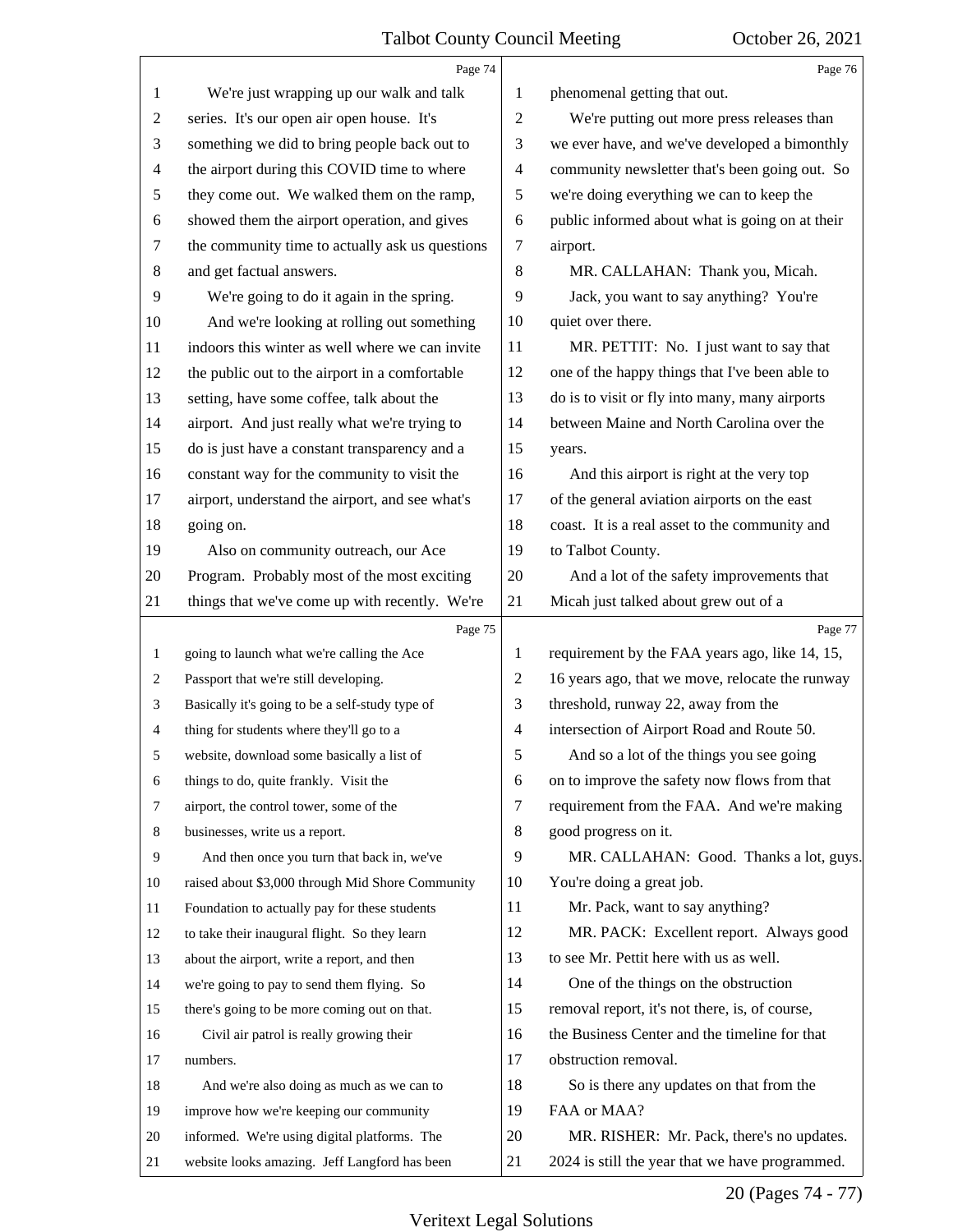We're just wrapping up our walk and talk series. It's our open air open house. It's something we did to bring people back out to the airport during this COVID time to where they come out. We walked them on the ramp, showed them the airport operation, and gives the community time to actually ask us questions and get factual answers.

We're going to do it again in the spring.

And we're looking at rolling out something indoors this winter as well where we can invite the public out to the airport in a comfortable setting, have some coffee, talk about the airport. And just really what we're trying to do is just have a constant transparency and a constant way for the community to visit the airport, understand the airport, and see what's going on.

Also on community outreach, our Ace Program. Probably most of the most exciting things that we've come up with recently. We're going to launch what we're calling the Ace Passport that we're still developing.

Basically it's going to be a self-study type of thing for students where they'll go to a website, download some basically a list of things to do, quite frankly. Visit the airport, the control tower, some of the businesses, write us a report.

And then once you turn that back in, we've raised about $3,000 through Mid Shore Community Foundation to actually pay for these students to take their inaugural flight. So they learn about the airport, write a report, and then we're going to pay to send them flying. So there's going to be more coming out on that.

Civil air patrol is really growing their numbers.

And we're also doing as much as we can to improve how we're keeping our community informed. We're using digital platforms. The website looks amazing. Jeff Langford has been phenomenal getting that out.

We're putting out more press releases than we ever have, and we've developed a bimonthly community newsletter that's been going out. So we're doing everything we can to keep the public informed about what is going on at their airport.

MR. CALLAHAN: Thank you, Micah.

Jack, you want to say anything? You're quiet over there.

MR. PETTIT: No. I just want to say that one of the happy things that I've been able to do is to visit or fly into many, many airports between Maine and North Carolina over the years.

And this airport is right at the very top of the general aviation airports on the east coast. It is a real asset to the community and to Talbot County.

And a lot of the safety improvements that Micah just talked about grew out of a requirement by the FAA years ago, like 14, 15, 16 years ago, that we move, relocate the runway threshold, runway 22, away from the intersection of Airport Road and Route 50.

And so a lot of the things you see going on to improve the safety now flows from that requirement from the FAA. And we're making good progress on it.

MR. CALLAHAN: Good. Thanks a lot, guys. You're doing a great job.

Mr. Pack, want to say anything?

MR. PACK: Excellent report. Always good to see Mr. Pettit here with us as well.

One of the things on the obstruction removal report, it's not there, is, of course, the Business Center and the timeline for that obstruction removal.

So is there any updates on that from the FAA or MAA?

MR. RISHER: Mr. Pack, there's no updates. 2024 is still the year that we have programmed.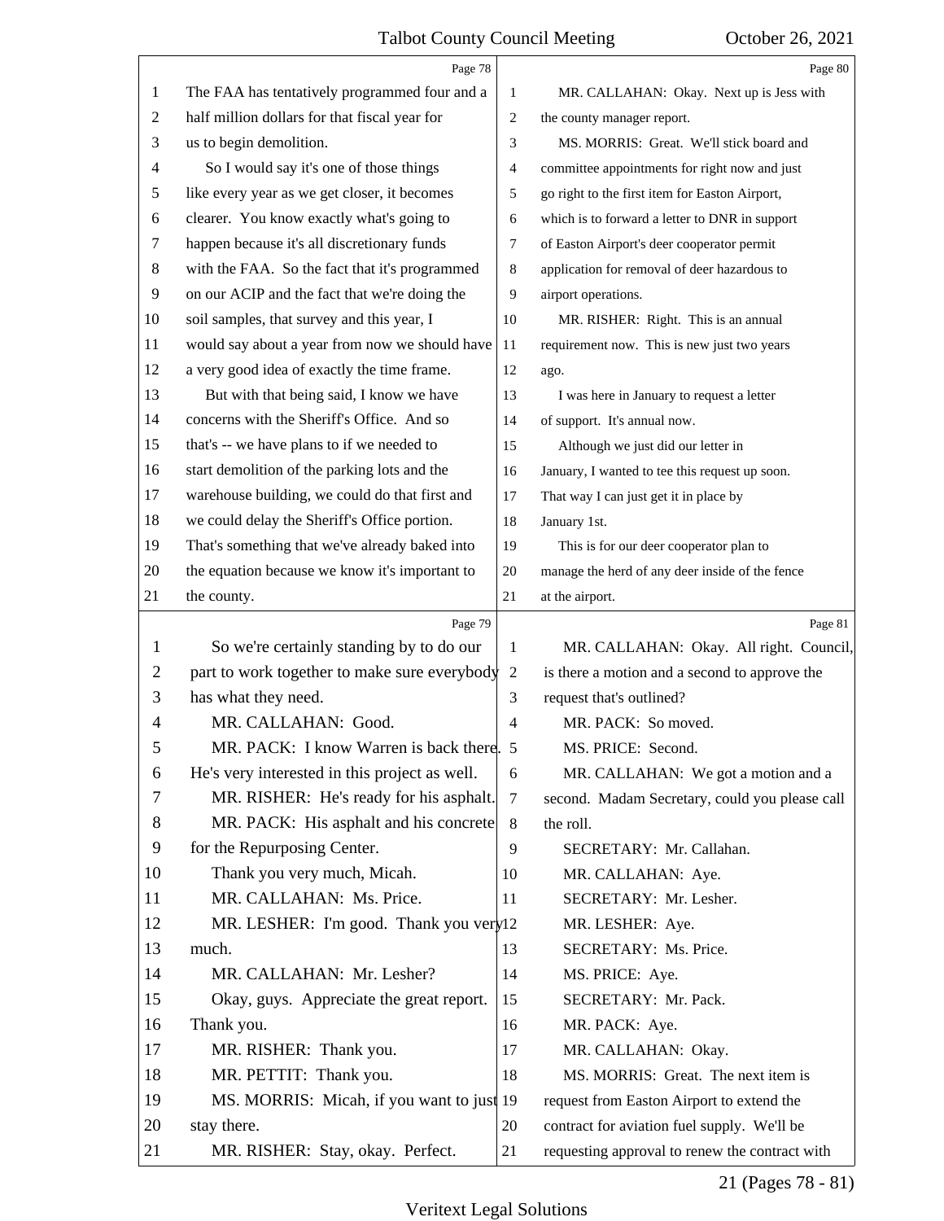Page 78

The FAA has tentatively programmed four and a half million dollars for that fiscal year for us to begin demolition.

So I would say it's one of those things like every year as we get closer, it becomes clearer. You know exactly what's going to happen because it's all discretionary funds with the FAA. So the fact that it's programmed on our ACIP and the fact that we're doing the soil samples, that survey and this year, I would say about a year from now we should have a very good idea of exactly the time frame.

But with that being said, I know we have concerns with the Sheriff's Office. And so that's -- we have plans to if we needed to start demolition of the parking lots and the warehouse building, we could do that first and we could delay the Sheriff's Office portion. That's something that we've already baked into the equation because we know it's important to the county.

Page 79

So we're certainly standing by to do our part to work together to make sure everybody has what they need.

MR. CALLAHAN: Good.

MR. PACK: I know Warren is back there. He's very interested in this project as well.

MR. RISHER: He's ready for his asphalt.

MR. PACK: His asphalt and his concrete for the Repurposing Center.

Thank you very much, Micah.

MR. CALLAHAN: Ms. Price.

MR. LESHER: I'm good. Thank you very much.

MR. CALLAHAN: Mr. Lesher?

Okay, guys. Appreciate the great report. Thank you.

MR. RISHER: Thank you.

MR. PETTIT: Thank you.

MS. MORRIS: Micah, if you want to just stay there.

MR. RISHER: Stay, okay. Perfect.

Page 80

MR. CALLAHAN: Okay. Next up is Jess with the county manager report.

MS. MORRIS: Great. We'll stick board and committee appointments for right now and just go right to the first item for Easton Airport, which is to forward a letter to DNR in support of Easton Airport's deer cooperator permit application for removal of deer hazardous to airport operations.

MR. RISHER: Right. This is an annual requirement now. This is new just two years ago.

I was here in January to request a letter of support. It's annual now.

Although we just did our letter in January, I wanted to tee this request up soon. That way I can just get it in place by January 1st.

This is for our deer cooperator plan to manage the herd of any deer inside of the fence at the airport.

Page 81

MR. CALLAHAN: Okay. All right. Council, is there a motion and a second to approve the request that's outlined?

MR. PACK: So moved.

MS. PRICE: Second.

MR. CALLAHAN: We got a motion and a second. Madam Secretary, could you please call the roll.

SECRETARY: Mr. Callahan.

MR. CALLAHAN: Aye.

SECRETARY: Mr. Lesher.

MR. LESHER: Aye.

SECRETARY: Ms. Price.

MS. PRICE: Aye.

SECRETARY: Mr. Pack.

MR. PACK: Aye.

MR. CALLAHAN: Okay.

MS. MORRIS: Great. The next item is request from Easton Airport to extend the contract for aviation fuel supply. We'll be requesting approval to renew the contract with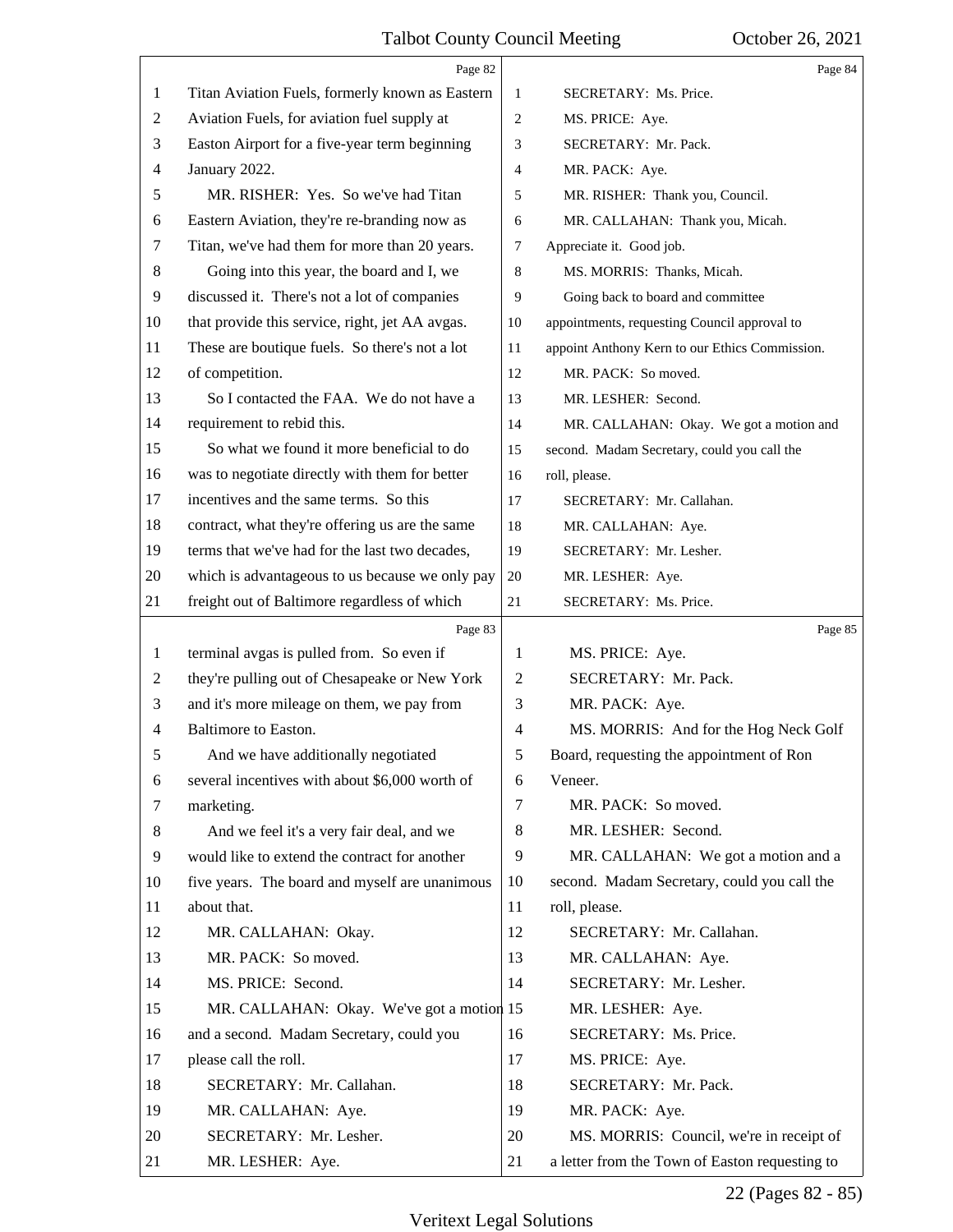Titan Aviation Fuels, formerly known as Eastern Aviation Fuels, for aviation fuel supply at Easton Airport for a five-year term beginning January 2022.

MR. RISHER: Yes. So we've had Titan Eastern Aviation, they're re-branding now as Titan, we've had them for more than 20 years.

Going into this year, the board and I, we discussed it. There's not a lot of companies that provide this service, right, jet AA avgas. These are boutique fuels. So there's not a lot of competition.

So I contacted the FAA. We do not have a requirement to rebid this.

So what we found it more beneficial to do was to negotiate directly with them for better incentives and the same terms. So this contract, what they're offering us are the same terms that we've had for the last two decades, which is advantageous to us because we only pay freight out of Baltimore regardless of which terminal avgas is pulled from. So even if they're pulling out of Chesapeake or New York and it's more mileage on them, we pay from Baltimore to Easton.

And we have additionally negotiated several incentives with about $6,000 worth of marketing.

And we feel it's a very fair deal, and we would like to extend the contract for another five years. The board and myself are unanimous about that.

MR. CALLAHAN: Okay.

MR. PACK: So moved.

MS. PRICE: Second.

MR. CALLAHAN: Okay. We've got a motion and a second. Madam Secretary, could you please call the roll.

SECRETARY: Mr. Callahan.

MR. CALLAHAN: Aye.

SECRETARY: Mr. Lesher.

MR. LESHER: Aye.

SECRETARY: Ms. Price.

MS. PRICE: Aye.

SECRETARY: Mr. Pack.

MR. PACK: Aye.

MR. RISHER: Thank you, Council.

MR. CALLAHAN: Thank you, Micah. Appreciate it. Good job.

MS. MORRIS: Thanks, Micah.

Going back to board and committee appointments, requesting Council approval to appoint Anthony Kern to our Ethics Commission.

MR. PACK: So moved.

MR. LESHER: Second.

MR. CALLAHAN: Okay. We got a motion and second. Madam Secretary, could you call the roll, please.

SECRETARY: Mr. Callahan.

MR. CALLAHAN: Aye.

SECRETARY: Mr. Lesher.

MR. LESHER: Aye.

SECRETARY: Ms. Price.

MS. PRICE: Aye.

SECRETARY: Mr. Pack.

MR. PACK: Aye.

MS. MORRIS: And for the Hog Neck Golf Board, requesting the appointment of Ron Veneer.

MR. PACK: So moved.

MR. LESHER: Second.

MR. CALLAHAN: We got a motion and a second. Madam Secretary, could you call the roll, please.

SECRETARY: Mr. Callahan.

MR. CALLAHAN: Aye.

SECRETARY: Mr. Lesher.

MR. LESHER: Aye.

SECRETARY: Ms. Price.

MS. PRICE: Aye.

SECRETARY: Mr. Pack.

MR. PACK: Aye.

MS. MORRIS: Council, we're in receipt of a letter from the Town of Easton requesting to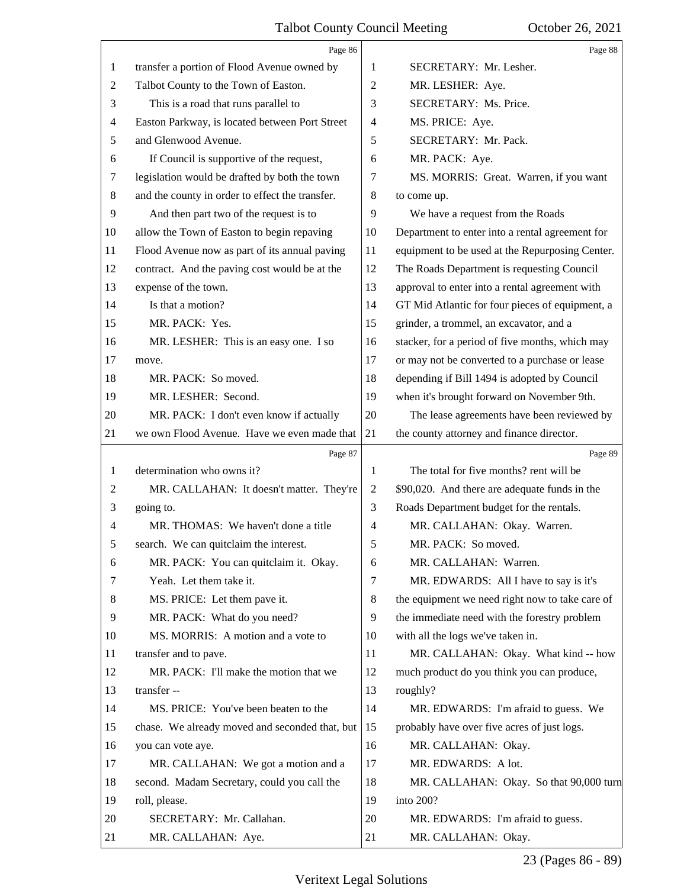Page 86

transfer a portion of Flood Avenue owned by Talbot County to the Town of Easton.

This is a road that runs parallel to Easton Parkway, is located between Port Street and Glenwood Avenue.

If Council is supportive of the request, legislation would be drafted by both the town and the county in order to effect the transfer.

And then part two of the request is to allow the Town of Easton to begin repaving Flood Avenue now as part of its annual paving contract. And the paving cost would be at the expense of the town.

Is that a motion?

MR. PACK: Yes.

MR. LESHER: This is an easy one. I so move.

MR. PACK: So moved.

MR. LESHER: Second.

MR. PACK: I don't even know if actually we own Flood Avenue. Have we even made that

Page 87

determination who owns it?

MR. CALLAHAN: It doesn't matter. They're going to.

MR. THOMAS: We haven't done a title search. We can quitclaim the interest.

MR. PACK: You can quitclaim it. Okay. Yeah. Let them take it.

MS. PRICE: Let them pave it.

MR. PACK: What do you need?

MS. MORRIS: A motion and a vote to transfer and to pave.

MR. PACK: I'll make the motion that we transfer --

MS. PRICE: You've been beaten to the chase. We already moved and seconded that, but you can vote aye.

MR. CALLAHAN: We got a motion and a second. Madam Secretary, could you call the roll, please.

SECRETARY: Mr. Callahan.

MR. CALLAHAN: Aye.

Page 88

SECRETARY: Mr. Lesher.

MR. LESHER: Aye.

SECRETARY: Ms. Price.

MS. PRICE: Aye.

SECRETARY: Mr. Pack.

MR. PACK: Aye.

MS. MORRIS: Great. Warren, if you want to come up.

We have a request from the Roads Department to enter into a rental agreement for equipment to be used at the Repurposing Center. The Roads Department is requesting Council approval to enter into a rental agreement with GT Mid Atlantic for four pieces of equipment, a grinder, a trommel, an excavator, and a stacker, for a period of five months, which may or may not be converted to a purchase or lease depending if Bill 1494 is adopted by Council when it's brought forward on November 9th.

The lease agreements have been reviewed by the county attorney and finance director.

Page 89

The total for five months? rent will be $90,020. And there are adequate funds in the Roads Department budget for the rentals.

MR. CALLAHAN: Okay. Warren.

MR. PACK: So moved.

MR. CALLAHAN: Warren.

MR. EDWARDS: All I have to say is it's the equipment we need right now to take care of the immediate need with the forestry problem with all the logs we've taken in.

MR. CALLAHAN: Okay. What kind -- how much product do you think you can produce, roughly?

MR. EDWARDS: I'm afraid to guess. We probably have over five acres of just logs.

MR. CALLAHAN: Okay.

MR. EDWARDS: A lot.

MR. CALLAHAN: Okay. So that 90,000 turn into 200?

MR. EDWARDS: I'm afraid to guess.

MR. CALLAHAN: Okay.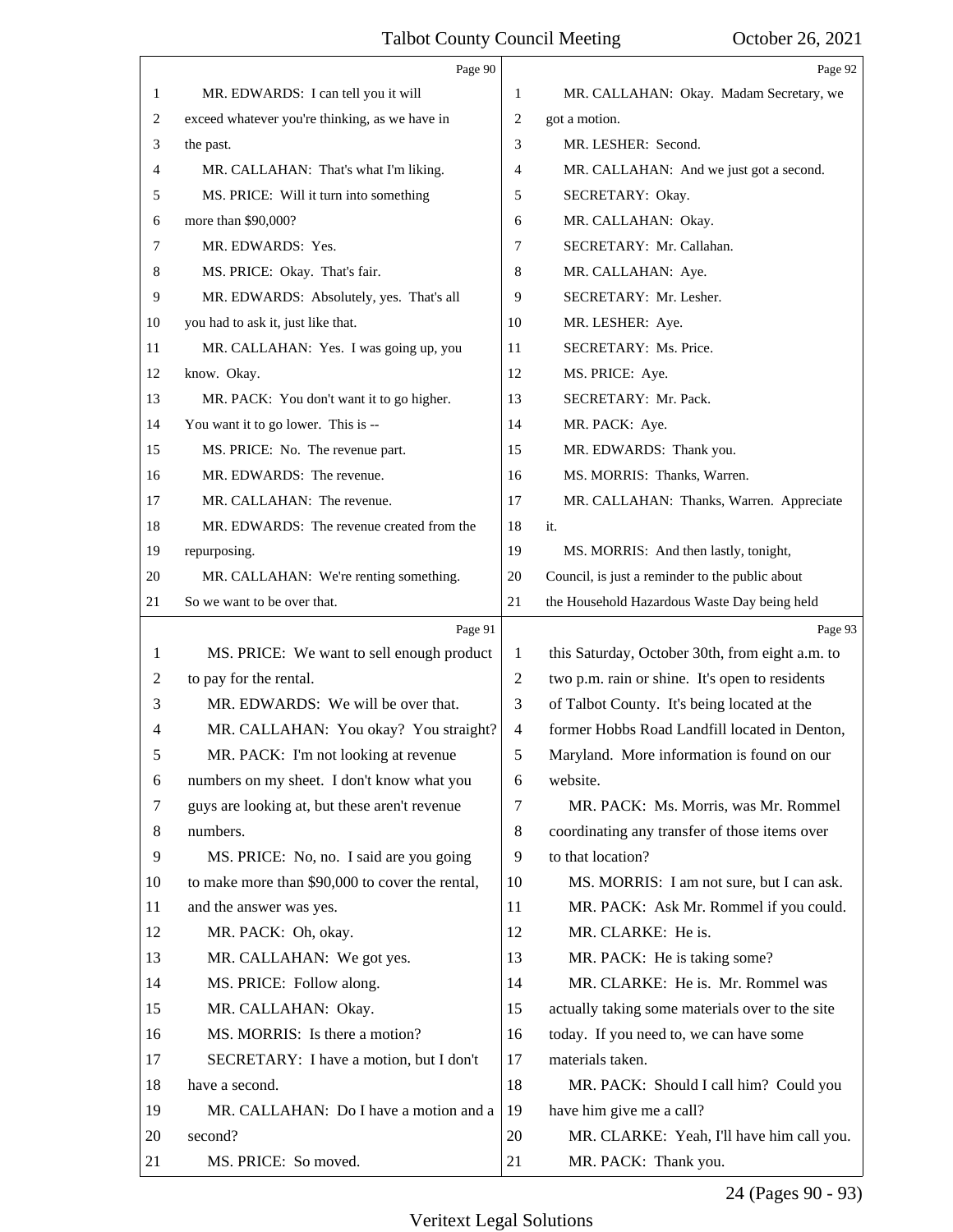Page 90

1 MR. EDWARDS: I can tell you it will
2 exceed whatever you're thinking, as we have in
3 the past.
4 MR. CALLAHAN: That's what I'm liking.
5 MS. PRICE: Will it turn into something
6 more than $90,000?
7 MR. EDWARDS: Yes.
8 MS. PRICE: Okay. That's fair.
9 MR. EDWARDS: Absolutely, yes. That's all
10 you had to ask it, just like that.
11 MR. CALLAHAN: Yes. I was going up, you
12 know. Okay.
13 MR. PACK: You don't want it to go higher.
14 You want it to go lower. This is --
15 MS. PRICE: No. The revenue part.
16 MR. EDWARDS: The revenue.
17 MR. CALLAHAN: The revenue.
18 MR. EDWARDS: The revenue created from the
19 repurposing.
20 MR. CALLAHAN: We're renting something.
21 So we want to be over that.

Page 91

1 MS. PRICE: We want to sell enough product
2 to pay for the rental.
3 MR. EDWARDS: We will be over that.
4 MR. CALLAHAN: You okay? You straight?
5 MR. PACK: I'm not looking at revenue
6 numbers on my sheet. I don't know what you
7 guys are looking at, but these aren't revenue
8 numbers.
9 MS. PRICE: No, no. I said are you going
10 to make more than $90,000 to cover the rental,
11 and the answer was yes.
12 MR. PACK: Oh, okay.
13 MR. CALLAHAN: We got yes.
14 MS. PRICE: Follow along.
15 MR. CALLAHAN: Okay.
16 MS. MORRIS: Is there a motion?
17 SECRETARY: I have a motion, but I don't
18 have a second.
19 MR. CALLAHAN: Do I have a motion and a
20 second?
21 MS. PRICE: So moved.

Page 92

1 MR. CALLAHAN: Okay. Madam Secretary, we
2 got a motion.
3 MR. LESHER: Second.
4 MR. CALLAHAN: And we just got a second.
5 SECRETARY: Okay.
6 MR. CALLAHAN: Okay.
7 SECRETARY: Mr. Callahan.
8 MR. CALLAHAN: Aye.
9 SECRETARY: Mr. Lesher.
10 MR. LESHER: Aye.
11 SECRETARY: Ms. Price.
12 MS. PRICE: Aye.
13 SECRETARY: Mr. Pack.
14 MR. PACK: Aye.
15 MR. EDWARDS: Thank you.
16 MS. MORRIS: Thanks, Warren.
17 MR. CALLAHAN: Thanks, Warren. Appreciate
18 it.
19 MS. MORRIS: And then lastly, tonight,
20 Council, is just a reminder to the public about
21 the Household Hazardous Waste Day being held

Page 93

1 this Saturday, October 30th, from eight a.m. to
2 two p.m. rain or shine. It's open to residents
3 of Talbot County. It's being located at the
4 former Hobbs Road Landfill located in Denton,
5 Maryland. More information is found on our
6 website.
7 MR. PACK: Ms. Morris, was Mr. Rommel
8 coordinating any transfer of those items over
9 to that location?
10 MS. MORRIS: I am not sure, but I can ask.
11 MR. PACK: Ask Mr. Rommel if you could.
12 MR. CLARKE: He is.
13 MR. PACK: He is taking some?
14 MR. CLARKE: He is. Mr. Rommel was
15 actually taking some materials over to the site
16 today. If you need to, we can have some
17 materials taken.
18 MR. PACK: Should I call him? Could you
19 have him give me a call?
20 MR. CLARKE: Yeah, I'll have him call you.
21 MR. PACK: Thank you.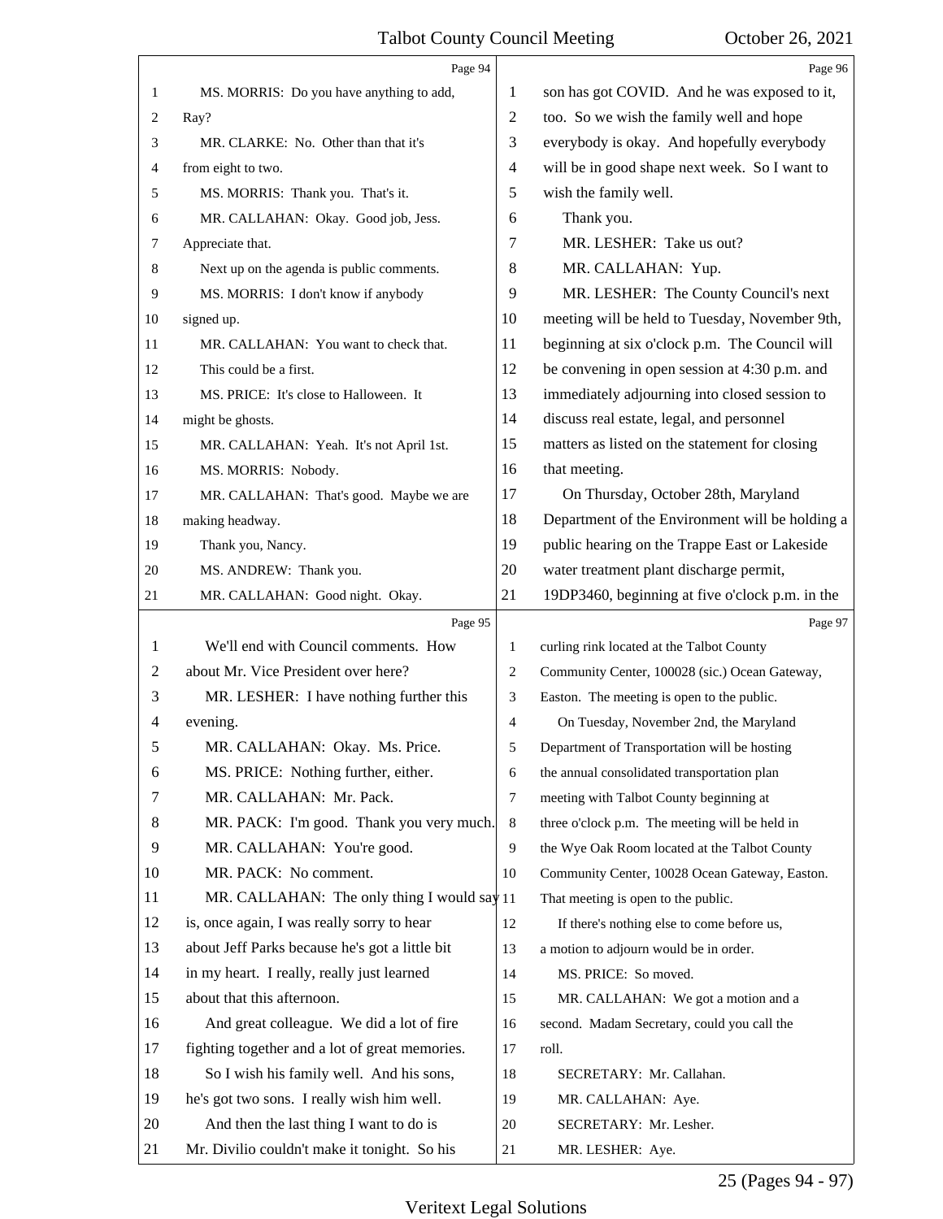Page 94

1 MS. MORRIS: Do you have anything to add,
2 Ray?
3 MR. CLARKE: No. Other than that it's
4 from eight to two.
5 MS. MORRIS: Thank you. That's it.
6 MR. CALLAHAN: Okay. Good job, Jess.
7 Appreciate that.
8 Next up on the agenda is public comments.
9 MS. MORRIS: I don't know if anybody
10 signed up.
11 MR. CALLAHAN: You want to check that.
12 This could be a first.
13 MS. PRICE: It's close to Halloween. It
14 might be ghosts.
15 MR. CALLAHAN: Yeah. It's not April 1st.
16 MS. MORRIS: Nobody.
17 MR. CALLAHAN: That's good. Maybe we are
18 making headway.
19 Thank you, Nancy.
20 MS. ANDREW: Thank you.
21 MR. CALLAHAN: Good night. Okay.

Page 95

1 We'll end with Council comments. How
2 about Mr. Vice President over here?
3 MR. LESHER: I have nothing further this
4 evening.
5 MR. CALLAHAN: Okay. Ms. Price.
6 MS. PRICE: Nothing further, either.
7 MR. CALLAHAN: Mr. Pack.
8 MR. PACK: I'm good. Thank you very much.
9 MR. CALLAHAN: You're good.
10 MR. PACK: No comment.
11 MR. CALLAHAN: The only thing I would say
12 is, once again, I was really sorry to hear
13 about Jeff Parks because he's got a little bit
14 in my heart. I really, really just learned
15 about that this afternoon.
16 And great colleague. We did a lot of fire
17 fighting together and a lot of great memories.
18 So I wish his family well. And his sons,
19 he's got two sons. I really wish him well.
20 And then the last thing I want to do is
21 Mr. Divilio couldn't make it tonight. So his

Page 96

1 son has got COVID. And he was exposed to it,
2 too. So we wish the family well and hope
3 everybody is okay. And hopefully everybody
4 will be in good shape next week. So I want to
5 wish the family well.
6 Thank you.
7 MR. LESHER: Take us out?
8 MR. CALLAHAN: Yup.
9 MR. LESHER: The County Council's next
10 meeting will be held to Tuesday, November 9th,
11 beginning at six o'clock p.m. The Council will
12 be convening in open session at 4:30 p.m. and
13 immediately adjourning into closed session to
14 discuss real estate, legal, and personnel
15 matters as listed on the statement for closing
16 that meeting.
17 On Thursday, October 28th, Maryland
18 Department of the Environment will be holding a
19 public hearing on the Trappe East or Lakeside
20 water treatment plant discharge permit,
21 19DP3460, beginning at five o'clock p.m. in the

Page 97

1 curling rink located at the Talbot County
2 Community Center, 100028 (sic.) Ocean Gateway,
3 Easton. The meeting is open to the public.
4 On Tuesday, November 2nd, the Maryland
5 Department of Transportation will be hosting
6 the annual consolidated transportation plan
7 meeting with Talbot County beginning at
8 three o'clock p.m. The meeting will be held in
9 the Wye Oak Room located at the Talbot County
10 Community Center, 10028 Ocean Gateway, Easton.
11 That meeting is open to the public.
12 If there's nothing else to come before us,
13 a motion to adjourn would be in order.
14 MS. PRICE: So moved.
15 MR. CALLAHAN: We got a motion and a
16 second. Madam Secretary, could you call the
17 roll.
18 SECRETARY: Mr. Callahan.
19 MR. CALLAHAN: Aye.
20 SECRETARY: Mr. Lesher.
21 MR. LESHER: Aye.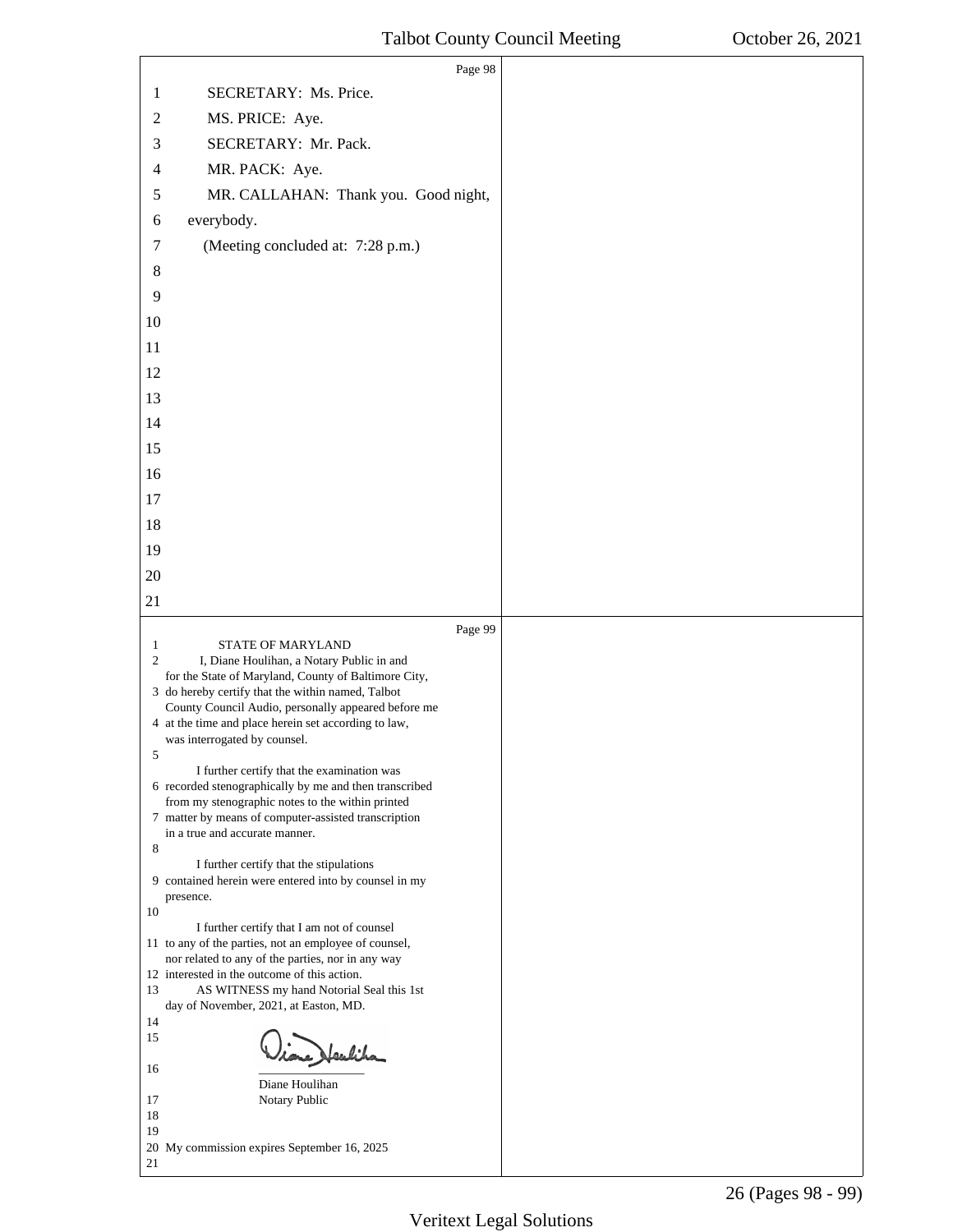Page 98

1 SECRETARY: Ms. Price.
2 MS. PRICE: Aye.
3 SECRETARY: Mr. Pack.
4 MR. PACK: Aye.
5 MR. CALLAHAN: Thank you. Good night,
6 everybody.
7 (Meeting concluded at: 7:28 p.m.)
8
9
10
11
12
13
14
15
16
17
18
19
20
21

Page 99

1 STATE OF MARYLAND
2 I, Diane Houlihan, a Notary Public in and for the State of Maryland, County of Baltimore City,
3 do hereby certify that the within named, Talbot County Council Audio, personally appeared before me
4 at the time and place herein set according to law, was interrogated by counsel.
5
I further certify that the examination was
6 recorded stenographically by me and then transcribed from my stenographic notes to the within printed
7 matter by means of computer-assisted transcription in a true and accurate manner.
8
I further certify that the stipulations
9 contained herein were entered into by counsel in my presence.
10
I further certify that I am not of counsel
11 to any of the parties, not an employee of counsel, nor related to any of the parties, nor in any way
12 interested in the outcome of this action.
13 AS WITNESS my hand Notorial Seal this 1st day of November, 2021, at Easton, MD.
14
15
16 ________________
Diane Houlihan
17 Notary Public
18
19
20 My commission expires September 16, 2025
21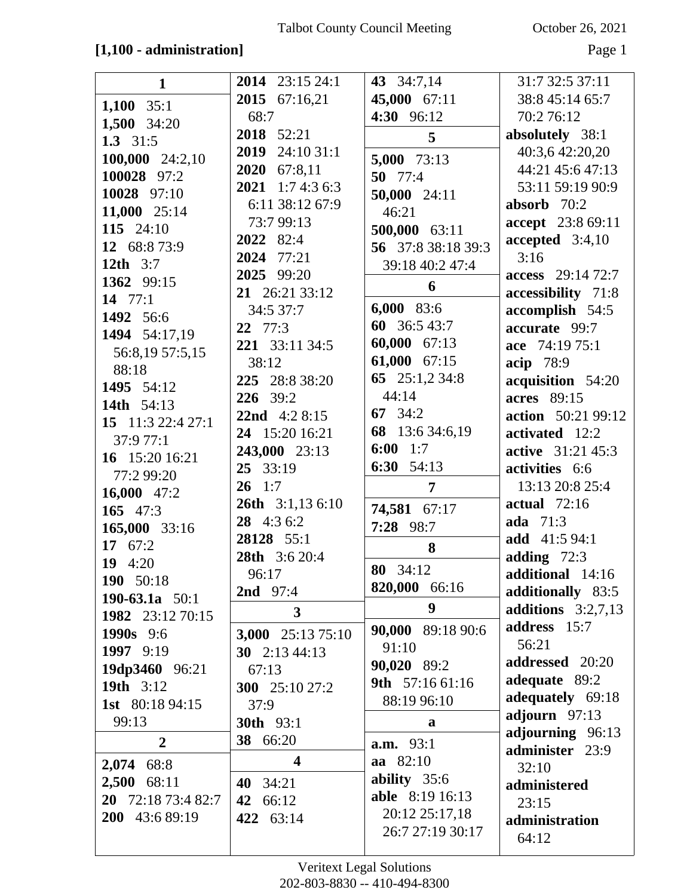**[1,100 - administration]**

**1**

**1,100** 35:1
**1,500** 34:20
**1.3** 31:5
**100,000** 24:2,10
**100028** 97:2
**10028** 97:10
**11,000** 25:14
**115** 24:10
**12** 68:8 73:9
**12th** 3:7
**1362** 99:15
**14** 77:1
**1492** 56:6
**1494** 54:17,19 56:8,19 57:5,15 88:18
**1495** 54:12
**14th** 54:13
**15** 11:3 22:4 27:1 37:9 77:1
**16** 15:20 16:21 77:2 99:20
**16,000** 47:2
**165** 47:3
**165,000** 33:16
**17** 67:2
**19** 4:20
**190** 50:18
**190-63.1a** 50:1
**1982** 23:12 70:15
**1990s** 9:6
**1997** 9:19
**19dp3460** 96:21
**19th** 3:12
**1st** 80:18 94:15 99:13

**2**

**2,074** 68:8
**2,500** 68:11
**20** 72:18 73:4 82:7
**200** 43:6 89:19
**2014** 23:15 24:1
**2015** 67:16,21 68:7
**2018** 52:21
**2019** 24:10 31:1
**2020** 67:8,11
**2021** 1:7 4:3 6:3 6:11 38:12 67:9 73:7 99:13
**2022** 82:4
**2024** 77:21
**2025** 99:20
**21** 26:21 33:12 34:5 37:7
**22** 77:3
**221** 33:11 34:5 38:12
**225** 28:8 38:20
**226** 39:2
**22nd** 4:2 8:15
**24** 15:20 16:21
**243,000** 23:13
**25** 33:19
**26** 1:7
**26th** 3:1,13 6:10
**28** 4:3 6:2
**28128** 55:1
**28th** 3:6 20:4 96:17
**2nd** 97:4

**3**

**3,000** 25:13 75:10
**30** 2:13 44:13 67:13
**300** 25:10 27:2 37:9
**30th** 93:1
**38** 66:20

**4**

**40** 34:21
**42** 66:12
**422** 63:14
**43** 34:7,14
**45,000** 67:11
**4:30** 96:12

**5**

**5,000** 73:13
**50** 77:4
**50,000** 24:11 46:21
**500,000** 63:11
**56** 37:8 38:18 39:3 39:18 40:2 47:4

**6**

**6,000** 83:6
**60** 36:5 43:7
**60,000** 67:13
**61,000** 67:15
**65** 25:1,2 34:8 44:14
**67** 34:2
**68** 13:6 34:6,19
**6:00** 1:7
**6:30** 54:13

**7**

**74,581** 67:17
**7:28** 98:7

**8**

**80** 34:12
**820,000** 66:16

**9**

**90,000** 89:18 90:6 91:10
**90,020** 89:2
**9th** 57:16 61:16 88:19 96:10

**a**

**a.m.** 93:1
**aa** 82:10
**ability** 35:6
**able** 8:19 16:13 20:12 25:17,18 26:7 27:19 30:17 31:7 32:5 37:11 38:8 45:14 65:7 70:2 76:12
**absolutely** 38:1 40:3,6 42:20,20 44:21 45:6 47:13 53:11 59:19 90:9
**absorb** 70:2
**accept** 23:8 69:11
**accepted** 3:4,10 3:16
**access** 29:14 72:7
**accessibility** 71:8
**accomplish** 54:5
**accurate** 99:7
**ace** 74:19 75:1
**acip** 78:9
**acquisition** 54:20
**acres** 89:15
**action** 50:21 99:12
**activated** 12:2
**active** 31:21 45:3
**activities** 6:6 13:13 20:8 25:4
**actual** 72:16
**ada** 71:3
**add** 41:5 94:1
**adding** 72:3
**additional** 14:16
**additionally** 83:5
**additions** 3:2,7,13
**address** 15:7 56:21
**addressed** 20:20
**adequate** 89:2
**adequately** 69:18
**adjourn** 97:13
**adjourning** 96:13
**administer** 23:9 32:10
**administered** 23:15
**administration** 64:12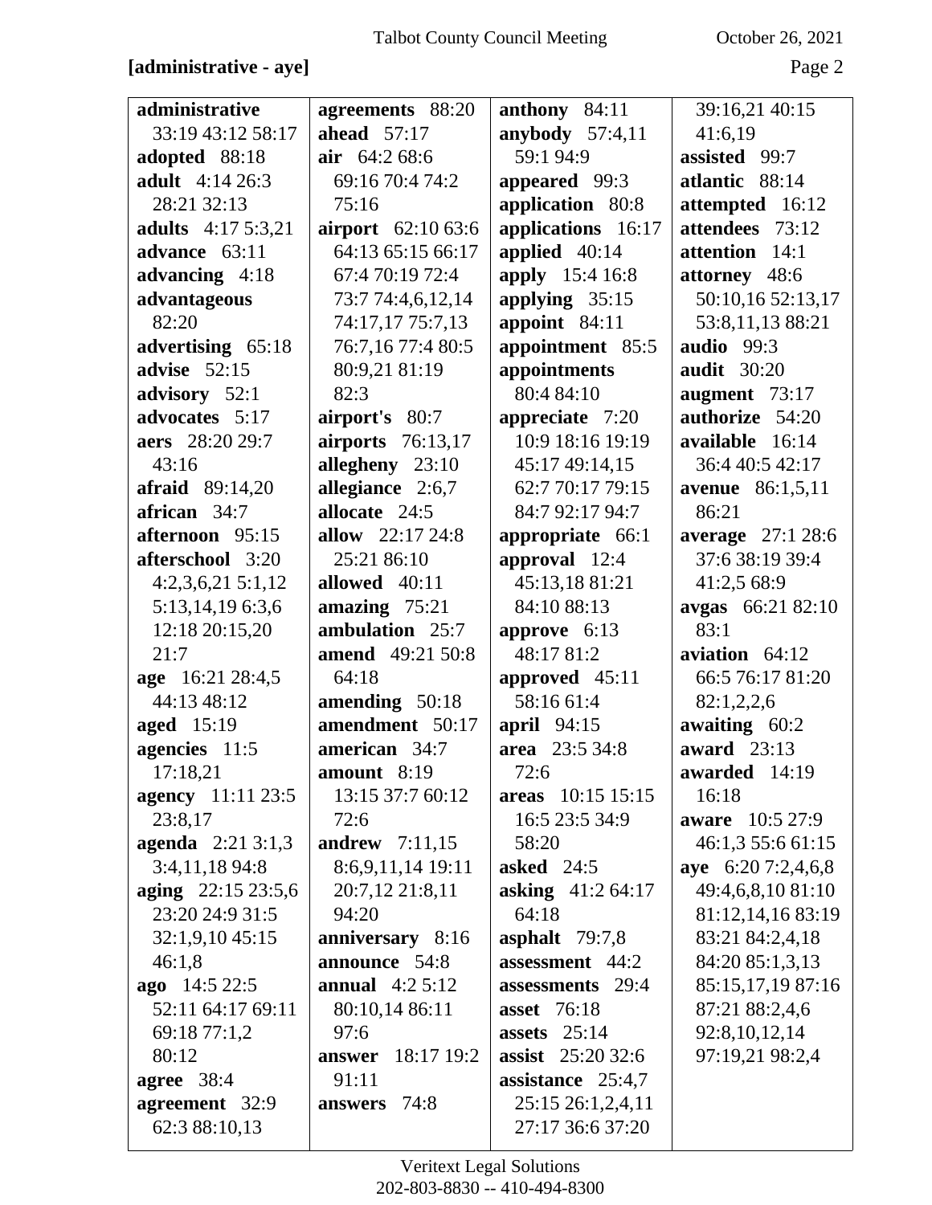**[administrative - aye]**

**administrative** 33:19 43:12 58:17
**adopted** 88:18
**adult** 4:14 26:3 28:21 32:13
**adults** 4:17 5:3,21
**advance** 63:11
**advancing** 4:18
**advantageous** 82:20
**advertising** 65:18
**advise** 52:15
**advisory** 52:1
**advocates** 5:17
**aers** 28:20 29:7 43:16
**afraid** 89:14,20
**african** 34:7
**afternoon** 95:15
**afterschool** 3:20 4:2,3,6,21 5:1,12 5:13,14,19 6:3,6 12:18 20:15,20 21:7
**age** 16:21 28:4,5 44:13 48:12
**aged** 15:19
**agencies** 11:5 17:18,21
**agency** 11:11 23:5 23:8,17
**agenda** 2:21 3:1,3 3:4,11,18 94:8
**aging** 22:15 23:5,6 23:20 24:9 31:5 32:1,9,10 45:15 46:1,8
**ago** 14:5 22:5 52:11 64:17 69:11 69:18 77:1,2 80:12
**agree** 38:4
**agreement** 32:9 62:3 88:10,13
**agreements** 88:20
**ahead** 57:17
**air** 64:2 68:6 69:16 70:4 74:2 75:16
**airport** 62:10 63:6 64:13 65:15 66:17 67:4 70:19 72:4 73:7 74:4,6,12,14 74:17,17 75:7,13 76:7,16 77:4 80:5 80:9,21 81:19 82:3
**airport's** 80:7
**airports** 76:13,17
**allegheny** 23:10
**allegiance** 2:6,7
**allocate** 24:5
**allow** 22:17 24:8 25:21 86:10
**allowed** 40:11
**amazing** 75:21
**ambulation** 25:7
**amend** 49:21 50:8 64:18
**amending** 50:18
**amendment** 50:17
**american** 34:7
**amount** 8:19 13:15 37:7 60:12 72:6
**andrew** 7:11,15 8:6,9,11,14 19:11 20:7,12 21:8,11 94:20
**anniversary** 8:16
**announce** 54:8
**annual** 4:2 5:12 80:10,14 86:11 97:6
**answer** 18:17 19:2 91:11
**answers** 74:8
**anthony** 84:11
**anybody** 57:4,11 59:1 94:9
**appeared** 99:3
**application** 80:8
**applications** 16:17
**applied** 40:14
**apply** 15:4 16:8
**applying** 35:15
**appoint** 84:11
**appointment** 85:5
**appointments** 80:4 84:10
**appreciate** 7:20 10:9 18:16 19:19 45:17 49:14,15 62:7 70:17 79:15 84:7 92:17 94:7
**appropriate** 66:1
**approval** 12:4 45:13,18 81:21 84:10 88:13
**approve** 6:13 48:17 81:2
**approved** 45:11 58:16 61:4
**april** 94:15
**area** 23:5 34:8 72:6
**areas** 10:15 15:15 16:5 23:5 34:9 58:20
**asked** 24:5
**asking** 41:2 64:17 64:18
**asphalt** 79:7,8
**assessment** 44:2
**assessments** 29:4
**asset** 76:18
**assets** 25:14
**assist** 25:20 32:6
**assistance** 25:4,7 25:15 26:1,2,4,11 27:17 36:6 37:20 39:16,21 40:15 41:6,19
**assisted** 99:7
**atlantic** 88:14
**attempted** 16:12
**attendees** 73:12
**attention** 14:1
**attorney** 48:6 50:10,16 52:13,17 53:8,11,13 88:21
**audio** 99:3
**audit** 30:20
**augment** 73:17
**authorize** 54:20
**available** 16:14 36:4 40:5 42:17
**avenue** 86:1,5,11 86:21
**average** 27:1 28:6 37:6 38:19 39:4 41:2,5 68:9
**avgas** 66:21 82:10 83:1
**aviation** 64:12 66:5 76:17 81:20 82:1,2,2,6
**awaiting** 60:2
**award** 23:13
**awarded** 14:19 16:18
**aware** 10:5 27:9 46:1,3 55:6 61:15
**aye** 6:20 7:2,4,6,8 49:4,6,8,10 81:10 81:12,14,16 83:19 83:21 84:2,4,18 84:20 85:1,3,13 85:15,17,19 87:16 87:21 88:2,4,6 92:8,10,12,14 97:19,21 98:2,4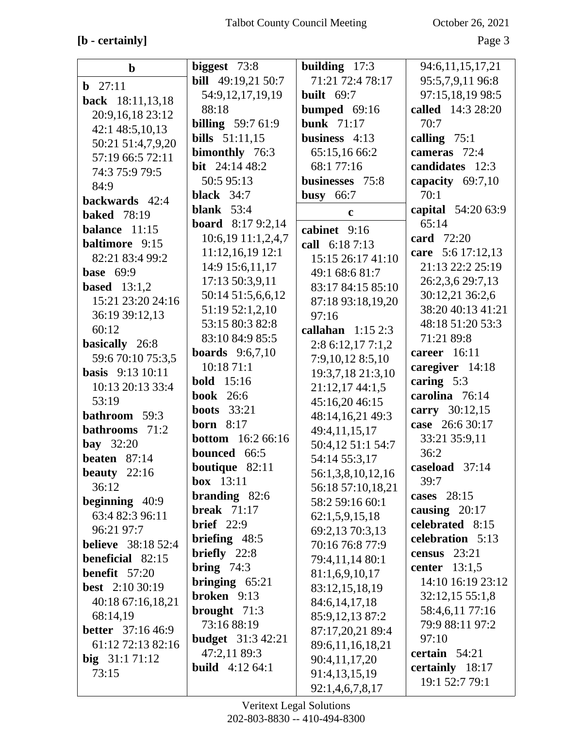**[b - certainly]**

**b**

**b** 27:11
**back** 18:11,13,18 20:9,16,18 23:12 42:1 48:5,10,13 50:21 51:4,7,9,20 57:19 66:5 72:11 74:3 75:9 79:5 84:9
**backwards** 42:4
**baked** 78:19
**balance** 11:15
**baltimore** 9:15 82:21 83:4 99:2
**base** 69:9
**based** 13:1,2 15:21 23:20 24:16 36:19 39:12,13 60:12
**basically** 26:8 59:6 70:10 75:3,5
**basis** 9:13 10:11 10:13 20:13 33:4 53:19
**bathroom** 59:3
**bathrooms** 71:2
**bay** 32:20
**beaten** 87:14
**beauty** 22:16 36:12
**beginning** 40:9 63:4 82:3 96:11 96:21 97:7
**believe** 38:18 52:4
**beneficial** 82:15
**benefit** 57:20
**best** 2:10 30:19 40:18 67:16,18,21 68:14,19
**better** 37:16 46:9 61:12 72:13 82:16
**big** 31:1 71:12 73:15
**biggest** 73:8
**bill** 49:19,21 50:7 54:9,12,17,19,19 88:18
**billing** 59:7 61:9
**bills** 51:11,15
**bimonthly** 76:3
**bit** 24:14 48:2 50:5 95:13
**black** 34:7
**blank** 53:4
**board** 8:17 9:2,14 10:6,19 11:1,2,4,7 11:12,16,19 12:1 14:9 15:6,11,17 17:13 50:3,9,11 50:14 51:5,6,6,12 51:19 52:1,2,10 53:15 80:3 82:8 83:10 84:9 85:5
**boards** 9:6,7,10 10:18 71:1
**bold** 15:16
**book** 26:6
**boots** 33:21
**born** 8:17
**bottom** 16:2 66:16
**bounced** 66:5
**boutique** 82:11
**box** 13:11
**branding** 82:6
**break** 71:17
**brief** 22:9
**briefing** 48:5
**briefly** 22:8
**bring** 74:3
**bringing** 65:21
**broken** 9:13
**brought** 71:3 73:16 88:19
**budget** 31:3 42:21 47:2,11 89:3
**build** 4:12 64:1
**building** 17:3 71:21 72:4 78:17
**built** 69:7
**bumped** 69:16
**bunk** 71:17
**business** 4:13 65:15,16 66:2 68:1 77:16
**businesses** 75:8
**busy** 66:7

**c**

**cabinet** 9:16
**call** 6:18 7:13 15:15 26:17 41:10 49:1 68:6 81:7 83:17 84:15 85:10 87:18 93:18,19,20 97:16
**callahan** 1:15 2:3 2:8 6:12,17 7:1,2 7:9,10,12 8:5,10 19:3,7,18 21:3,10 21:12,17 44:1,5 45:16,20 46:15 48:14,16,21 49:3 49:4,11,15,17 50:4,12 51:1 54:7 54:14 55:3,17 56:1,3,8,10,12,16 56:18 57:10,18,21 58:2 59:16 60:1 62:1,5,9,15,18 69:2,13 70:3,13 70:16 76:8 77:9 79:4,11,14 80:1 81:1,6,9,10,17 83:12,15,18,19 84:6,14,17,18 85:9,12,13 87:2 87:17,20,21 89:4 89:6,11,16,18,21 90:4,11,17,20 91:4,13,15,19 92:1,4,6,7,8,17 94:6,11,15,17,21 95:5,7,9,11 96:8 97:15,18,19 98:5
**called** 14:3 28:20 70:7
**calling** 75:1
**cameras** 72:4
**candidates** 12:3
**capacity** 69:7,10 70:1
**capital** 54:20 63:9 65:14
**card** 72:20
**care** 5:6 17:12,13 21:13 22:2 25:19 26:2,3,6 29:7,13 30:12,21 36:2,6 38:20 40:13 41:21 48:18 51:20 53:3 71:21 89:8
**career** 16:11
**caregiver** 14:18
**caring** 5:3
**carolina** 76:14
**carry** 30:12,15
**case** 26:6 30:17 33:21 35:9,11 36:2
**caseload** 37:14 39:7
**cases** 28:15
**causing** 20:17
**celebrated** 8:15
**celebration** 5:13
**census** 23:21
**center** 13:1,5 14:10 16:19 23:12 32:12,15 55:1,8 58:4,6,11 77:16 79:9 88:11 97:2 97:10
**certain** 54:21
**certainly** 18:17 19:1 52:7 79:1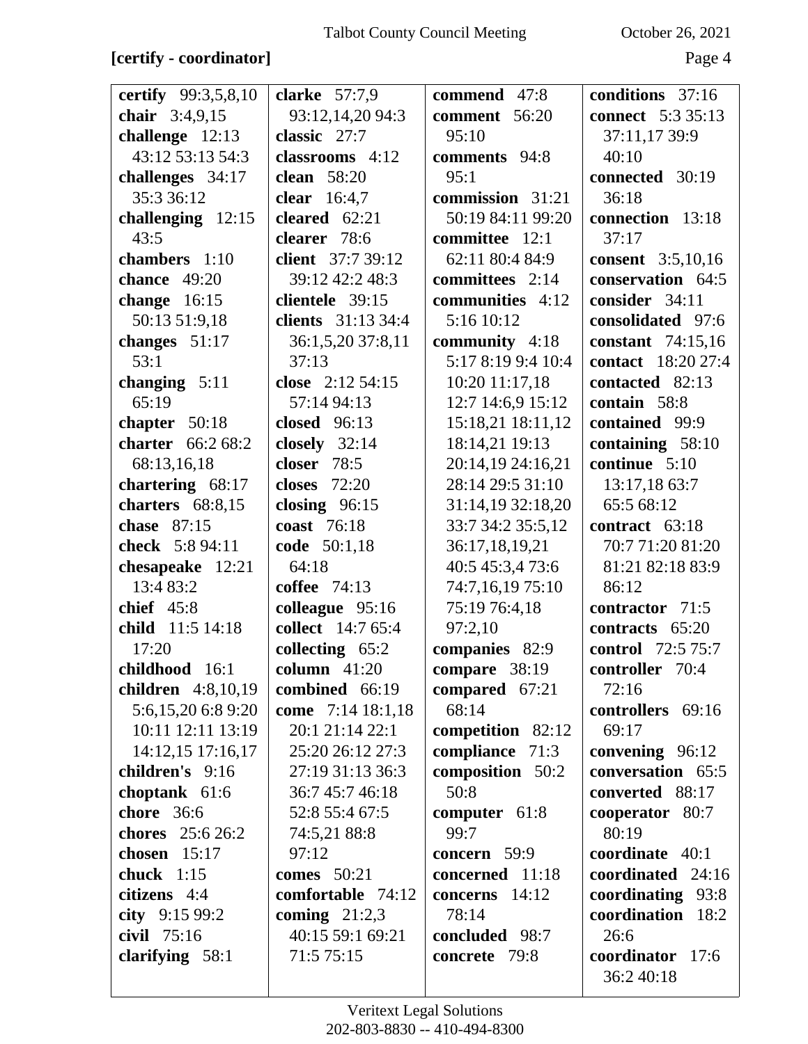**[certify - coordinator]**

**certify** 99:3,5,8,10
**chair** 3:4,9,15
**challenge** 12:13 43:12 53:13 54:3
**challenges** 34:17 35:3 36:12
**challenging** 12:15 43:5
**chambers** 1:10
**chance** 49:20
**change** 16:15 50:13 51:9,18
**changes** 51:17 53:1
**changing** 5:11 65:19
**chapter** 50:18
**charter** 66:2 68:2 68:13,16,18
**chartering** 68:17
**charters** 68:8,15
**chase** 87:15
**check** 5:8 94:11
**chesapeake** 12:21 13:4 83:2
**chief** 45:8
**child** 11:5 14:18 17:20
**childhood** 16:1
**children** 4:8,10,19 5:6,15,20 6:8 9:20 10:11 12:11 13:19 14:12,15 17:16,17
**children's** 9:16
**choptank** 61:6
**chore** 36:6
**chores** 25:6 26:2
**chosen** 15:17
**chuck** 1:15
**citizens** 4:4
**city** 9:15 99:2
**civil** 75:16
**clarifying** 58:1

**clarke** 57:7,9 93:12,14,20 94:3
**classic** 27:7
**classrooms** 4:12
**clean** 58:20
**clear** 16:4,7
**cleared** 62:21
**clearer** 78:6
**client** 37:7 39:12 39:12 42:2 48:3
**clientele** 39:15
**clients** 31:13 34:4 36:1,5,20 37:8,11 37:13
**close** 2:12 54:15 57:14 94:13
**closed** 96:13
**closely** 32:14
**closer** 78:5
**closes** 72:20
**closing** 96:15
**coast** 76:18
**code** 50:1,18 64:18
**coffee** 74:13
**colleague** 95:16
**collect** 14:7 65:4
**collecting** 65:2
**column** 41:20
**combined** 66:19
**come** 7:14 18:1,18 20:1 21:14 22:1 25:20 26:12 27:3 27:19 31:13 36:3 36:7 45:7 46:18 52:8 55:4 67:5 74:5,21 88:8 97:12
**comes** 50:21
**comfortable** 74:12
**coming** 21:2,3 40:15 59:1 69:21 71:5 75:15

**commend** 47:8
**comment** 56:20 95:10
**comments** 94:8 95:1
**commission** 31:21 50:19 84:11 99:20
**committee** 12:1 62:11 80:4 84:9
**committees** 2:14
**communities** 4:12 5:16 10:12
**community** 4:18 5:17 8:19 9:4 10:4 10:20 11:17,18 12:7 14:6,9 15:12 15:18,21 18:11,12 18:14,21 19:13 20:14,19 24:16,21 28:14 29:5 31:10 31:14,19 32:18,20 33:7 34:2 35:5,12 36:17,18,19,21 40:5 45:3,4 73:6 74:7,16,19 75:10 75:19 76:4,18 97:2,10
**companies** 82:9
**compare** 38:19
**compared** 67:21 68:14
**competition** 82:12
**compliance** 71:3
**composition** 50:2 50:8
**computer** 61:8 99:7
**concern** 59:9
**concerned** 11:18
**concerns** 14:12 78:14
**concluded** 98:7
**concrete** 79:8

**conditions** 37:16
**connect** 5:3 35:13 37:11,17 39:9 40:10
**connected** 30:19 36:18
**connection** 13:18 37:17
**consent** 3:5,10,16
**conservation** 64:5
**consider** 34:11
**consolidated** 97:6
**constant** 74:15,16
**contact** 18:20 27:4
**contacted** 82:13
**contain** 58:8
**contained** 99:9
**containing** 58:10
**continue** 5:10 13:17,18 63:7 65:5 68:12
**contract** 63:18 70:7 71:20 81:20 81:21 82:18 83:9 86:12
**contractor** 71:5
**contracts** 65:20
**control** 72:5 75:7
**controller** 70:4 72:16
**controllers** 69:16 69:17
**convening** 96:12
**conversation** 65:5
**converted** 88:17
**cooperator** 80:7 80:19
**coordinate** 40:1
**coordinated** 24:16
**coordinating** 93:8
**coordination** 18:2 26:6
**coordinator** 17:6 36:2 40:18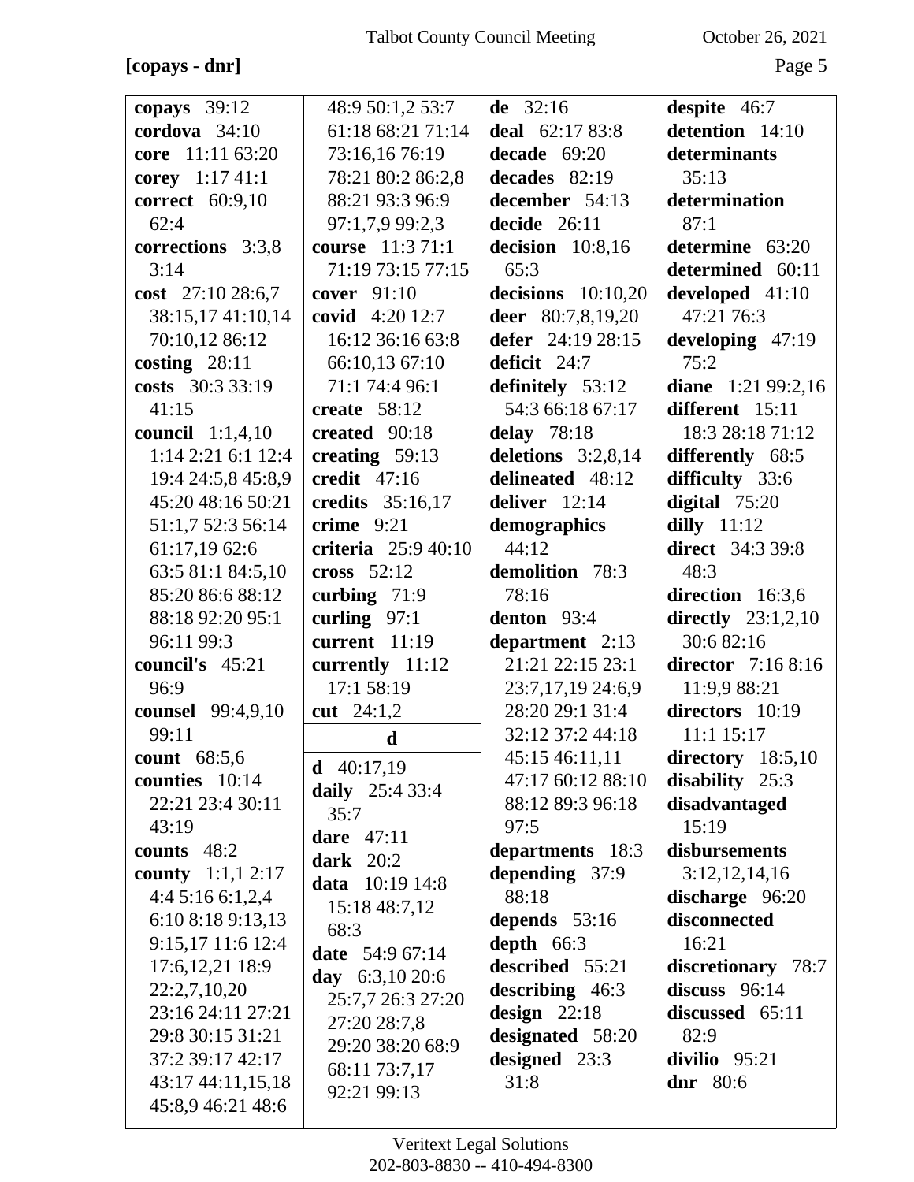**[copays - dnr]**

**copays** 39:12
**cordova** 34:10
**core** 11:11 63:20
**corey** 1:17 41:1
**correct** 60:9,10 62:4
**corrections** 3:3,8 3:14
**cost** 27:10 28:6,7 38:15,17 41:10,14 70:10,12 86:12
**costing** 28:11
**costs** 30:3 33:19 41:15
**council** 1:1,4,10 1:14 2:21 6:1 12:4 19:4 24:5,8 45:8,9 45:20 48:16 50:21 51:1,7 52:3 56:14 61:17,19 62:6 63:5 81:1 84:5,10 85:20 86:6 88:12 88:18 92:20 95:1 96:11 99:3
**council's** 45:21 96:9
**counsel** 99:4,9,10 99:11
**count** 68:5,6
**counties** 10:14 22:21 23:4 30:11 43:19
**counts** 48:2
**county** 1:1,1 2:17 4:4 5:16 6:1,2,4 6:10 8:18 9:13,13 9:15,17 11:6 12:4 17:6,12,21 18:9 22:2,7,10,20 23:16 24:11 27:21 29:8 30:15 31:21 37:2 39:17 42:17 43:17 44:11,15,18 45:8,9 46:21 48:6 48:9 50:1,2 53:7 61:18 68:21 71:14 73:16,16 76:19 78:21 80:2 86:2,8 88:21 93:3 96:9 97:1,7,9 99:2,3
**course** 11:3 71:1 71:19 73:15 77:15
**cover** 91:10
**covid** 4:20 12:7 16:12 36:16 63:8 66:10,13 67:10 71:1 74:4 96:1
**create** 58:12
**created** 90:18
**creating** 59:13
**credit** 47:16
**credits** 35:16,17
**crime** 9:21
**criteria** 25:9 40:10
**cross** 52:12
**curbing** 71:9
**curling** 97:1
**current** 11:19
**currently** 11:12 17:1 58:19
**cut** 24:1,2

**d**

**d** 40:17,19
**daily** 25:4 33:4 35:7
**dare** 47:11
**dark** 20:2
**data** 10:19 14:8 15:18 48:7,12 68:3
**date** 54:9 67:14
**day** 6:3,10 20:6 25:7,7 26:3 27:20 27:20 28:7,8 29:20 38:20 68:9 68:11 73:7,17 92:21 99:13
**de** 32:16
**deal** 62:17 83:8
**decade** 69:20
**decades** 82:19
**december** 54:13
**decide** 26:11
**decision** 10:8,16 65:3
**decisions** 10:10,20
**deer** 80:7,8,19,20
**defer** 24:19 28:15
**deficit** 24:7
**definitely** 53:12 54:3 66:18 67:17
**delay** 78:18
**deletions** 3:2,8,14
**delineated** 48:12
**deliver** 12:14
**demographics** 44:12
**demolition** 78:3 78:16
**denton** 93:4
**department** 2:13 21:21 22:15 23:1 23:7,17,19 24:6,9 28:20 29:1 31:4 32:12 37:2 44:18 45:15 46:11,11 47:17 60:12 88:10 88:12 89:3 96:18 97:5
**departments** 18:3
**depending** 37:9 88:18
**depends** 53:16
**depth** 66:3
**described** 55:21
**describing** 46:3
**design** 22:18
**designated** 58:20
**designed** 23:3 31:8
**despite** 46:7
**detention** 14:10
**determinants** 35:13
**determination** 87:1
**determine** 63:20
**determined** 60:11
**developed** 41:10 47:21 76:3
**developing** 47:19 75:2
**diane** 1:21 99:2,16
**different** 15:11 18:3 28:18 71:12
**differently** 68:5
**difficulty** 33:6
**digital** 75:20
**dilly** 11:12
**direct** 34:3 39:8 48:3
**direction** 16:3,6
**directly** 23:1,2,10 30:6 82:16
**director** 7:16 8:16 11:9,9 88:21
**directors** 10:19 11:1 15:17
**directory** 18:5,10
**disability** 25:3
**disadvantaged** 15:19
**disbursements** 3:12,12,14,16
**discharge** 96:20
**disconnected** 16:21
**discretionary** 78:7
**discuss** 96:14
**discussed** 65:11 82:9
**divilio** 95:21
**dnr** 80:6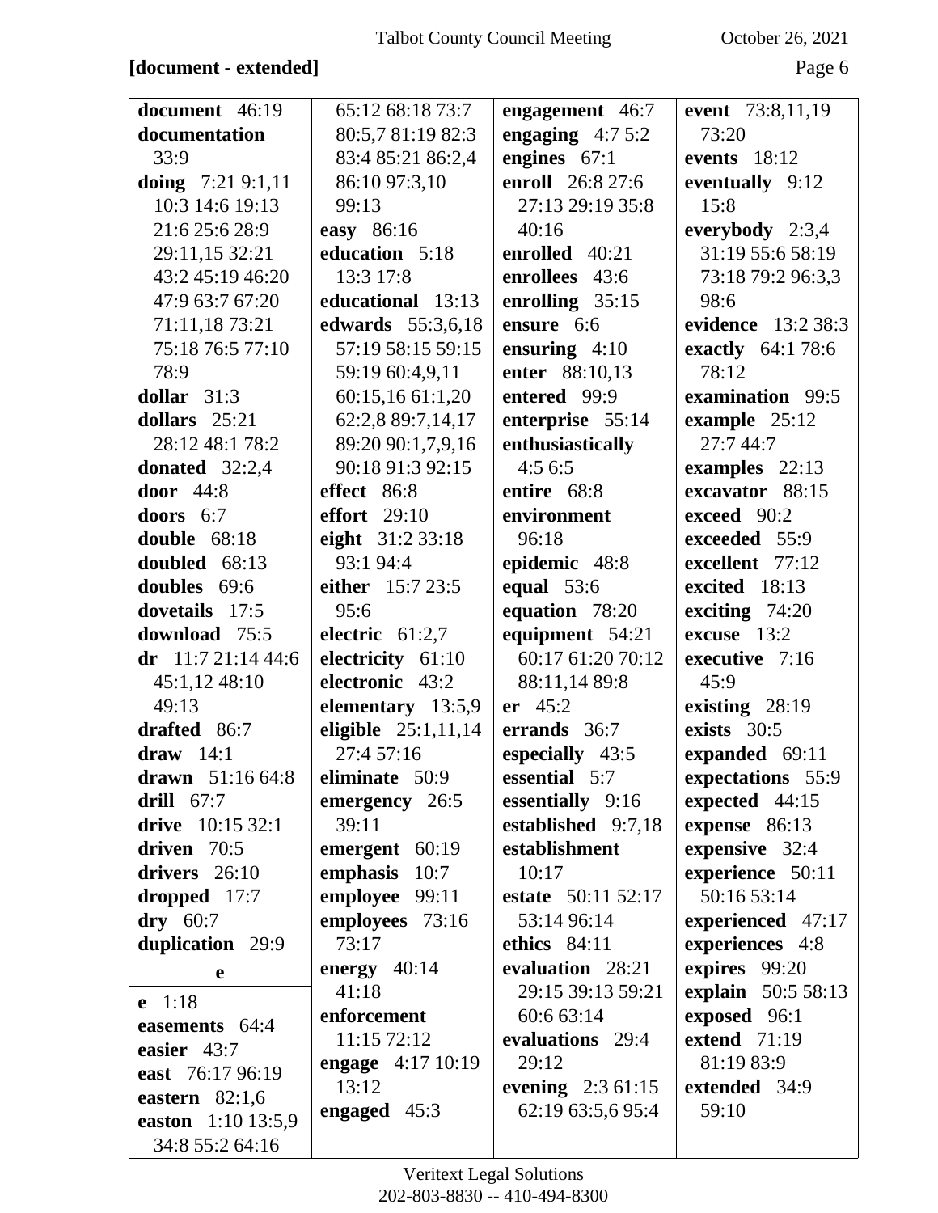**[document - extended]**

**document** 46:19
**documentation** 33:9
**doing** 7:21 9:1,11 10:3 14:6 19:13 21:6 25:6 28:9 29:11,15 32:21 43:2 45:19 46:20 47:9 63:7 67:20 71:11,18 73:21 75:18 76:5 77:10 78:9
**dollar** 31:3
**dollars** 25:21 28:12 48:1 78:2
**donated** 32:2,4
**door** 44:8
**doors** 6:7
**double** 68:18
**doubled** 68:13
**doubles** 69:6
**dovetails** 17:5
**download** 75:5
**dr** 11:7 21:14 44:6 45:1,12 48:10 49:13
**drafted** 86:7
**draw** 14:1
**drawn** 51:16 64:8
**drill** 67:7
**drive** 10:15 32:1
**driven** 70:5
**drivers** 26:10
**dropped** 17:7
**dry** 60:7
**duplication** 29:9

**e**

**e** 1:18
**easements** 64:4
**easier** 43:7
**east** 76:17 96:19
**eastern** 82:1,6
**easton** 1:10 13:5,9 34:8 55:2 64:16 65:12 68:18 73:7 80:5,7 81:19 82:3 83:4 85:21 86:2,4 86:10 97:3,10 99:13
**easy** 86:16
**education** 5:18 13:3 17:8
**educational** 13:13
**edwards** 55:3,6,18 57:19 58:15 59:15 59:19 60:4,9,11 60:15,16 61:1,20 62:2,8 89:7,14,17 89:20 90:1,7,9,16 90:18 91:3 92:15
**effect** 86:8
**effort** 29:10
**eight** 31:2 33:18 93:1 94:4
**either** 15:7 23:5 95:6
**electric** 61:2,7
**electricity** 61:10
**electronic** 43:2
**elementary** 13:5,9
**eligible** 25:1,11,14 27:4 57:16
**eliminate** 50:9
**emergency** 26:5 39:11
**emergent** 60:19
**emphasis** 10:7
**employee** 99:11
**employees** 73:16 73:17
**energy** 40:14 41:18
**enforcement** 11:15 72:12
**engage** 4:17 10:19 13:12
**engaged** 45:3
**engagement** 46:7
**engaging** 4:7 5:2
**engines** 67:1
**enroll** 26:8 27:6 27:13 29:19 35:8 40:16
**enrolled** 40:21
**enrollees** 43:6
**enrolling** 35:15
**ensure** 6:6
**ensuring** 4:10
**enter** 88:10,13
**entered** 99:9
**enterprise** 55:14
**enthusiastically** 4:5 6:5
**entire** 68:8
**environment** 96:18
**epidemic** 48:8
**equal** 53:6
**equation** 78:20
**equipment** 54:21 60:17 61:20 70:12 88:11,14 89:8
**er** 45:2
**errands** 36:7
**especially** 43:5
**essential** 5:7
**essentially** 9:16
**established** 9:7,18
**establishment** 10:17
**estate** 50:11 52:17 53:14 96:14
**ethics** 84:11
**evaluation** 28:21 29:15 39:13 59:21 60:6 63:14
**evaluations** 29:4 29:12
**evening** 2:3 61:15 62:19 63:5,6 95:4
**event** 73:8,11,19 73:20
**events** 18:12
**eventually** 9:12 15:8
**everybody** 2:3,4 31:19 55:6 58:19 73:18 79:2 96:3,3 98:6
**evidence** 13:2 38:3
**exactly** 64:1 78:6 78:12
**examination** 99:5
**example** 25:12 27:7 44:7
**examples** 22:13
**excavator** 88:15
**exceed** 90:2
**exceeded** 55:9
**excellent** 77:12
**excited** 18:13
**exciting** 74:20
**excuse** 13:2
**executive** 7:16 45:9
**existing** 28:19
**exists** 30:5
**expanded** 69:11
**expectations** 55:9
**expected** 44:15
**expense** 86:13
**expensive** 32:4
**experience** 50:11 50:16 53:14
**experienced** 47:17
**experiences** 4:8
**expires** 99:20
**explain** 50:5 58:13
**exposed** 96:1
**extend** 71:19 81:19 83:9
**extended** 34:9 59:10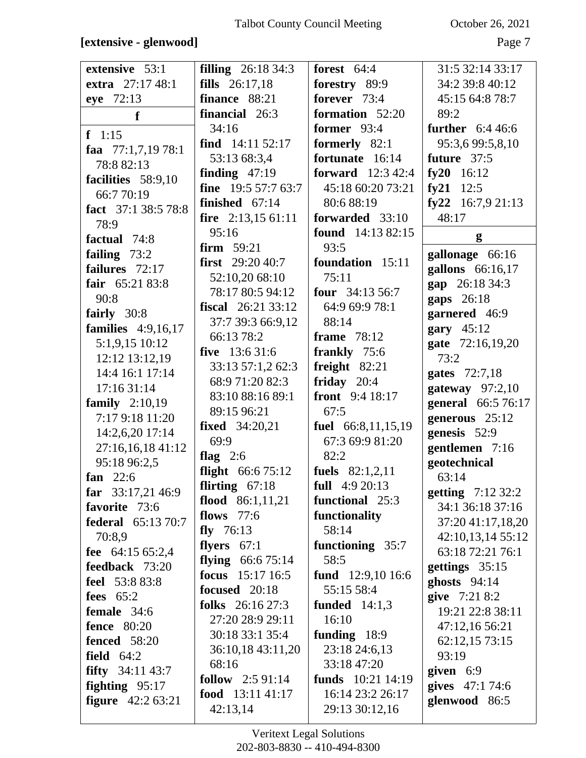**[extensive - glenwood]**

**extensive** 53:1
**extra** 27:17 48:1
**eye** 72:13

**f**

**f** 1:15
**faa** 77:1,7,19 78:1 78:8 82:13
**facilities** 58:9,10 66:7 70:19
**fact** 37:1 38:5 78:8 78:9
**factual** 74:8
**failing** 73:2
**failures** 72:17
**fair** 65:21 83:8 90:8
**fairly** 30:8
**families** 4:9,16,17 5:1,9,15 10:12 12:12 13:12,19 14:4 16:1 17:14 17:16 31:14
**family** 2:10,19 7:17 9:18 11:20 14:2,6,20 17:14 27:16,16,18 41:12 95:18 96:2,5
**fan** 22:6
**far** 33:17,21 46:9
**favorite** 73:6
**federal** 65:13 70:7 70:8,9
**fee** 64:15 65:2,4
**feedback** 73:20
**feel** 53:8 83:8
**fees** 65:2
**female** 34:6
**fence** 80:20
**fenced** 58:20
**field** 64:2
**fifty** 34:11 43:7
**fighting** 95:17
**figure** 42:2 63:21
**filling** 26:18 34:3
**fills** 26:17,18
**finance** 88:21
**financial** 26:3 34:16
**find** 14:11 52:17 53:13 68:3,4
**finding** 47:19
**fine** 19:5 57:7 63:7
**finished** 67:14
**fire** 2:13,15 61:11 95:16
**firm** 59:21
**first** 29:20 40:7 52:10,20 68:10 78:17 80:5 94:12
**fiscal** 26:21 33:12 37:7 39:3 66:9,12 66:13 78:2
**five** 13:6 31:6 33:13 57:1,2 62:3 68:9 71:20 82:3 83:10 88:16 89:1 89:15 96:21
**fixed** 34:20,21 69:9
**flag** 2:6
**flight** 66:6 75:12
**flirting** 67:18
**flood** 86:1,11,21
**flows** 77:6
**fly** 76:13
**flyers** 67:1
**flying** 66:6 75:14
**focus** 15:17 16:5
**focused** 20:18
**folks** 26:16 27:3 27:20 28:9 29:11 30:18 33:1 35:4 36:10,18 43:11,20 68:16
**follow** 2:5 91:14
**food** 13:11 41:17 42:13,14
**forest** 64:4
**forestry** 89:9
**forever** 73:4
**formation** 52:20
**former** 93:4
**formerly** 82:1
**fortunate** 16:14
**forward** 12:3 42:4 45:18 60:20 73:21 80:6 88:19
**forwarded** 33:10
**found** 14:13 82:15 93:5
**foundation** 15:11 75:11
**four** 34:13 56:7 64:9 69:9 78:1 88:14
**frame** 78:12
**frankly** 75:6
**freight** 82:21
**friday** 20:4
**front** 9:4 18:17 67:5
**fuel** 66:8,11,15,19 67:3 69:9 81:20 82:2
**fuels** 82:1,2,11
**full** 4:9 20:13
**functional** 25:3
**functionality** 58:14
**functioning** 35:7 58:5
**fund** 12:9,10 16:6 55:15 58:4
**funded** 14:1,3 16:10
**funding** 18:9 23:18 24:6,13 33:18 47:20
**funds** 10:21 14:19 16:14 23:2 26:17 29:13 30:12,16 31:5 32:14 33:17 34:2 39:8 40:12 45:15 64:8 78:7 89:2
**further** 6:4 46:6 95:3,6 99:5,8,10
**future** 37:5
**fy20** 16:12
**fy21** 12:5
**fy22** 16:7,9 21:13 48:17

**g**

**gallonage** 66:16
**gallons** 66:16,17
**gap** 26:18 34:3
**gaps** 26:18
**garnered** 46:9
**gary** 45:12
**gate** 72:16,19,20 73:2
**gates** 72:7,18
**gateway** 97:2,10
**general** 66:5 76:17
**generous** 25:12
**genesis** 52:9
**gentlemen** 7:16
**geotechnical** 63:14
**getting** 7:12 32:2 34:1 36:18 37:16 37:20 41:17,18,20 42:10,13,14 55:12 63:18 72:21 76:1
**gettings** 35:15
**ghosts** 94:14
**give** 7:21 8:2 19:21 22:8 38:11 47:12,16 56:21 62:12,15 73:15 93:19
**given** 6:9
**gives** 47:1 74:6
**glenwood** 86:5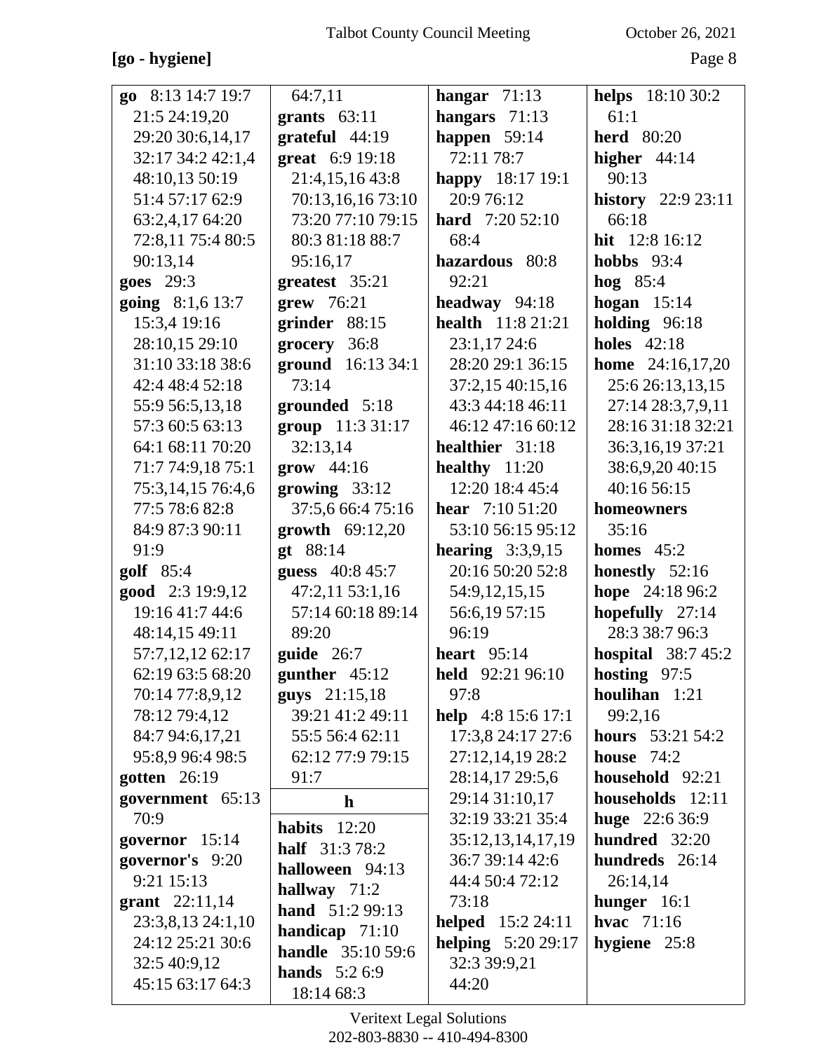**[go - hygiene]**

**go** 8:13 14:7 19:7 21:5 24:19,20 29:20 30:6,14,17 32:17 34:2 42:1,4 48:10,13 50:19 51:4 57:17 62:9 63:2,4,17 64:20 72:8,11 75:4 80:5 90:13,14
**goes** 29:3
**going** 8:1,6 13:7 15:3,4 19:16 28:10,15 29:10 31:10 33:18 38:6 42:4 48:4 52:18 55:9 56:5,13,18 57:3 60:5 63:13 64:1 68:11 70:20 71:7 74:9,18 75:1 75:3,14,15 76:4,6 77:5 78:6 82:8 84:9 87:3 90:11 91:9
**golf** 85:4
**good** 2:3 19:9,12 19:16 41:7 44:6 48:14,15 49:11 57:7,12,12 62:17 62:19 63:5 68:20 70:14 77:8,9,12 78:12 79:4,12 84:7 94:6,17,21 95:8,9 96:4 98:5
**gotten** 26:19
**government** 65:13 70:9
**governor** 15:14
**governor's** 9:20 9:21 15:13
**grant** 22:11,14 23:3,8,13 24:1,10 24:12 25:21 30:6 32:5 40:9,12 45:15 63:17 64:3 64:7,11
**grants** 63:11
**grateful** 44:19
**great** 6:9 19:18 21:4,15,16 43:8 70:13,16,16 73:10 73:20 77:10 79:15 80:3 81:18 88:7 95:16,17
**greatest** 35:21
**grew** 76:21
**grinder** 88:15
**grocery** 36:8
**ground** 16:13 34:1 73:14
**grounded** 5:18
**group** 11:3 31:17 32:13,14
**grow** 44:16
**growing** 33:12 37:5,6 66:4 75:16
**growth** 69:12,20
**gt** 88:14
**guess** 40:8 45:7 47:2,11 53:1,16 57:14 60:18 89:14 89:20
**guide** 26:7
**gunther** 45:12
**guys** 21:15,18 39:21 41:2 49:11 55:5 56:4 62:11 62:12 77:9 79:15 91:7

**h**

**habits** 12:20
**half** 31:3 78:2
**halloween** 94:13
**hallway** 71:2
**hand** 51:2 99:13
**handicap** 71:10
**handle** 35:10 59:6
**hands** 5:2 6:9 18:14 68:3
**hangar** 71:13
**hangars** 71:13
**happen** 59:14 72:11 78:7
**happy** 18:17 19:1 20:9 76:12
**hard** 7:20 52:10 68:4
**hazardous** 80:8 92:21
**headway** 94:18
**health** 11:8 21:21 23:1,17 24:6 28:20 29:1 36:15 37:2,15 40:15,16 43:3 44:18 46:11 46:12 47:16 60:12
**healthier** 31:18
**healthy** 11:20 12:20 18:4 45:4
**hear** 7:10 51:20 53:10 56:15 95:12
**hearing** 3:3,9,15 20:16 50:20 52:8 54:9,12,15,15 56:6,19 57:15 96:19
**heart** 95:14
**held** 92:21 96:10 97:8
**help** 4:8 15:6 17:1 17:3,8 24:17 27:6 27:12,14,19 28:2 28:14,17 29:5,6 29:14 31:10,17 32:19 33:21 35:4 35:12,13,14,17,19 36:7 39:14 42:6 44:4 50:4 72:12 73:18
**helped** 15:2 24:11
**helping** 5:20 29:17 32:3 39:9,21 44:20
**helps** 18:10 30:2 61:1
**herd** 80:20
**higher** 44:14 90:13
**history** 22:9 23:11 66:18
**hit** 12:8 16:12
**hobbs** 93:4
**hog** 85:4
**hogan** 15:14
**holding** 96:18
**holes** 42:18
**home** 24:16,17,20 25:6 26:13,13,15 27:14 28:3,7,9,11 28:16 31:18 32:21 36:3,16,19 37:21 38:6,9,20 40:15 40:16 56:15
**homeowners** 35:16
**homes** 45:2
**honestly** 52:16
**hope** 24:18 96:2
**hopefully** 27:14 28:3 38:7 96:3
**hospital** 38:7 45:2
**hosting** 97:5
**houlihan** 1:21 99:2,16
**hours** 53:21 54:2
**house** 74:2
**household** 92:21
**households** 12:11
**huge** 22:6 36:9
**hundred** 32:20
**hundreds** 26:14 26:14,14
**hunger** 16:1
**hvac** 71:16
**hygiene** 25:8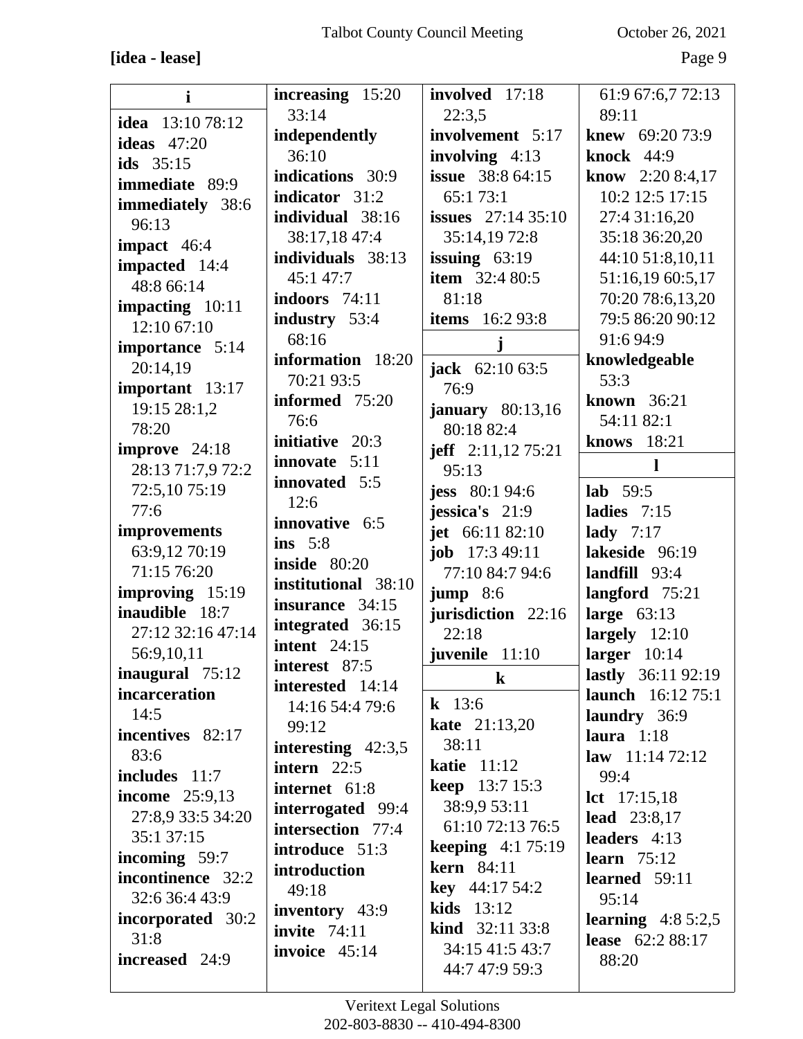**[idea - lease]**

| i | | | |
|---|---|---|---|

**i**

**idea** 13:10 78:12
**ideas** 47:20
**ids** 35:15
**immediate** 89:9
**immediately** 38:6 96:13
**impact** 46:4
**impacted** 14:4 48:8 66:14
**impacting** 10:11 12:10 67:10
**importance** 5:14 20:14,19
**important** 13:17 19:15 28:1,2 78:20
**improve** 24:18 28:13 71:7,9 72:2 72:5,10 75:19 77:6
**improvements** 63:9,12 70:19 71:15 76:20
**improving** 15:19
**inaudible** 18:7 27:12 32:16 47:14 56:9,10,11
**inaugural** 75:12
**incarceration** 14:5
**incentives** 82:17 83:6
**includes** 11:7
**income** 25:9,13 27:8,9 33:5 34:20 35:1 37:15
**incoming** 59:7
**incontinence** 32:2 32:6 36:4 43:9
**incorporated** 30:2 31:8
**increased** 24:9
**increasing** 15:20 33:14
**independently** 36:10
**indications** 30:9
**indicator** 31:2
**individual** 38:16 38:17,18 47:4
**individuals** 38:13 45:1 47:7
**indoors** 74:11
**industry** 53:4 68:16
**information** 18:20 70:21 93:5
**informed** 75:20 76:6
**initiative** 20:3
**innovate** 5:11
**innovated** 5:5 12:6
**innovative** 6:5
**ins** 5:8
**inside** 80:20
**institutional** 38:10
**insurance** 34:15
**integrated** 36:15
**intent** 24:15
**interest** 87:5
**interested** 14:14 14:16 54:4 79:6 99:12
**interesting** 42:3,5
**intern** 22:5
**internet** 61:8
**interrogated** 99:4
**intersection** 77:4
**introduce** 51:3
**introduction** 49:18
**inventory** 43:9
**invite** 74:11
**invoice** 45:14
**involved** 17:18 22:3,5
**involvement** 5:17
**involving** 4:13
**issue** 38:8 64:15 65:1 73:1
**issues** 27:14 35:10 35:14,19 72:8
**issuing** 63:19
**item** 32:4 80:5 81:18
**items** 16:2 93:8

**j**

**jack** 62:10 63:5 76:9
**january** 80:13,16 80:18 82:4
**jeff** 2:11,12 75:21 95:13
**jess** 80:1 94:6
**jessica's** 21:9
**jet** 66:11 82:10
**job** 17:3 49:11 77:10 84:7 94:6
**jump** 8:6
**jurisdiction** 22:16 22:18
**juvenile** 11:10

**k**

**k** 13:6
**kate** 21:13,20 38:11
**katie** 11:12
**keep** 13:7 15:3 38:9,9 53:11 61:10 72:13 76:5
**keeping** 4:1 75:19
**kern** 84:11
**key** 44:17 54:2
**kids** 13:12
**kind** 32:11 33:8 34:15 41:5 43:7 44:7 47:9 59:3 61:9 67:6,7 72:13 89:11
**knew** 69:20 73:9
**knock** 44:9
**know** 2:20 8:4,17 10:2 12:5 17:15 27:4 31:16,20 35:18 36:20,20 44:10 51:8,10,11 51:16,19 60:5,17 70:20 78:6,13,20 79:5 86:20 90:12 91:6 94:9
**knowledgeable** 53:3
**known** 36:21 54:11 82:1
**knows** 18:21

**l**

**lab** 59:5
**ladies** 7:15
**lady** 7:17
**lakeside** 96:19
**landfill** 93:4
**langford** 75:21
**large** 63:13
**largely** 12:10
**larger** 10:14
**lastly** 36:11 92:19
**launch** 16:12 75:1
**laundry** 36:9
**laura** 1:18
**law** 11:14 72:12 99:4
**lct** 17:15,18
**lead** 23:8,17
**leaders** 4:13
**learn** 75:12
**learned** 59:11 95:14
**learning** 4:8 5:2,5
**lease** 62:2 88:17 88:20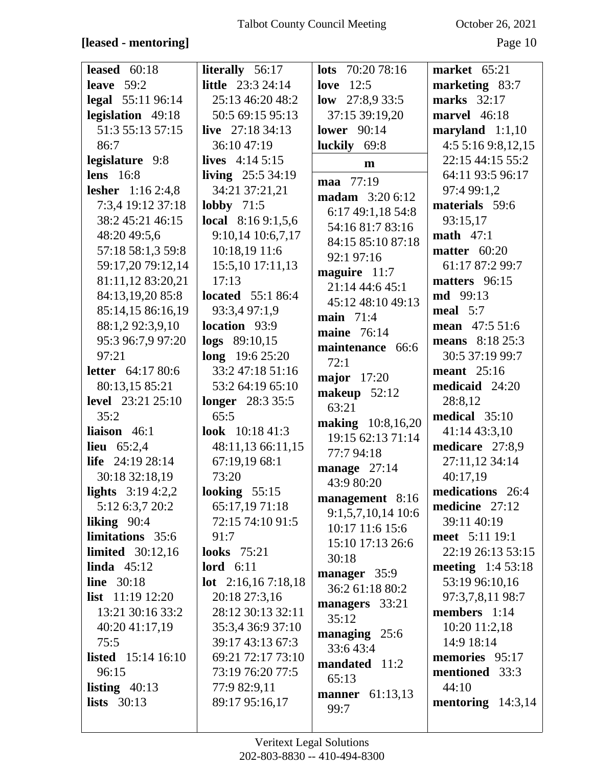**[leased - mentoring]**

**leased** 60:18
**leave** 59:2
**legal** 55:11 96:14
**legislation** 49:18 51:3 55:13 57:15 86:7
**legislature** 9:8
**lens** 16:8
**lesher** 1:16 2:4,8 7:3,4 19:12 37:18 38:2 45:21 46:15 48:20 49:5,6 57:18 58:1,3 59:8 59:17,20 79:12,14 81:11,12 83:20,21 84:13,19,20 85:8 85:14,15 86:16,19 88:1,2 92:3,9,10 95:3 96:7,9 97:20 97:21
**letter** 64:17 80:6 80:13,15 85:21
**level** 23:21 25:10 35:2
**liaison** 46:1
**lieu** 65:2,4
**life** 24:19 28:14 30:18 32:18,19
**lights** 3:19 4:2,2 5:12 6:3,7 20:2
**liking** 90:4
**limitations** 35:6
**limited** 30:12,16
**linda** 45:12
**line** 30:18
**list** 11:19 12:20 13:21 30:16 33:2 40:20 41:17,19 75:5
**listed** 15:14 16:10 96:15
**listing** 40:13
**lists** 30:13
**literally** 56:17
**little** 23:3 24:14 25:13 46:20 48:2 50:5 69:15 95:13
**live** 27:18 34:13 36:10 47:19
**lives** 4:14 5:15
**living** 25:5 34:19 34:21 37:21,21
**lobby** 71:5
**local** 8:16 9:1,5,6 9:10,14 10:6,7,17 10:18,19 11:6 15:5,10 17:11,13 17:13
**located** 55:1 86:4 93:3,4 97:1,9
**location** 93:9
**logs** 89:10,15
**long** 19:6 25:20 33:2 47:18 51:16 53:2 64:19 65:10
**longer** 28:3 35:5 65:5
**look** 10:18 41:3 48:11,13 66:11,15 67:19,19 68:1 73:20
**looking** 55:15 65:17,19 71:18 72:15 74:10 91:5 91:7
**looks** 75:21
**lord** 6:11
**lot** 2:16,16 7:18,18 20:18 27:3,16 28:12 30:13 32:11 35:3,4 36:9 37:10 39:17 43:13 67:3 69:21 72:17 73:10 73:19 76:20 77:5 77:9 82:9,11 89:17 95:16,17
**lots** 70:20 78:16
**love** 12:5
**low** 27:8,9 33:5 37:15 39:19,20
**lower** 90:14
**luckily** 69:8

**m**

**maa** 77:19
**madam** 3:20 6:12 6:17 49:1,18 54:8 54:16 81:7 83:16 84:15 85:10 87:18 92:1 97:16
**maguire** 11:7 21:14 44:6 45:1 45:12 48:10 49:13
**main** 71:4
**maine** 76:14
**maintenance** 66:6 72:1
**major** 17:20
**makeup** 52:12 63:21
**making** 10:8,16,20 19:15 62:13 71:14 77:7 94:18
**manage** 27:14 43:9 80:20
**management** 8:16 9:1,5,7,10,14 10:6 10:17 11:6 15:6 15:10 17:13 26:6 30:18
**manager** 35:9 36:2 61:18 80:2
**managers** 33:21 35:12
**managing** 25:6 33:6 43:4
**mandated** 11:2 65:13
**manner** 61:13,13 99:7
**market** 65:21
**marketing** 83:7
**marks** 32:17
**marvel** 46:18
**maryland** 1:1,10 4:5 5:16 9:8,12,15 22:15 44:15 55:2 64:11 93:5 96:17 97:4 99:1,2
**materials** 59:6 93:15,17
**math** 47:1
**matter** 60:20 61:17 87:2 99:7
**matters** 96:15
**md** 99:13
**meal** 5:7
**mean** 47:5 51:6
**means** 8:18 25:3 30:5 37:19 99:7
**meant** 25:16
**medicaid** 24:20 28:8,12
**medical** 35:10 41:14 43:3,10
**medicare** 27:8,9 27:11,12 34:14 40:17,19
**medications** 26:4
**medicine** 27:12 39:11 40:19
**meet** 5:11 19:1 22:19 26:13 53:15
**meeting** 1:4 53:18 53:19 96:10,16 97:3,7,8,11 98:7
**members** 1:14 10:20 11:2,18 14:9 18:14
**memories** 95:17
**mentioned** 33:3 44:10
**mentoring** 14:3,14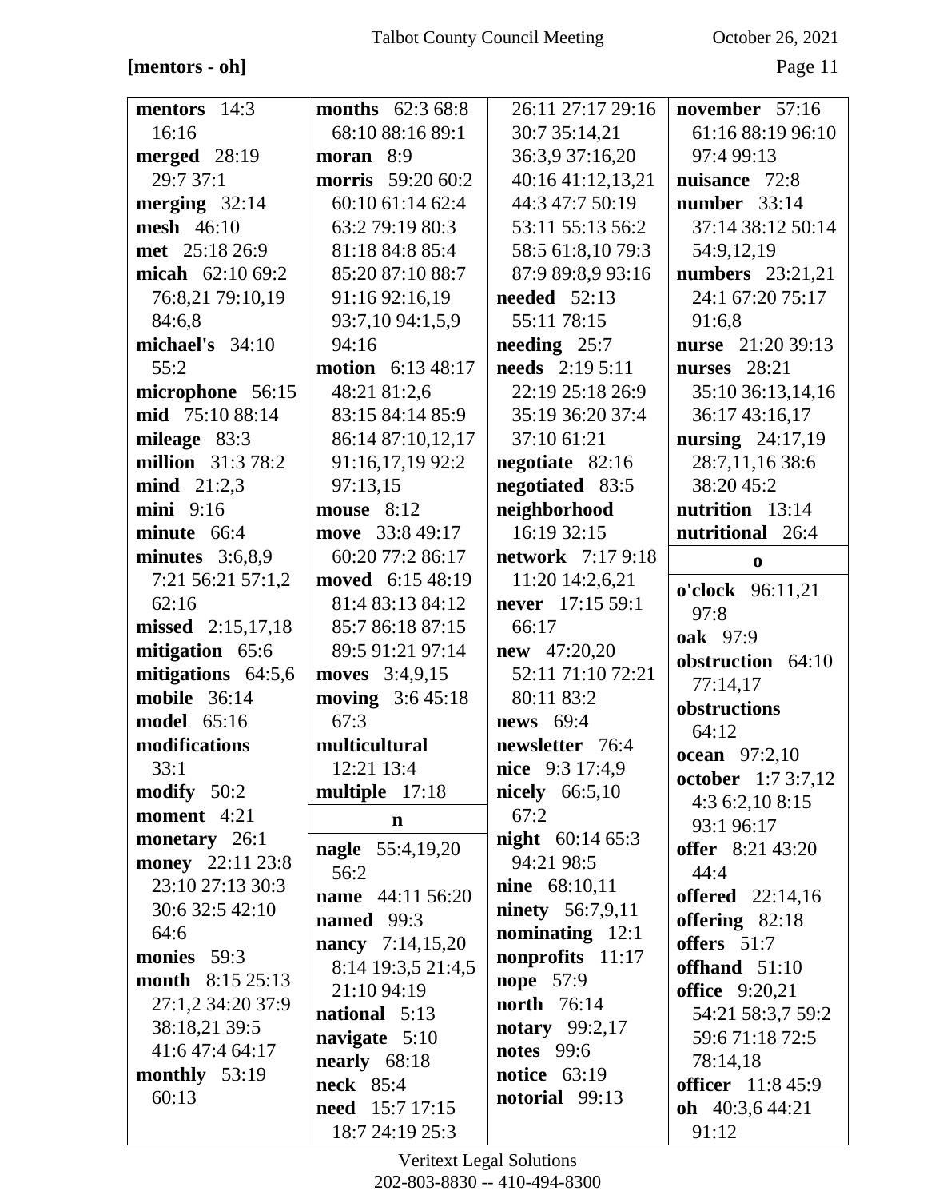**[mentors - oh]**

**mentors** 14:3 16:16
**merged** 28:19 29:7 37:1
**merging** 32:14
**mesh** 46:10
**met** 25:18 26:9
**micah** 62:10 69:2 76:8,21 79:10,19 84:6,8
**michael's** 34:10 55:2
**microphone** 56:15
**mid** 75:10 88:14
**mileage** 83:3
**million** 31:3 78:2
**mind** 21:2,3
**mini** 9:16
**minute** 66:4
**minutes** 3:6,8,9 7:21 56:21 57:1,2 62:16
**missed** 2:15,17,18
**mitigation** 65:6
**mitigations** 64:5,6
**mobile** 36:14
**model** 65:16
**modifications** 33:1
**modify** 50:2
**moment** 4:21
**monetary** 26:1
**money** 22:11 23:8 23:10 27:13 30:3 30:6 32:5 42:10 64:6
**monies** 59:3
**month** 8:15 25:13 27:1,2 34:20 37:9 38:18,21 39:5 41:6 47:4 64:17
**monthly** 53:19 60:13
**months** 62:3 68:8 68:10 88:16 89:1
**moran** 8:9
**morris** 59:20 60:2 60:10 61:14 62:4 63:2 79:19 80:3 81:18 84:8 85:4 85:20 87:10 88:7 91:16 92:16,19 93:7,10 94:1,5,9 94:16
**motion** 6:13 48:17 48:21 81:2,6 83:15 84:14 85:9 86:14 87:10,12,17 91:16,17,19 92:2 97:13,15
**mouse** 8:12
**move** 33:8 49:17 60:20 77:2 86:17
**moved** 6:15 48:19 81:4 83:13 84:12 85:7 86:18 87:15 89:5 91:21 97:14
**moves** 3:4,9,15
**moving** 3:6 45:18 67:3
**multicultural** 12:21 13:4
**multiple** 17:18

**n**

**nagle** 55:4,19,20 56:2
**name** 44:11 56:20
**named** 99:3
**nancy** 7:14,15,20 8:14 19:3,5 21:4,5 21:10 94:19
**national** 5:13
**navigate** 5:10
**nearly** 68:18
**neck** 85:4
**need** 15:7 17:15 18:7 24:19 25:3 26:11 27:17 29:16 30:7 35:14,21 36:3,9 37:16,20 40:16 41:12,13,21 44:3 47:7 50:19 53:11 55:13 56:2 58:5 61:8,10 79:3 87:9 89:8,9 93:16
**needed** 52:13 55:11 78:15
**needing** 25:7
**needs** 2:19 5:11 22:19 25:18 26:9 35:19 36:20 37:4 37:10 61:21
**negotiate** 82:16
**negotiated** 83:5
**neighborhood** 16:19 32:15
**network** 7:17 9:18 11:20 14:2,6,21
**never** 17:15 59:1 66:17
**new** 47:20,20 52:11 71:10 72:21 80:11 83:2
**news** 69:4
**newsletter** 76:4
**nice** 9:3 17:4,9
**nicely** 66:5,10 67:2
**night** 60:14 65:3 94:21 98:5
**nine** 68:10,11
**ninety** 56:7,9,11
**nominating** 12:1
**nonprofits** 11:17
**nope** 57:9
**north** 76:14
**notary** 99:2,17
**notes** 99:6
**notice** 63:19
**notorial** 99:13
**november** 57:16 61:16 88:19 96:10 97:4 99:13
**nuisance** 72:8
**number** 33:14 37:14 38:12 50:14 54:9,12,19
**numbers** 23:21,21 24:1 67:20 75:17 91:6,8
**nurse** 21:20 39:13
**nurses** 28:21 35:10 36:13,14,16 36:17 43:16,17
**nursing** 24:17,19 28:7,11,16 38:6 38:20 45:2
**nutrition** 13:14
**nutritional** 26:4

**o**

**o'clock** 96:11,21 97:8
**oak** 97:9
**obstruction** 64:10 77:14,17
**obstructions** 64:12
**ocean** 97:2,10
**october** 1:7 3:7,12 4:3 6:2,10 8:15 93:1 96:17
**offer** 8:21 43:20 44:4
**offered** 22:14,16
**offering** 82:18
**offers** 51:7
**offhand** 51:10
**office** 9:20,21 54:21 58:3,7 59:2 59:6 71:18 72:5 78:14,18
**officer** 11:8 45:9
**oh** 40:3,6 44:21 91:12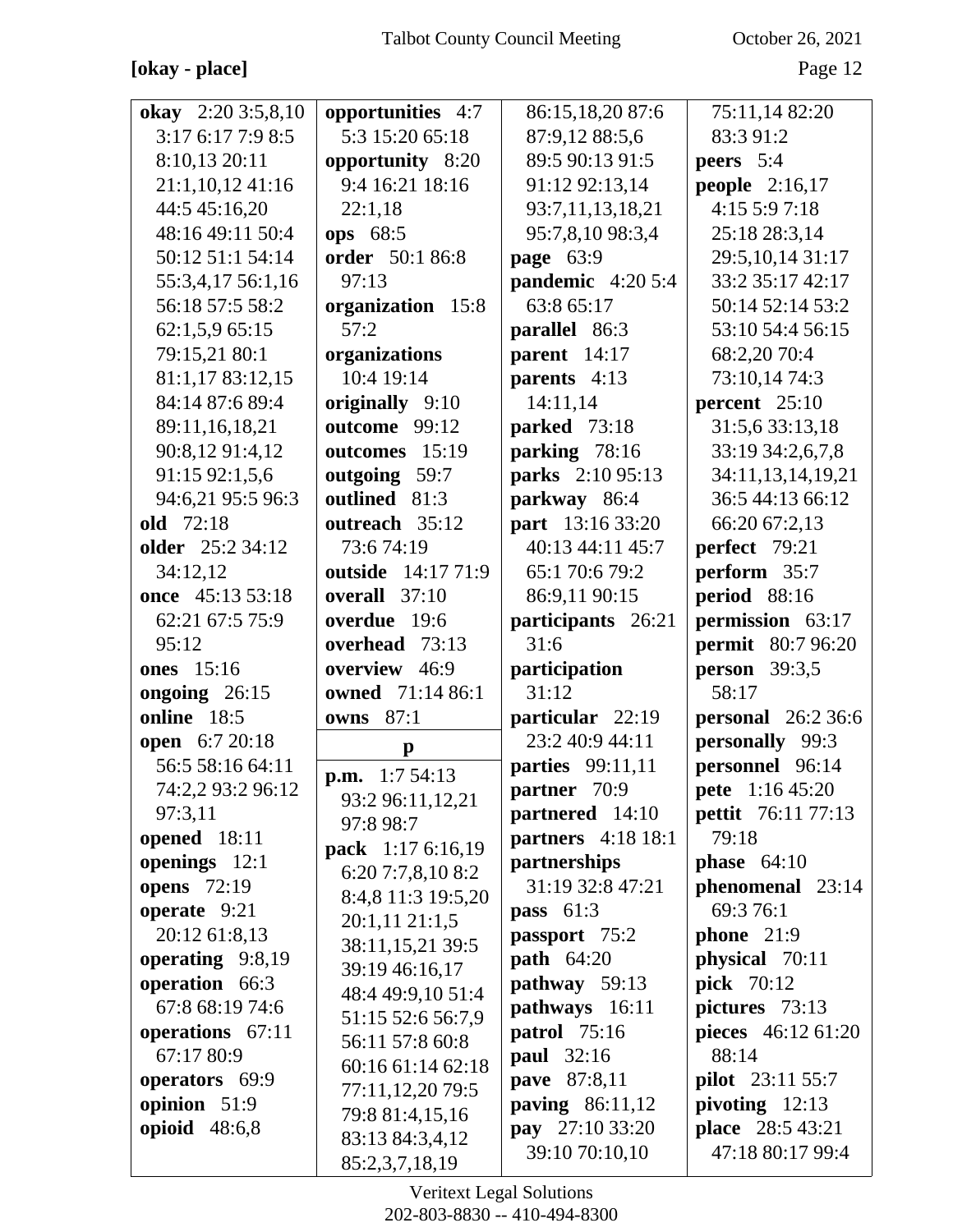**[okay - place]**

**okay** 2:20 3:5,8,10 3:17 6:17 7:9 8:5 8:10,13 20:11 21:1,10,12 41:16 44:5 45:16,20 48:16 49:11 50:4 50:12 51:1 54:14 55:3,4,17 56:1,16 56:18 57:5 58:2 62:1,5,9 65:15 79:15,21 80:1 81:1,17 83:12,15 84:14 87:6 89:4 89:11,16,18,21 90:8,12 91:4,12 91:15 92:1,5,6 94:6,21 95:5 96:3
**old** 72:18
**older** 25:2 34:12 34:12,12
**once** 45:13 53:18 62:21 67:5 75:9 95:12
**ones** 15:16
**ongoing** 26:15
**online** 18:5
**open** 6:7 20:18 56:5 58:16 64:11 74:2,2 93:2 96:12 97:3,11
**opened** 18:11
**openings** 12:1
**opens** 72:19
**operate** 9:21 20:12 61:8,13
**operating** 9:8,19
**operation** 66:3 67:8 68:19 74:6
**operations** 67:11 67:17 80:9
**operators** 69:9
**opinion** 51:9
**opioid** 48:6,8
**opportunities** 4:7 5:3 15:20 65:18
**opportunity** 8:20 9:4 16:21 18:16 22:1,18
**ops** 68:5
**order** 50:1 86:8 97:13
**organization** 15:8 57:2
**organizations** 10:4 19:14
**originally** 9:10
**outcome** 99:12
**outcomes** 15:19
**outgoing** 59:7
**outlined** 81:3
**outreach** 35:12 73:6 74:19
**outside** 14:17 71:9
**overall** 37:10
**overdue** 19:6
**overhead** 73:13
**overview** 46:9
**owned** 71:14 86:1
**owns** 87:1

**p**

**p.m.** 1:7 54:13 93:2 96:11,12,21 97:8 98:7
**pack** 1:17 6:16,19 6:20 7:7,8,10 8:2 8:4,8 11:3 19:5,20 20:1,11 21:1,5 38:11,15,21 39:5 39:19 46:16,17 48:4 49:9,10 51:4 51:15 52:6 56:7,9 56:11 57:8 60:8 60:16 61:14 62:18 77:11,12,20 79:5 79:8 81:4,15,16 83:13 84:3,4,12 85:2,3,7,18,19 86:15,18,20 87:6 87:9,12 88:5,6 89:5 90:13 91:5 91:12 92:13,14 93:7,11,13,18,21 95:7,8,10 98:3,4
**page** 63:9
**pandemic** 4:20 5:4 63:8 65:17
**parallel** 86:3
**parent** 14:17
**parents** 4:13 14:11,14
**parked** 73:18
**parking** 78:16
**parks** 2:10 95:13
**parkway** 86:4
**part** 13:16 33:20 40:13 44:11 45:7 65:1 70:6 79:2 86:9,11 90:15
**participants** 26:21 31:6
**participation** 31:12
**particular** 22:19 23:2 40:9 44:11
**parties** 99:11,11
**partner** 70:9
**partnered** 14:10
**partners** 4:18 18:1
**partnerships** 31:19 32:8 47:21
**pass** 61:3
**passport** 75:2
**path** 64:20
**pathway** 59:13
**pathways** 16:11
**patrol** 75:16
**paul** 32:16
**pave** 87:8,11
**paving** 86:11,12
**pay** 27:10 33:20 39:10 70:10,10 75:11,14 82:20 83:3 91:2
**peers** 5:4
**people** 2:16,17 4:15 5:9 7:18 25:18 28:3,14 29:5,10,14 31:17 33:2 35:17 42:17 50:14 52:14 53:2 53:10 54:4 56:15 68:2,20 70:4 73:10,14 74:3
**percent** 25:10 31:5,6 33:13,18 33:19 34:2,6,7,8 34:11,13,14,19,21 36:5 44:13 66:12 66:20 67:2,13
**perfect** 79:21
**perform** 35:7
**period** 88:16
**permission** 63:17
**permit** 80:7 96:20
**person** 39:3,5 58:17
**personal** 26:2 36:6
**personally** 99:3
**personnel** 96:14
**pete** 1:16 45:20
**pettit** 76:11 77:13 79:18
**phase** 64:10
**phenomenal** 23:14 69:3 76:1
**phone** 21:9
**physical** 70:11
**pick** 70:12
**pictures** 73:13
**pieces** 46:12 61:20 88:14
**pilot** 23:11 55:7
**pivoting** 12:13
**place** 28:5 43:21 47:18 80:17 99:4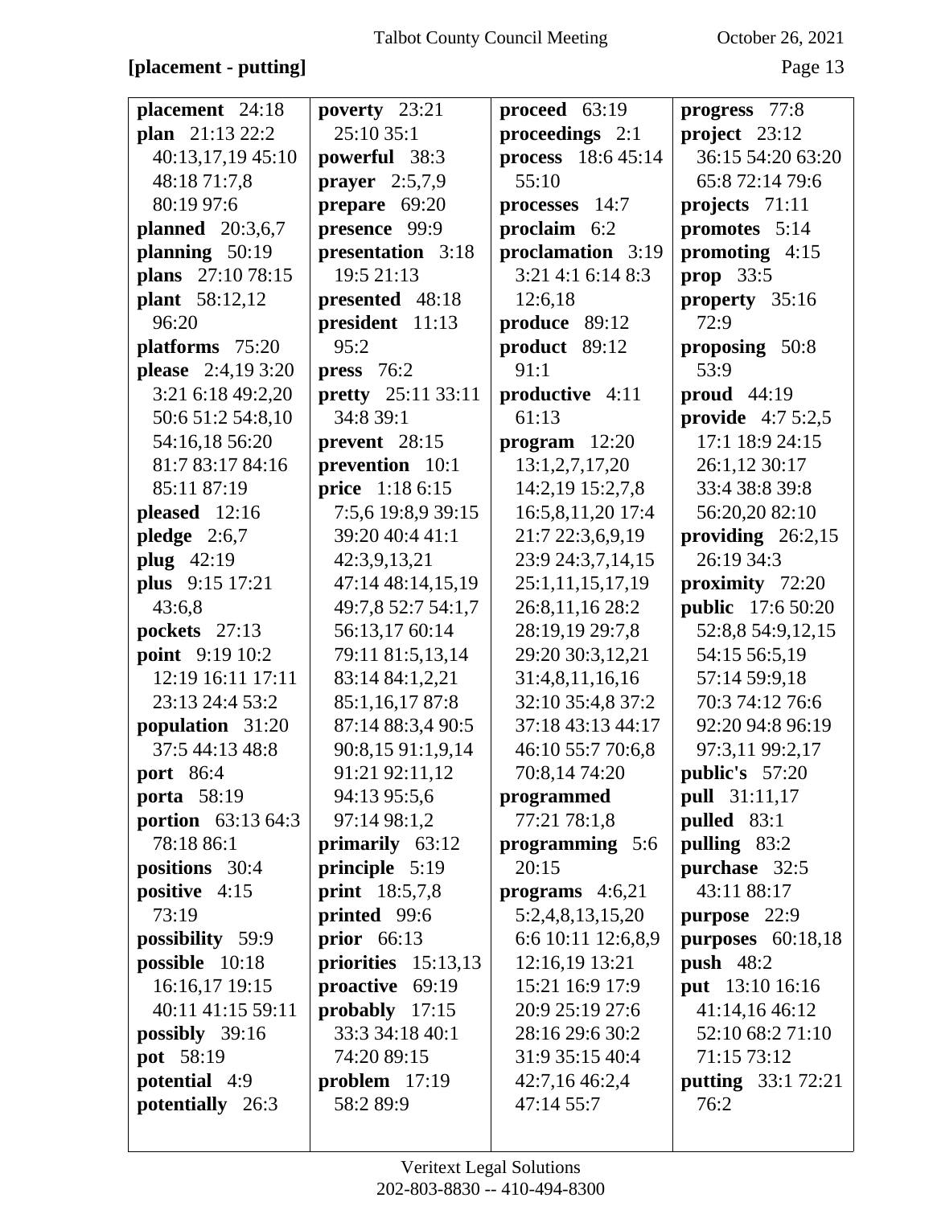**[placement - putting]**

**placement** 24:18
**plan** 21:13 22:2 40:13,17,19 45:10 48:18 71:7,8 80:19 97:6
**planned** 20:3,6,7
**planning** 50:19
**plans** 27:10 78:15
**plant** 58:12,12 96:20
**platforms** 75:20
**please** 2:4,19 3:20 3:21 6:18 49:2,20 50:6 51:2 54:8,10 54:16,18 56:20 81:7 83:17 84:16 85:11 87:19
**pleased** 12:16
**pledge** 2:6,7
**plug** 42:19
**plus** 9:15 17:21 43:6,8
**pockets** 27:13
**point** 9:19 10:2 12:19 16:11 17:11 23:13 24:4 53:2
**population** 31:20 37:5 44:13 48:8
**port** 86:4
**porta** 58:19
**portion** 63:13 64:3 78:18 86:1
**positions** 30:4
**positive** 4:15 73:19
**possibility** 59:9
**possible** 10:18 16:16,17 19:15 40:11 41:15 59:11
**possibly** 39:16
**pot** 58:19
**potential** 4:9
**potentially** 26:3

**poverty** 23:21 25:10 35:1
**powerful** 38:3
**prayer** 2:5,7,9
**prepare** 69:20
**presence** 99:9
**presentation** 3:18 19:5 21:13
**presented** 48:18
**president** 11:13 95:2
**press** 76:2
**pretty** 25:11 33:11 34:8 39:1
**prevent** 28:15
**prevention** 10:1
**price** 1:18 6:15 7:5,6 19:8,9 39:15 39:20 40:4 41:1 42:3,9,13,21 47:14 48:14,15,19 49:7,8 52:7 54:1,7 56:13,17 60:14 79:11 81:5,13,14 83:14 84:1,2,21 85:1,16,17 87:8 87:14 88:3,4 90:5 90:8,15 91:1,9,14 91:21 92:11,12 94:13 95:5,6 97:14 98:1,2
**primarily** 63:12
**principle** 5:19
**print** 18:5,7,8
**printed** 99:6
**prior** 66:13
**priorities** 15:13,13
**proactive** 69:19
**probably** 17:15 33:3 34:18 40:1 74:20 89:15
**problem** 17:19 58:2 89:9

**proceed** 63:19
**proceedings** 2:1
**process** 18:6 45:14 55:10
**processes** 14:7
**proclaim** 6:2
**proclamation** 3:19 3:21 4:1 6:14 8:3 12:6,18
**produce** 89:12
**product** 89:12 91:1
**productive** 4:11 61:13
**program** 12:20 13:1,2,7,17,20 14:2,19 15:2,7,8 16:5,8,11,20 17:4 21:7 22:3,6,9,19 23:9 24:3,7,14,15 25:1,11,15,17,19 26:8,11,16 28:2 28:19,19 29:7,8 29:20 30:3,12,21 31:4,8,11,16,16 32:10 35:4,8 37:2 37:18 43:13 44:17 46:10 55:7 70:6,8 70:8,14 74:20
**programmed** 77:21 78:1,8
**programming** 5:6 20:15
**programs** 4:6,21 5:2,4,8,13,15,20 6:6 10:11 12:6,8,9 12:16,19 13:21 15:21 16:9 17:9 20:9 25:19 27:6 28:16 29:6 30:2 31:9 35:15 40:4 42:7,16 46:2,4 47:14 55:7

**progress** 77:8
**project** 23:12 36:15 54:20 63:20 65:8 72:14 79:6
**projects** 71:11
**promotes** 5:14
**promoting** 4:15
**prop** 33:5
**property** 35:16 72:9
**proposing** 50:8 53:9
**proud** 44:19
**provide** 4:7 5:2,5 17:1 18:9 24:15 26:1,12 30:17 33:4 38:8 39:8 56:20,20 82:10
**providing** 26:2,15 26:19 34:3
**proximity** 72:20
**public** 17:6 50:20 52:8,8 54:9,12,15 54:15 56:5,19 57:14 59:9,18 70:3 74:12 76:6 92:20 94:8 96:19 97:3,11 99:2,17
**public's** 57:20
**pull** 31:11,17
**pulled** 83:1
**pulling** 83:2
**purchase** 32:5 43:11 88:17
**purpose** 22:9
**purposes** 60:18,18
**push** 48:2
**put** 13:10 16:16 41:14,16 46:12 52:10 68:2 71:10 71:15 73:12
**putting** 33:1 72:21 76:2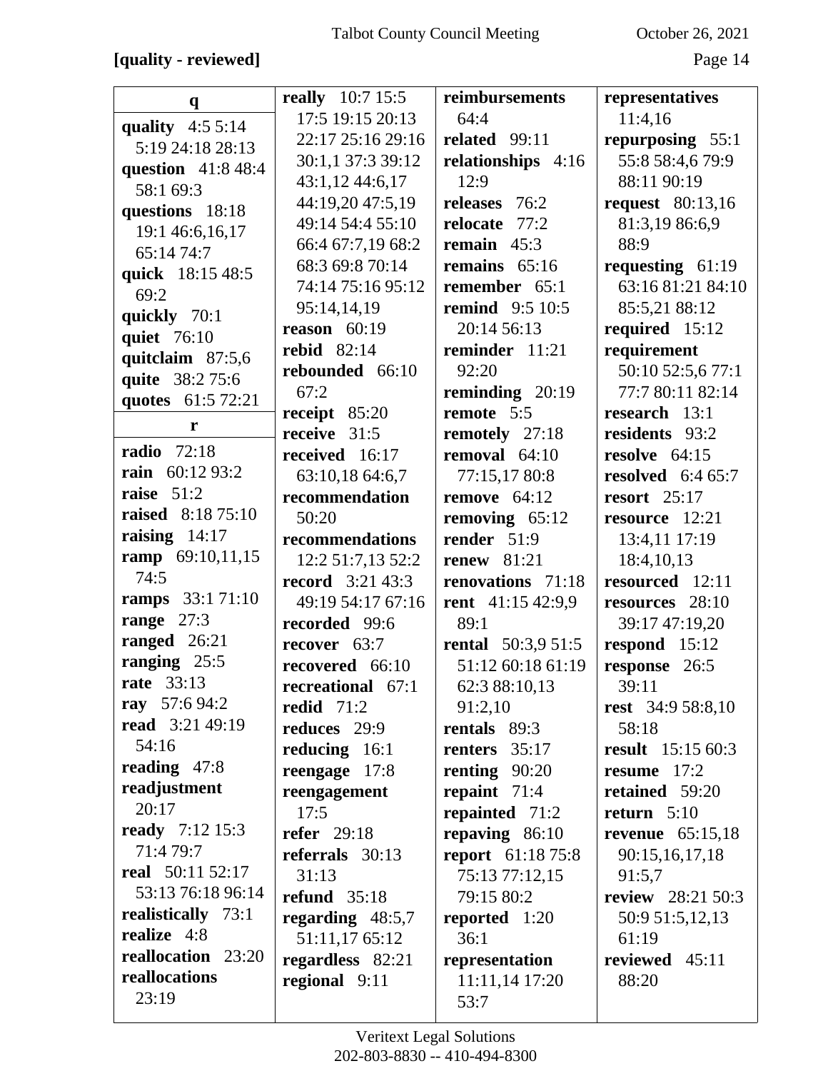**[quality - reviewed]**

**q**

**quality** 4:5 5:14 5:19 24:18 28:13
**question** 41:8 48:4 58:1 69:3
**questions** 18:18 19:1 46:6,16,17 65:14 74:7
**quick** 18:15 48:5 69:2
**quickly** 70:1
**quiet** 76:10
**quitclaim** 87:5,6
**quite** 38:2 75:6
**quotes** 61:5 72:21

**r**

**radio** 72:18
**rain** 60:12 93:2
**raise** 51:2
**raised** 8:18 75:10
**raising** 14:17
**ramp** 69:10,11,15 74:5
**ramps** 33:1 71:10
**range** 27:3
**ranged** 26:21
**ranging** 25:5
**rate** 33:13
**ray** 57:6 94:2
**read** 3:21 49:19 54:16
**reading** 47:8
**readjustment** 20:17
**ready** 7:12 15:3 71:4 79:7
**real** 50:11 52:17 53:13 76:18 96:14
**realistically** 73:1
**realize** 4:8
**reallocation** 23:20
**reallocations** 23:19
**really** 10:7 15:5 17:5 19:15 20:13 22:17 25:16 29:16 30:1,1 37:3 39:12 43:1,12 44:6,17 44:19,20 47:5,19 49:14 54:4 55:10 66:4 67:7,19 68:2 68:3 69:8 70:14 74:14 75:16 95:12 95:14,14,19
**reason** 60:19
**rebid** 82:14
**rebounded** 66:10 67:2
**receipt** 85:20
**receive** 31:5
**received** 16:17 63:10,18 64:6,7
**recommendation** 50:20
**recommendations** 12:2 51:7,13 52:2
**record** 3:21 43:3 49:19 54:17 67:16
**recorded** 99:6
**recover** 63:7
**recovered** 66:10
**recreational** 67:1
**redid** 71:2
**reduces** 29:9
**reducing** 16:1
**reengage** 17:8
**reengagement** 17:5
**refer** 29:18
**referrals** 30:13 31:13
**refund** 35:18
**regarding** 48:5,7 51:11,17 65:12
**regardless** 82:21
**regional** 9:11
**reimbursements** 64:4
**related** 99:11
**relationships** 4:16 12:9
**releases** 76:2
**relocate** 77:2
**remain** 45:3
**remains** 65:16
**remember** 65:1
**remind** 9:5 10:5 20:14 56:13
**reminder** 11:21 92:20
**reminding** 20:19
**remote** 5:5
**remotely** 27:18
**removal** 64:10 77:15,17 80:8
**remove** 64:12
**removing** 65:12
**render** 51:9
**renew** 81:21
**renovations** 71:18
**rent** 41:15 42:9,9 89:1
**rental** 50:3,9 51:5 51:12 60:18 61:19 62:3 88:10,13 91:2,10
**rentals** 89:3
**renters** 35:17
**renting** 90:20
**repaint** 71:4
**repainted** 71:2
**repaving** 86:10
**report** 61:18 75:8 75:13 77:12,15 79:15 80:2
**reported** 1:20 36:1
**representation** 11:11,14 17:20 53:7
**representatives** 11:4,16
**repurposing** 55:1 55:8 58:4,6 79:9 88:11 90:19
**request** 80:13,16 81:3,19 86:6,9 88:9
**requesting** 61:19 63:16 81:21 84:10 85:5,21 88:12
**required** 15:12
**requirement** 50:10 52:5,6 77:1 77:7 80:11 82:14
**research** 13:1
**residents** 93:2
**resolve** 64:15
**resolved** 6:4 65:7
**resort** 25:17
**resource** 12:21 13:4,11 17:19 18:4,10,13
**resourced** 12:11
**resources** 28:10 39:17 47:19,20
**respond** 15:12
**response** 26:5 39:11
**rest** 34:9 58:8,10 58:18
**result** 15:15 60:3
**resume** 17:2
**retained** 59:20
**return** 5:10
**revenue** 65:15,18 90:15,16,17,18 91:5,7
**review** 28:21 50:3 50:9 51:5,12,13 61:19
**reviewed** 45:11 88:20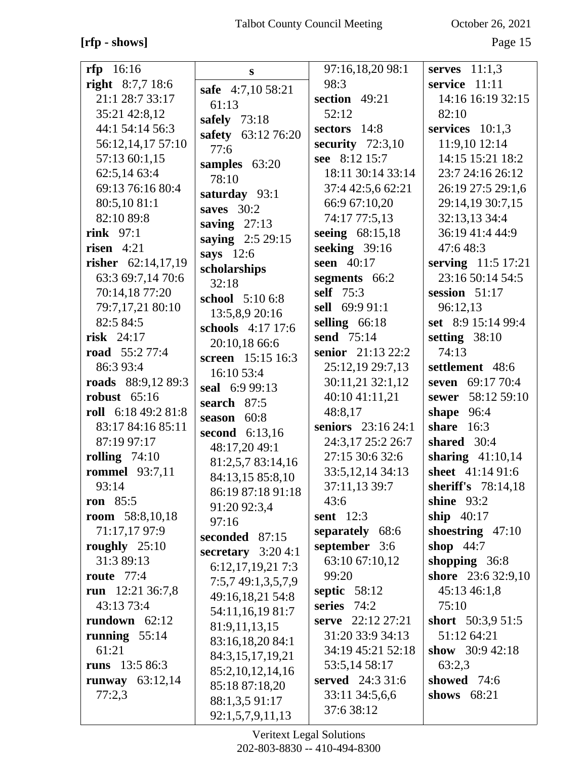**[rfp - shows]**

**rfp** 16:16
**right** 8:7,7 18:6 21:1 28:7 33:17 35:21 42:8,12 44:1 54:14 56:3 56:12,14,17 57:10 57:13 60:1,15 62:5,14 63:4 69:13 76:16 80:4 80:5,10 81:1 82:10 89:8
**rink** 97:1
**risen** 4:21
**risher** 62:14,17,19 63:3 69:7,14 70:6 70:14,18 77:20 79:7,17,21 80:10 82:5 84:5
**risk** 24:17
**road** 55:2 77:4 86:3 93:4
**roads** 88:9,12 89:3
**robust** 65:16
**roll** 6:18 49:2 81:8 83:17 84:16 85:11 87:19 97:17
**rolling** 74:10
**rommel** 93:7,11 93:14
**ron** 85:5
**room** 58:8,10,18 71:17,17 97:9
**roughly** 25:10 31:3 89:13
**route** 77:4
**run** 12:21 36:7,8 43:13 73:4
**rundown** 62:12
**running** 55:14 61:21
**runs** 13:5 86:3
**runway** 63:12,14 77:2,3

**s**

**safe** 4:7,10 58:21 61:13
**safely** 73:18
**safety** 63:12 76:20 77:6
**samples** 63:20 78:10
**saturday** 93:1
**saves** 30:2
**saving** 27:13
**saying** 2:5 29:15
**says** 12:6
**scholarships** 32:18
**school** 5:10 6:8 13:5,8,9 20:16
**schools** 4:17 17:6 20:10,18 66:6
**screen** 15:15 16:3 16:10 53:4
**seal** 6:9 99:13
**search** 87:5
**season** 60:8
**second** 6:13,16 48:17,20 49:1 81:2,5,7 83:14,16 84:13,15 85:8,10 86:19 87:18 91:18 91:20 92:3,4 97:16
**seconded** 87:15
**secretary** 3:20 4:1 6:12,17,19,21 7:3 7:5,7 49:1,3,5,7,9 49:16,18,21 54:8 54:11,16,19 81:7 81:9,11,13,15 83:16,18,20 84:1 84:3,15,17,19,21 85:2,10,12,14,16 85:18 87:18,20 88:1,3,5 91:17 92:1,5,7,9,11,13 97:16,18,20 98:1 98:3
**section** 49:21 52:12
**sectors** 14:8
**security** 72:3,10
**see** 8:12 15:7 18:11 30:14 33:14 37:4 42:5,6 62:21 66:9 67:10,20 74:17 77:5,13
**seeing** 68:15,18
**seeking** 39:16
**seen** 40:17
**segments** 66:2
**self** 75:3
**sell** 69:9 91:1
**selling** 66:18
**send** 75:14
**senior** 21:13 22:2 25:12,19 29:7,13 30:11,21 32:1,12 40:10 41:11,21 48:8,17
**seniors** 23:16 24:1 24:3,17 25:2 26:7 27:15 30:6 32:6 33:5,12,14 34:13 37:11,13 39:7 43:6
**sent** 12:3
**separately** 68:6
**september** 3:6 63:10 67:10,12 99:20
**septic** 58:12
**series** 74:2
**serve** 22:12 27:21 31:20 33:9 34:13 34:19 45:21 52:18 53:5,14 58:17
**served** 24:3 31:6 33:11 34:5,6,6 37:6 38:12
**serves** 11:1,3
**service** 11:11 14:16 16:19 32:15 82:10
**services** 10:1,3 11:9,10 12:14 14:15 15:21 18:2 23:7 24:16 26:12 26:19 27:5 29:1,6 29:14,19 30:7,15 32:13,13 34:4 36:19 41:4 44:9 47:6 48:3
**serving** 11:5 17:21 23:16 50:14 54:5
**session** 51:17 96:12,13
**set** 8:9 15:14 99:4
**setting** 38:10 74:13
**settlement** 48:6
**seven** 69:17 70:4
**sewer** 58:12 59:10
**shape** 96:4
**share** 16:3
**shared** 30:4
**sharing** 41:10,14
**sheet** 41:14 91:6
**sheriff's** 78:14,18
**shine** 93:2
**ship** 40:17
**shoestring** 47:10
**shop** 44:7
**shopping** 36:8
**shore** 23:6 32:9,10 45:13 46:1,8 75:10
**short** 50:3,9 51:5 51:12 64:21
**show** 30:9 42:18 63:2,3
**showed** 74:6
**shows** 68:21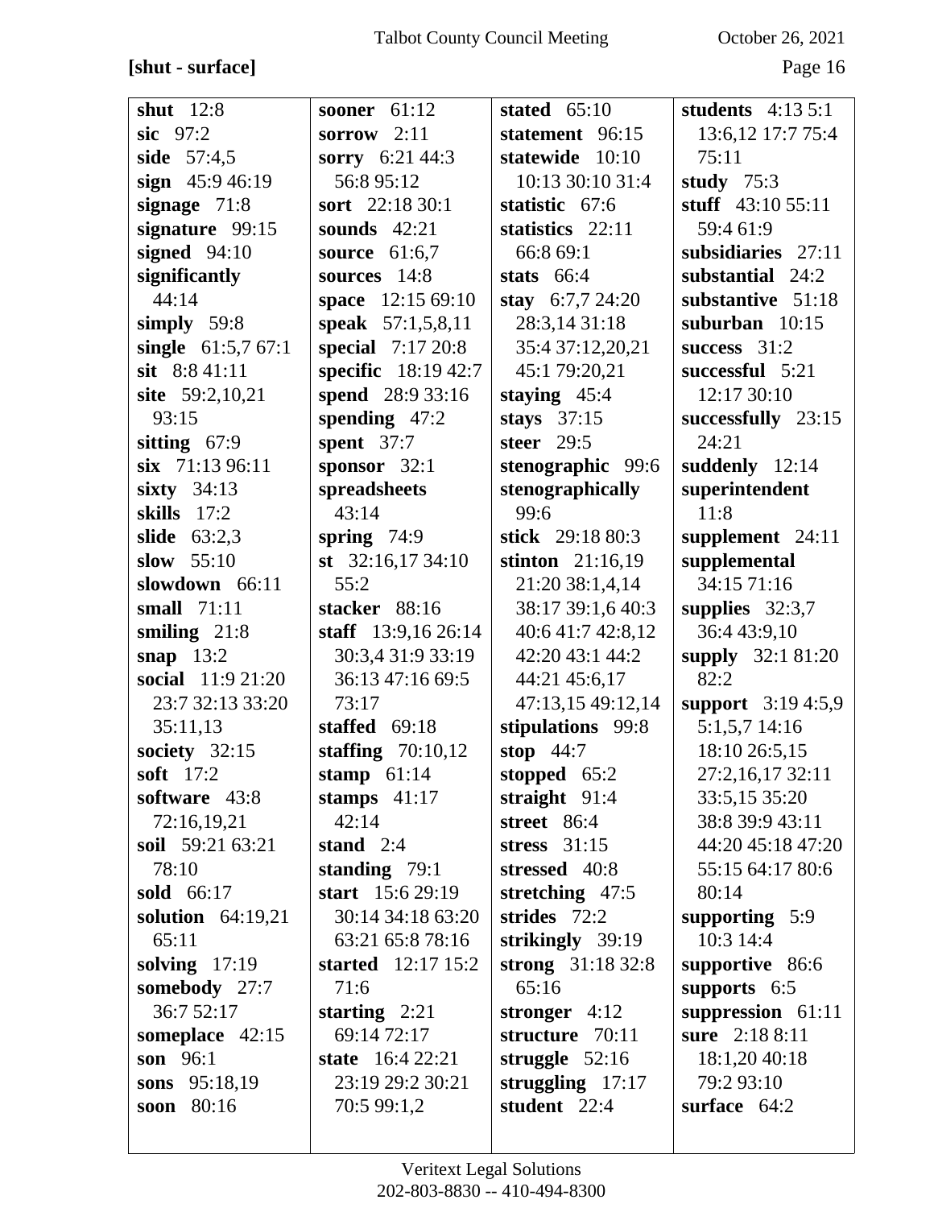**[shut - surface]**

**shut** 12:8
**sic** 97:2
**side** 57:4,5
**sign** 45:9 46:19
**signage** 71:8
**signature** 99:15
**signed** 94:10
**significantly** 44:14
**simply** 59:8
**single** 61:5,7 67:1
**sit** 8:8 41:11
**site** 59:2,10,21 93:15
**sitting** 67:9
**six** 71:13 96:11
**sixty** 34:13
**skills** 17:2
**slide** 63:2,3
**slow** 55:10
**slowdown** 66:11
**small** 71:11
**smiling** 21:8
**snap** 13:2
**social** 11:9 21:20 23:7 32:13 33:20 35:11,13
**society** 32:15
**soft** 17:2
**software** 43:8 72:16,19,21
**soil** 59:21 63:21 78:10
**sold** 66:17
**solution** 64:19,21 65:11
**solving** 17:19
**somebody** 27:7 36:7 52:17
**someplace** 42:15
**son** 96:1
**sons** 95:18,19
**soon** 80:16
**sooner** 61:12
**sorrow** 2:11
**sorry** 6:21 44:3 56:8 95:12
**sort** 22:18 30:1
**sounds** 42:21
**source** 61:6,7
**sources** 14:8
**space** 12:15 69:10
**speak** 57:1,5,8,11
**special** 7:17 20:8
**specific** 18:19 42:7
**spend** 28:9 33:16
**spending** 47:2
**spent** 37:7
**sponsor** 32:1
**spreadsheets** 43:14
**spring** 74:9
**st** 32:16,17 34:10 55:2
**stacker** 88:16
**staff** 13:9,16 26:14 30:3,4 31:9 33:19 36:13 47:16 69:5 73:17
**staffed** 69:18
**staffing** 70:10,12
**stamp** 61:14
**stamps** 41:17 42:14
**stand** 2:4
**standing** 79:1
**start** 15:6 29:19 30:14 34:18 63:20 63:21 65:8 78:16
**started** 12:17 15:2 71:6
**starting** 2:21 69:14 72:17
**state** 16:4 22:21 23:19 29:2 30:21 70:5 99:1,2
**stated** 65:10
**statement** 96:15
**statewide** 10:10 10:13 30:10 31:4
**statistic** 67:6
**statistics** 22:11 66:8 69:1
**stats** 66:4
**stay** 6:7,7 24:20 28:3,14 31:18 35:4 37:12,20,21 45:1 79:20,21
**staying** 45:4
**stays** 37:15
**steer** 29:5
**stenographic** 99:6
**stenographically** 99:6
**stick** 29:18 80:3
**stinton** 21:16,19 21:20 38:1,4,14 38:17 39:1,6 40:3 40:6 41:7 42:8,12 42:20 43:1 44:2 44:21 45:6,17 47:13,15 49:12,14
**stipulations** 99:8
**stop** 44:7
**stopped** 65:2
**straight** 91:4
**street** 86:4
**stress** 31:15
**stressed** 40:8
**stretching** 47:5
**strides** 72:2
**strikingly** 39:19
**strong** 31:18 32:8 65:16
**stronger** 4:12
**structure** 70:11
**struggle** 52:16
**struggling** 17:17
**student** 22:4
**students** 4:13 5:1 13:6,12 17:7 75:4 75:11
**study** 75:3
**stuff** 43:10 55:11 59:4 61:9
**subsidiaries** 27:11
**substantial** 24:2
**substantive** 51:18
**suburban** 10:15
**success** 31:2
**successful** 5:21 12:17 30:10
**successfully** 23:15 24:21
**suddenly** 12:14
**superintendent** 11:8
**supplement** 24:11
**supplemental** 34:15 71:16
**supplies** 32:3,7 36:4 43:9,10
**supply** 32:1 81:20 82:2
**support** 3:19 4:5,9 5:1,5,7 14:16 18:10 26:5,15 27:2,16,17 32:11 33:5,15 35:20 38:8 39:9 43:11 44:20 45:18 47:20 55:15 64:17 80:6 80:14
**supporting** 5:9 10:3 14:4
**supportive** 86:6
**supports** 6:5
**suppression** 61:11
**sure** 2:18 8:11 18:1,20 40:18 79:2 93:10
**surface** 64:2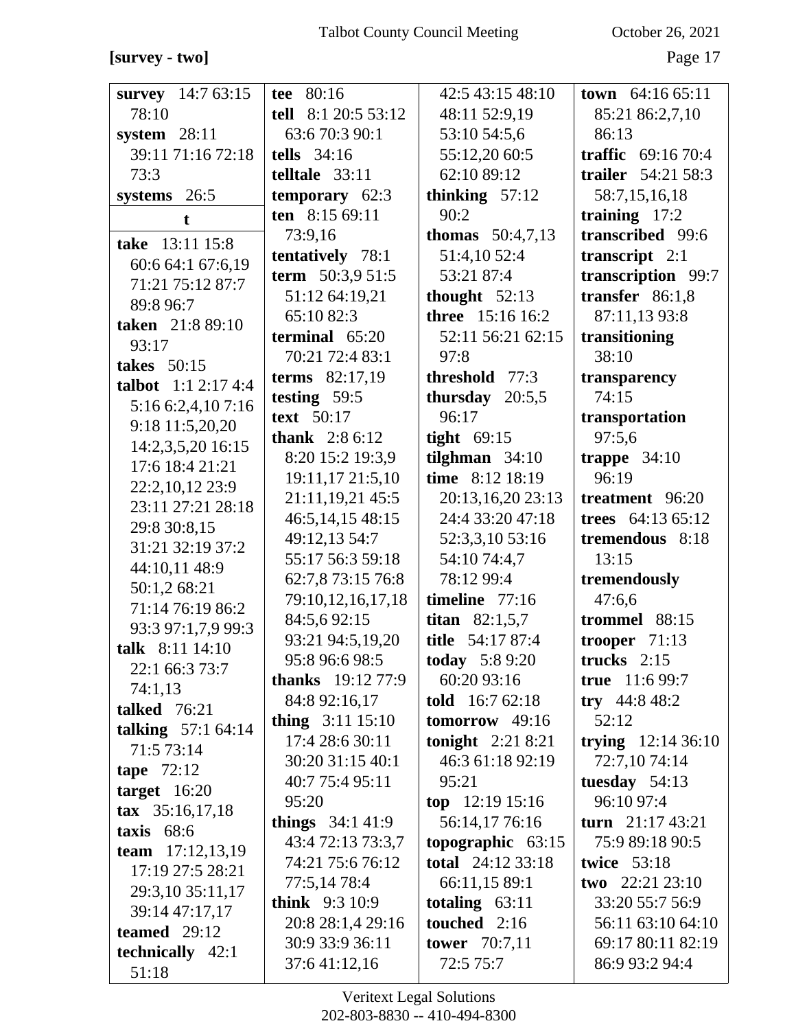**[survey - two]**

**survey** 14:7 63:15 78:10
**system** 28:11 39:11 71:16 72:18 73:3
**systems** 26:5

**t**

**take** 13:11 15:8 60:6 64:1 67:6,19 71:21 75:12 87:7 89:8 96:7
**taken** 21:8 89:10 93:17
**takes** 50:15
**talbot** 1:1 2:17 4:4 5:16 6:2,4,10 7:16 9:18 11:5,20,20 14:2,3,5,20 16:15 17:6 18:4 21:21 22:2,10,12 23:9 23:11 27:21 28:18 29:8 30:8,15 31:21 32:19 37:2 44:10,11 48:9 50:1,2 68:21 71:14 76:19 86:2 93:3 97:1,7,9 99:3
**talk** 8:11 14:10 22:1 66:3 73:7 74:1,13
**talked** 76:21
**talking** 57:1 64:14 71:5 73:14
**tape** 72:12
**target** 16:20
**tax** 35:16,17,18
**taxis** 68:6
**team** 17:12,13,19 17:19 27:5 28:21 29:3,10 35:11,17 39:14 47:17,17
**teamed** 29:12
**technically** 42:1 51:18
**tee** 80:16
**tell** 8:1 20:5 53:12 63:6 70:3 90:1
**tells** 34:16
**telltale** 33:11
**temporary** 62:3
**ten** 8:15 69:11 73:9,16
**tentatively** 78:1
**term** 50:3,9 51:5 51:12 64:19,21 65:10 82:3
**terminal** 65:20 70:21 72:4 83:1
**terms** 82:17,19
**testing** 59:5
**text** 50:17
**thank** 2:8 6:12 8:20 15:2 19:3,9 19:11,17 21:5,10 21:11,19,21 45:5 46:5,14,15 48:15 49:12,13 54:7 55:17 56:3 59:18 62:7,8 73:15 76:8 79:10,12,16,17,18 84:5,6 92:15 93:21 94:5,19,20 95:8 96:6 98:5
**thanks** 19:12 77:9 84:8 92:16,17
**thing** 3:11 15:10 17:4 28:6 30:11 30:20 31:15 40:1 40:7 75:4 95:11 95:20
**things** 34:1 41:9 43:4 72:13 73:3,7 74:21 75:6 76:12 77:5,14 78:4
**think** 9:3 10:9 20:8 28:1,4 29:16 30:9 33:9 36:11 37:6 41:12,16 42:5 43:15 48:10 48:11 52:9,19 53:10 54:5,6 55:12,20 60:5 62:10 89:12
**thinking** 57:12 90:2
**thomas** 50:4,7,13 51:4,10 52:4 53:21 87:4
**thought** 52:13
**three** 15:16 16:2 52:11 56:21 62:15 97:8
**threshold** 77:3
**thursday** 20:5,5 96:17
**tight** 69:15
**tilghman** 34:10
**time** 8:12 18:19 20:13,16,20 23:13 24:4 33:20 47:18 52:3,3,10 53:16 54:10 74:4,7 78:12 99:4
**timeline** 77:16
**titan** 82:1,5,7
**title** 54:17 87:4
**today** 5:8 9:20 60:20 93:16
**told** 16:7 62:18
**tomorrow** 49:16
**tonight** 2:21 8:21 46:3 61:18 92:19 95:21
**top** 12:19 15:16 56:14,17 76:16
**topographic** 63:15
**total** 24:12 33:18 66:11,15 89:1
**totaling** 63:11
**touched** 2:16
**tower** 70:7,11 72:5 75:7
**town** 64:16 65:11 85:21 86:2,7,10 86:13
**traffic** 69:16 70:4
**trailer** 54:21 58:3 58:7,15,16,18
**training** 17:2
**transcribed** 99:6
**transcript** 2:1
**transcription** 99:7
**transfer** 86:1,8 87:11,13 93:8
**transitioning** 38:10
**transparency** 74:15
**transportation** 97:5,6
**trappe** 34:10 96:19
**treatment** 96:20
**trees** 64:13 65:12
**tremendous** 8:18 13:15
**tremendously** 47:6,6
**trommel** 88:15
**trooper** 71:13
**trucks** 2:15
**true** 11:6 99:7
**try** 44:8 48:2 52:12
**trying** 12:14 36:10 72:7,10 74:14
**tuesday** 54:13 96:10 97:4
**turn** 21:17 43:21 75:9 89:18 90:5
**twice** 53:18
**two** 22:21 23:10 33:20 55:7 56:9 56:11 63:10 64:10 69:17 80:11 82:19 86:9 93:2 94:4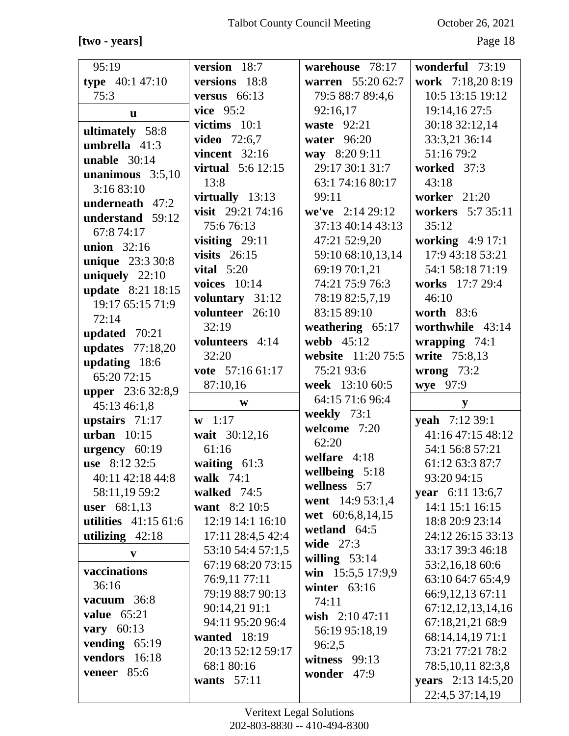**[two - years]**

95:19
**type** 40:1 47:10 75:3

**u**

**ultimately** 58:8
**umbrella** 41:3
**unable** 30:14
**unanimous** 3:5,10 3:16 83:10
**underneath** 47:2
**understand** 59:12 67:8 74:17
**union** 32:16
**unique** 23:3 30:8
**uniquely** 22:10
**update** 8:21 18:15 19:17 65:15 71:9 72:14
**updated** 70:21
**updates** 77:18,20
**updating** 18:6 65:20 72:15
**upper** 23:6 32:8,9 45:13 46:1,8
**upstairs** 71:17
**urban** 10:15
**urgency** 60:19
**use** 8:12 32:5 40:11 42:18 44:8 58:11,19 59:2
**user** 68:1,13
**utilities** 41:15 61:6
**utilizing** 42:18

**v**

**vaccinations** 36:16
**vacuum** 36:8
**value** 65:21
**vary** 60:13
**vending** 65:19
**vendors** 16:18
**veneer** 85:6
**version** 18:7
**versions** 18:8
**versus** 66:13
**vice** 95:2
**victims** 10:1
**video** 72:6,7
**vincent** 32:16
**virtual** 5:6 12:15 13:8
**virtually** 13:13
**visit** 29:21 74:16 75:6 76:13
**visiting** 29:11
**visits** 26:15
**vital** 5:20
**voices** 10:14
**voluntary** 31:12
**volunteer** 26:10 32:19
**volunteers** 4:14 32:20
**vote** 57:16 61:17 87:10,16

**w**

**w** 1:17
**wait** 30:12,16 61:16
**waiting** 61:3
**walk** 74:1
**walked** 74:5
**want** 8:2 10:5 12:19 14:1 16:10 17:11 28:4,5 42:4 53:10 54:4 57:1,5 67:19 68:20 73:15 76:9,11 77:11 79:19 88:7 90:13 90:14,21 91:1 94:11 95:20 96:4
**wanted** 18:19 20:13 52:12 59:17 68:1 80:16
**wants** 57:11
**warehouse** 78:17
**warren** 55:20 62:7 79:5 88:7 89:4,6 92:16,17
**waste** 92:21
**water** 96:20
**way** 8:20 9:11 29:17 30:1 31:7 63:1 74:16 80:17 99:11
**we've** 2:14 29:12 37:13 40:14 43:13 47:21 52:9,20 59:10 68:10,13,14 69:19 70:1,21 74:21 75:9 76:3 78:19 82:5,7,19 83:15 89:10
**weathering** 65:17
**webb** 45:12
**website** 11:20 75:5 75:21 93:6
**week** 13:10 60:5 64:15 71:6 96:4
**weekly** 73:1
**welcome** 7:20 62:20
**welfare** 4:18
**wellbeing** 5:18
**wellness** 5:7
**went** 14:9 53:1,4
**wet** 60:6,8,14,15
**wetland** 64:5
**wide** 27:3
**willing** 53:14
**win** 15:5,5 17:9,9
**winter** 63:16 74:11
**wish** 2:10 47:11 56:19 95:18,19 96:2,5
**witness** 99:13
**wonder** 47:9
**wonderful** 73:19
**work** 7:18,20 8:19 10:5 13:15 19:12 19:14,16 27:5 30:18 32:12,14 33:3,21 36:14 51:16 79:2
**worked** 37:3 43:18
**worker** 21:20
**workers** 5:7 35:11 35:12
**working** 4:9 17:1 17:9 43:18 53:21 54:1 58:18 71:19
**works** 17:7 29:4 46:10
**worth** 83:6
**worthwhile** 43:14
**wrapping** 74:1
**write** 75:8,13
**wrong** 73:2
**wye** 97:9

**y**

**yeah** 7:12 39:1 41:16 47:15 48:12 54:1 56:8 57:21 61:12 63:3 87:7 93:20 94:15
**year** 6:11 13:6,7 14:1 15:1 16:15 18:8 20:9 23:14 24:12 26:15 33:13 33:17 39:3 46:18 53:2,16,18 60:6 63:10 64:7 65:4,9 66:9,12,13 67:11 67:12,12,13,14,16 67:18,21,21 68:9 68:14,14,19 71:1 73:21 77:21 78:2 78:5,10,11 82:3,8
**years** 2:13 14:5,20 22:4,5 37:14,19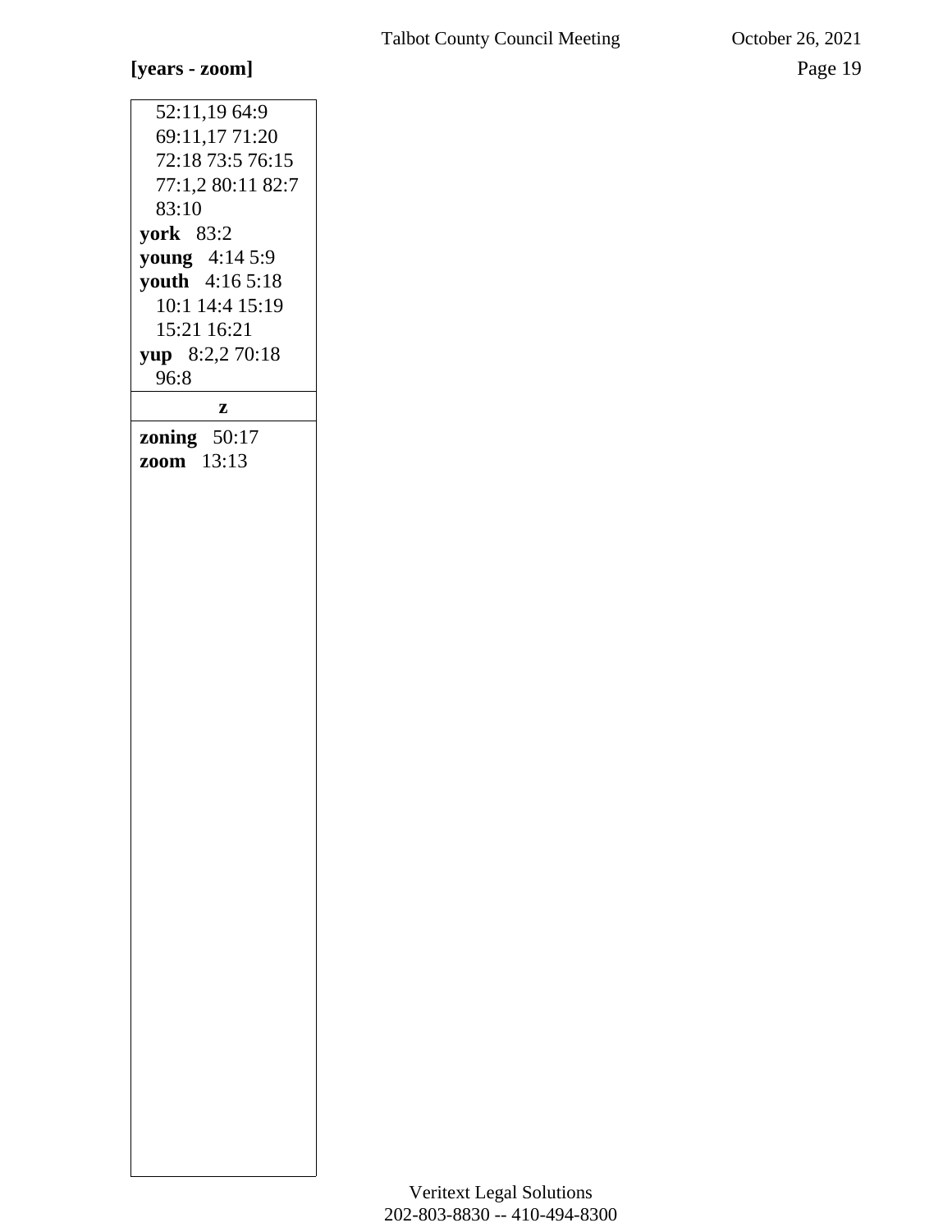**[years - zoom]**

52:11,19 64:9 69:11,17 71:20 72:18 73:5 76:15 77:1,2 80:11 82:7 83:10

**york** 83:2

**young** 4:14 5:9

**youth** 4:16 5:18 10:1 14:4 15:19 15:21 16:21

**yup** 8:2,2 70:18 96:8

**z**

**zoning** 50:17

**zoom** 13:13